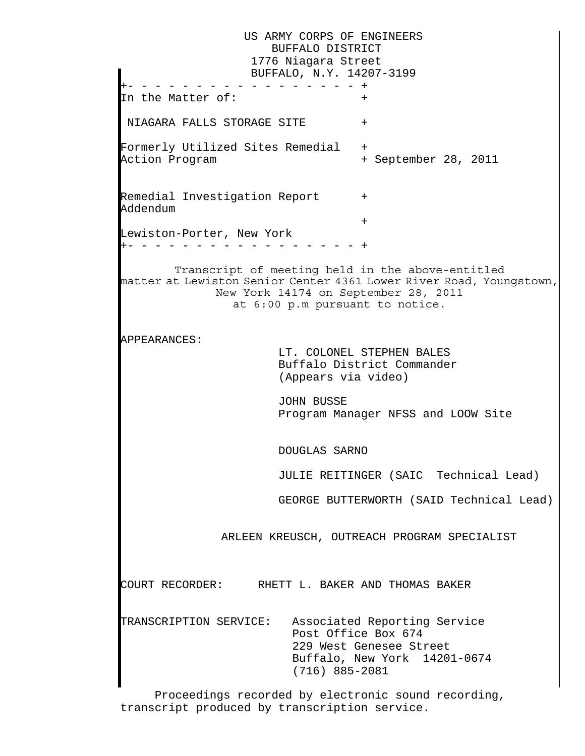US ARMY CORPS OF ENGINEERS
BUFFALO DISTRICT
1776 Niagara Street
BUFFALO, N.Y. 14207-3199

In the Matter of:

NIAGARA FALLS STORAGE SITE

Formerly Utilized Sites Remedial Action Program — September 28, 2011

Remedial Investigation Report Addendum

Lewiston-Porter, New York

Transcript of meeting held in the above-entitled matter at Lewiston Senior Center 4361 Lower River Road, Youngstown, New York 14174 on September 28, 2011 at 6:00 p.m pursuant to notice.

APPEARANCES:

LT. COLONEL STEPHEN BALES
Buffalo District Commander
(Appears via video)

JOHN BUSSE
Program Manager NFSS and LOOW Site

DOUGLAS SARNO

JULIE REITINGER (SAIC Technical Lead)

GEORGE BUTTERWORTH (SAID Technical Lead)

ARLEEN KREUSCH, OUTREACH PROGRAM SPECIALIST

COURT RECORDER: RHETT L. BAKER AND THOMAS BAKER

TRANSCRIPTION SERVICE: Associated Reporting Service
Post Office Box 674
229 West Genesee Street
Buffalo, New York 14201-0674
(716) 885-2081

Proceedings recorded by electronic sound recording, transcript produced by transcription service.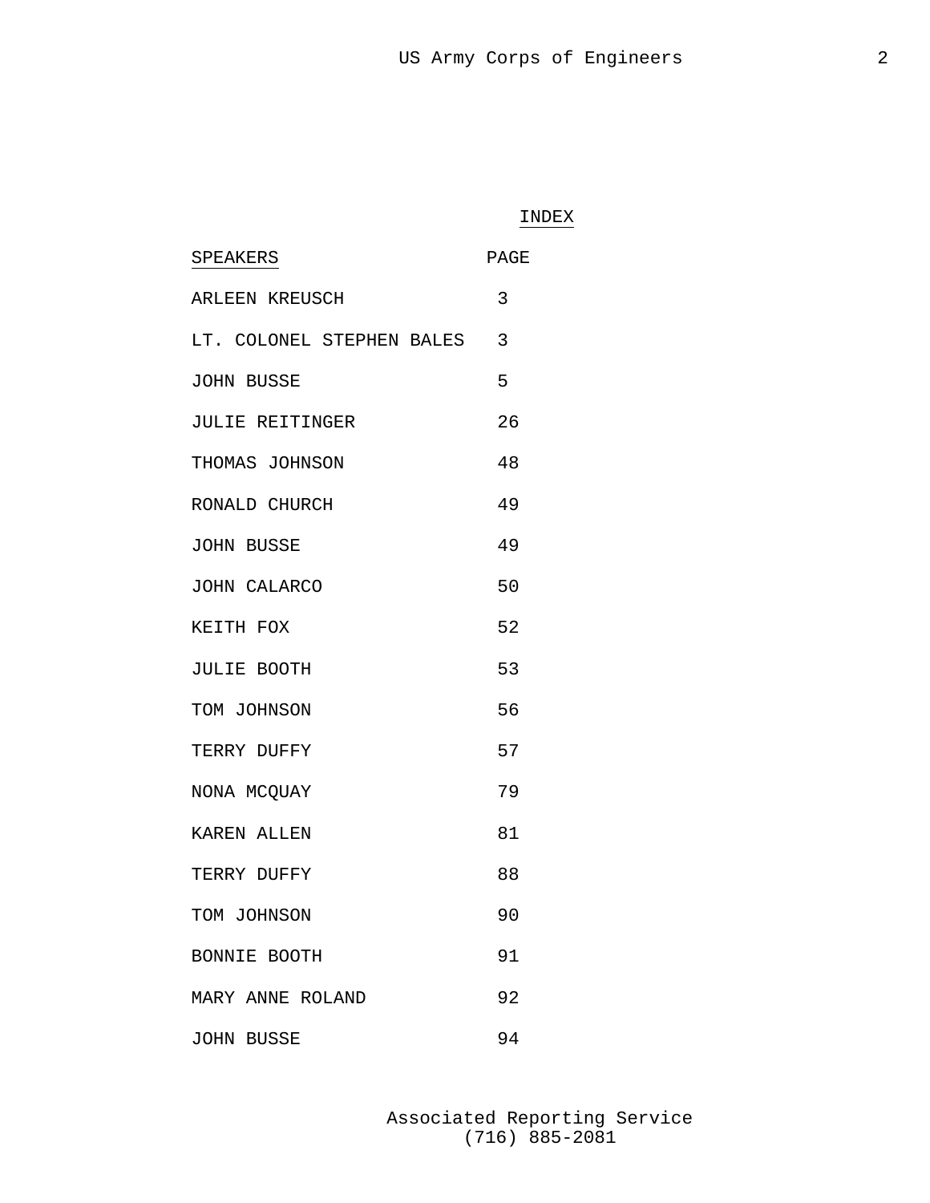# INDEX

| SPEAKERS | PAGE |
|---|---|
| ARLEEN KREUSCH | 3 |
| LT. COLONEL STEPHEN BALES | 3 |
| JOHN BUSSE | 5 |
| JULIE REITINGER | 26 |
| THOMAS JOHNSON | 48 |
| RONALD CHURCH | 49 |
| JOHN BUSSE | 49 |
| JOHN CALARCO | 50 |
| KEITH FOX | 52 |
| JULIE BOOTH | 53 |
| TOM JOHNSON | 56 |
| TERRY DUFFY | 57 |
| NONA MCQUAY | 79 |
| KAREN ALLEN | 81 |
| TERRY DUFFY | 88 |
| TOM JOHNSON | 90 |
| BONNIE BOOTH | 91 |
| MARY ANNE ROLAND | 92 |
| JOHN BUSSE | 94 |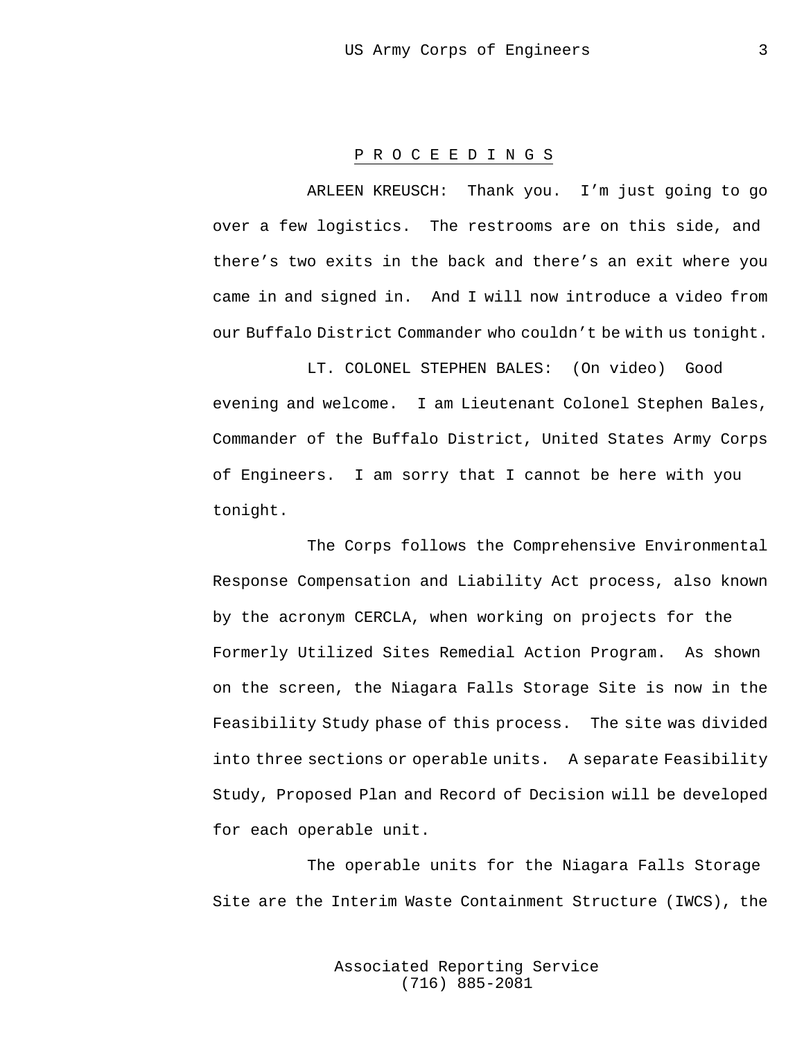P R O C E E D I N G S

ARLEEN KREUSCH: Thank you. I'm just going to go over a few logistics. The restrooms are on this side, and there's two exits in the back and there's an exit where you came in and signed in. And I will now introduce a video from our Buffalo District Commander who couldn't be with us tonight.

LT. COLONEL STEPHEN BALES: (On video) Good evening and welcome. I am Lieutenant Colonel Stephen Bales, Commander of the Buffalo District, United States Army Corps of Engineers. I am sorry that I cannot be here with you tonight.

The Corps follows the Comprehensive Environmental Response Compensation and Liability Act process, also known by the acronym CERCLA, when working on projects for the Formerly Utilized Sites Remedial Action Program. As shown on the screen, the Niagara Falls Storage Site is now in the Feasibility Study phase of this process. The site was divided into three sections or operable units. A separate Feasibility Study, Proposed Plan and Record of Decision will be developed for each operable unit.

The operable units for the Niagara Falls Storage Site are the Interim Waste Containment Structure (IWCS), the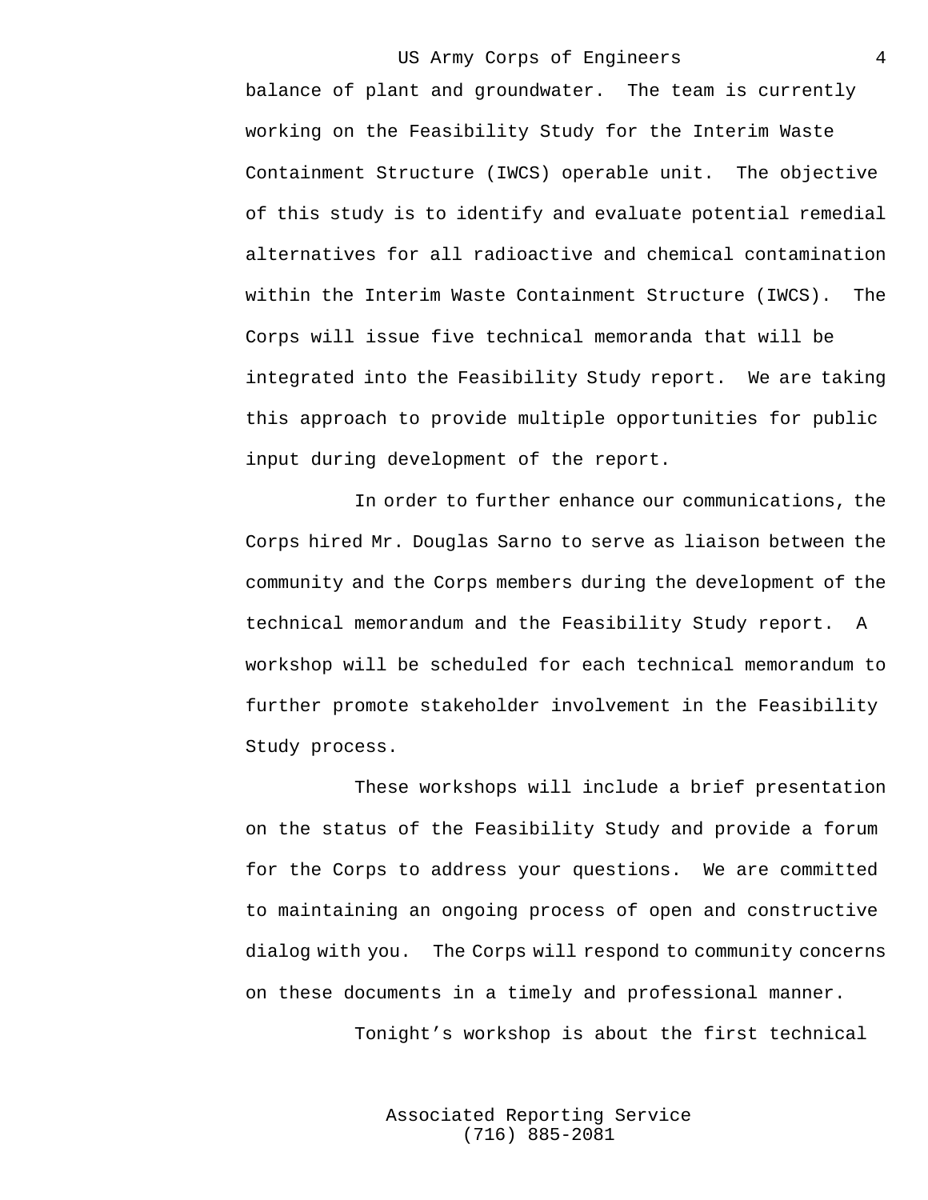balance of plant and groundwater. The team is currently working on the Feasibility Study for the Interim Waste Containment Structure (IWCS) operable unit. The objective of this study is to identify and evaluate potential remedial alternatives for all radioactive and chemical contamination within the Interim Waste Containment Structure (IWCS). The Corps will issue five technical memoranda that will be integrated into the Feasibility Study report. We are taking this approach to provide multiple opportunities for public input during development of the report.

In order to further enhance our communications, the Corps hired Mr. Douglas Sarno to serve as liaison between the community and the Corps members during the development of the technical memorandum and the Feasibility Study report. A workshop will be scheduled for each technical memorandum to further promote stakeholder involvement in the Feasibility Study process.

These workshops will include a brief presentation on the status of the Feasibility Study and provide a forum for the Corps to address your questions. We are committed to maintaining an ongoing process of open and constructive dialog with you. The Corps will respond to community concerns on these documents in a timely and professional manner.

Tonight's workshop is about the first technical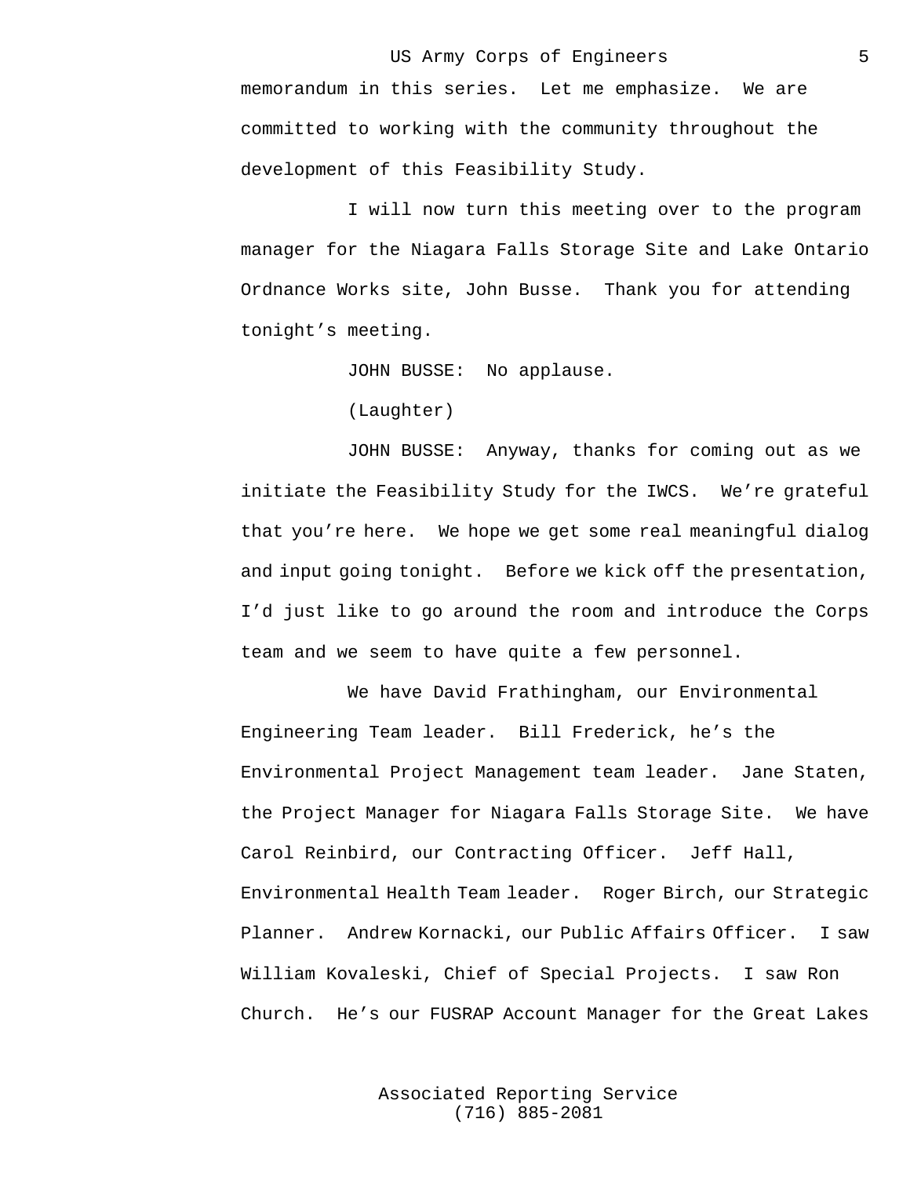memorandum in this series. Let me emphasize. We are committed to working with the community throughout the development of this Feasibility Study.

I will now turn this meeting over to the program manager for the Niagara Falls Storage Site and Lake Ontario Ordnance Works site, John Busse. Thank you for attending tonight's meeting.

JOHN BUSSE: No applause.

(Laughter)

JOHN BUSSE: Anyway, thanks for coming out as we initiate the Feasibility Study for the IWCS. We're grateful that you're here. We hope we get some real meaningful dialog and input going tonight. Before we kick off the presentation, I'd just like to go around the room and introduce the Corps team and we seem to have quite a few personnel.

We have David Frathingham, our Environmental Engineering Team leader. Bill Frederick, he's the Environmental Project Management team leader. Jane Staten, the Project Manager for Niagara Falls Storage Site. We have Carol Reinbird, our Contracting Officer. Jeff Hall, Environmental Health Team leader. Roger Birch, our Strategic Planner. Andrew Kornacki, our Public Affairs Officer. I saw William Kovaleski, Chief of Special Projects. I saw Ron Church. He's our FUSRAP Account Manager for the Great Lakes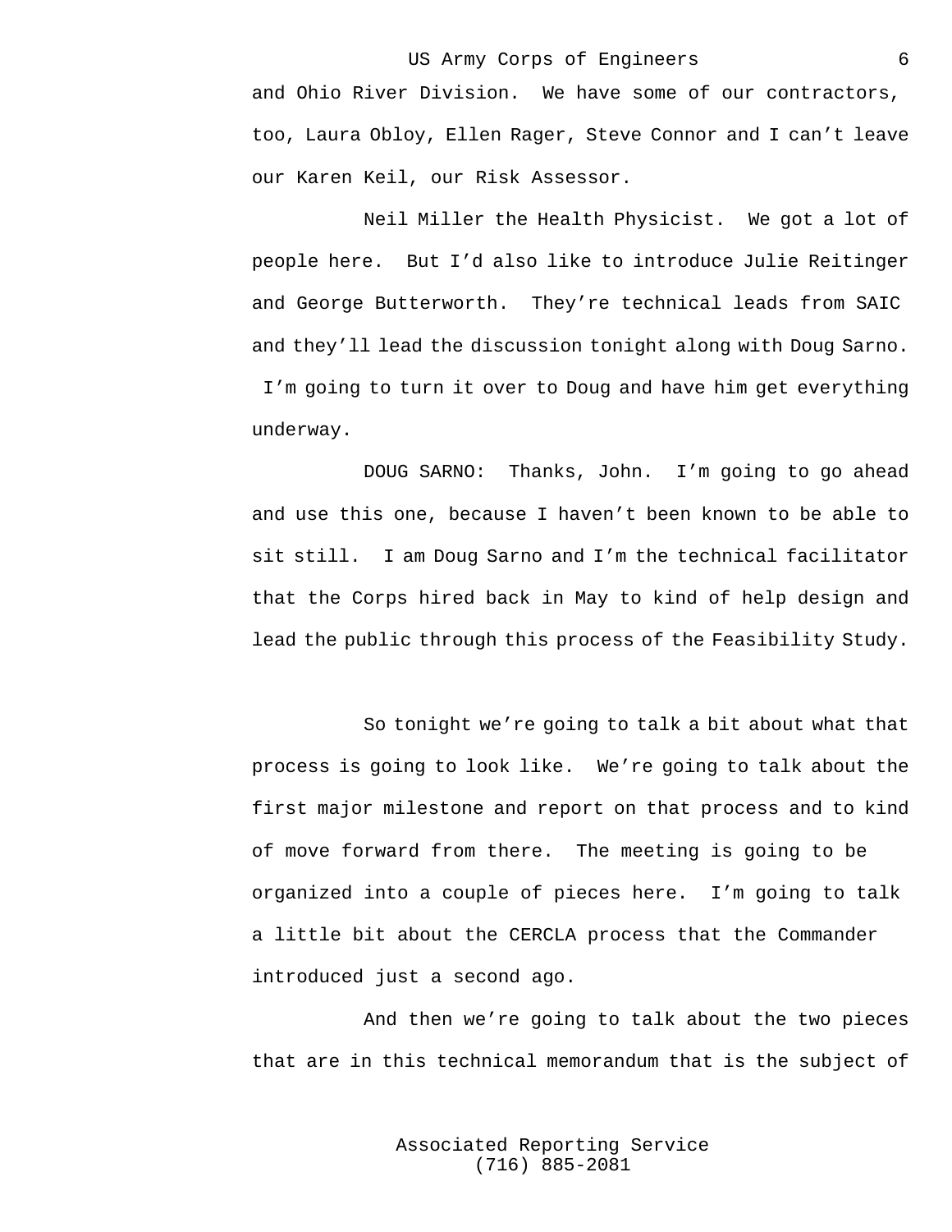and Ohio River Division. We have some of our contractors, too, Laura Obloy, Ellen Rager, Steve Connor and I can't leave our Karen Keil, our Risk Assessor.

Neil Miller the Health Physicist. We got a lot of people here. But I'd also like to introduce Julie Reitinger and George Butterworth. They're technical leads from SAIC and they'll lead the discussion tonight along with Doug Sarno. I'm going to turn it over to Doug and have him get everything underway.

DOUG SARNO: Thanks, John. I'm going to go ahead and use this one, because I haven't been known to be able to sit still. I am Doug Sarno and I'm the technical facilitator that the Corps hired back in May to kind of help design and lead the public through this process of the Feasibility Study.

So tonight we're going to talk a bit about what that process is going to look like. We're going to talk about the first major milestone and report on that process and to kind of move forward from there. The meeting is going to be organized into a couple of pieces here. I'm going to talk a little bit about the CERCLA process that the Commander introduced just a second ago.

And then we're going to talk about the two pieces that are in this technical memorandum that is the subject of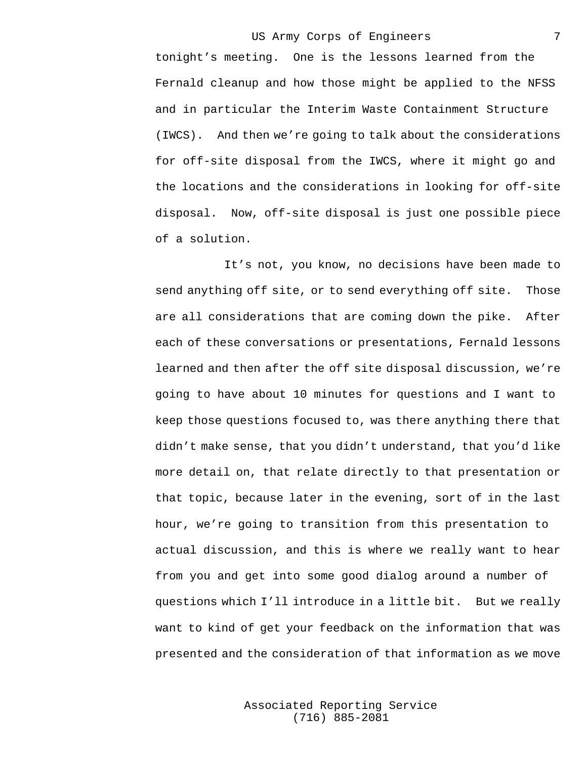tonight’s meeting. One is the lessons learned from the Fernald cleanup and how those might be applied to the NFSS and in particular the Interim Waste Containment Structure (IWCS). And then we’re going to talk about the considerations for off-site disposal from the IWCS, where it might go and the locations and the considerations in looking for off-site disposal. Now, off-site disposal is just one possible piece of a solution.

It’s not, you know, no decisions have been made to send anything off site, or to send everything off site. Those are all considerations that are coming down the pike. After each of these conversations or presentations, Fernald lessons learned and then after the off site disposal discussion, we’re going to have about 10 minutes for questions and I want to keep those questions focused to, was there anything there that didn’t make sense, that you didn’t understand, that you’d like more detail on, that relate directly to that presentation or that topic, because later in the evening, sort of in the last hour, we’re going to transition from this presentation to actual discussion, and this is where we really want to hear from you and get into some good dialog around a number of questions which I’ll introduce in a little bit. But we really want to kind of get your feedback on the information that was presented and the consideration of that information as we move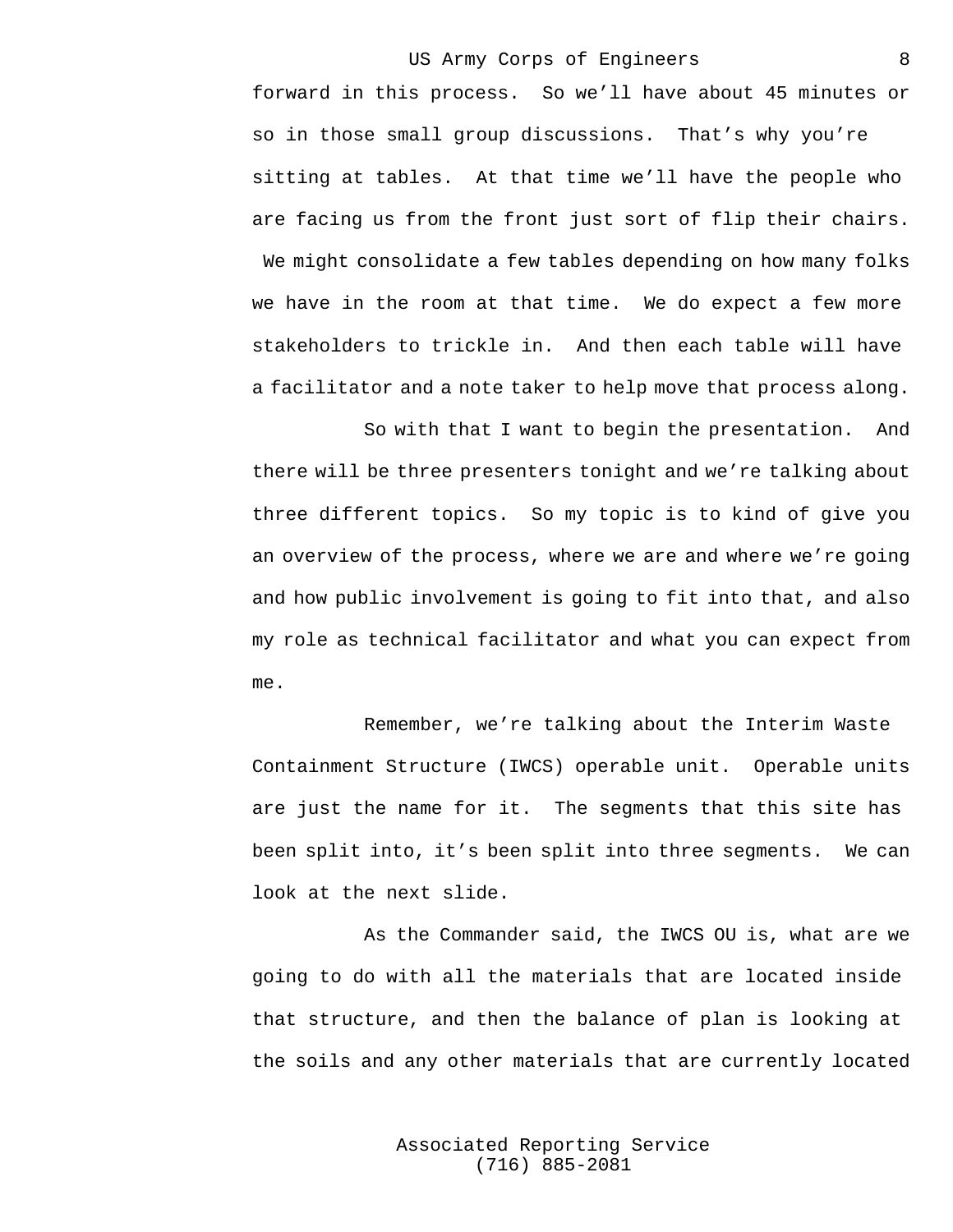forward in this process. So we'll have about 45 minutes or so in those small group discussions. That's why you're sitting at tables. At that time we'll have the people who are facing us from the front just sort of flip their chairs. We might consolidate a few tables depending on how many folks we have in the room at that time. We do expect a few more stakeholders to trickle in. And then each table will have a facilitator and a note taker to help move that process along.

So with that I want to begin the presentation. And there will be three presenters tonight and we're talking about three different topics. So my topic is to kind of give you an overview of the process, where we are and where we're going and how public involvement is going to fit into that, and also my role as technical facilitator and what you can expect from me.

Remember, we're talking about the Interim Waste Containment Structure (IWCS) operable unit. Operable units are just the name for it. The segments that this site has been split into, it's been split into three segments. We can look at the next slide.

As the Commander said, the IWCS OU is, what are we going to do with all the materials that are located inside that structure, and then the balance of plan is looking at the soils and any other materials that are currently located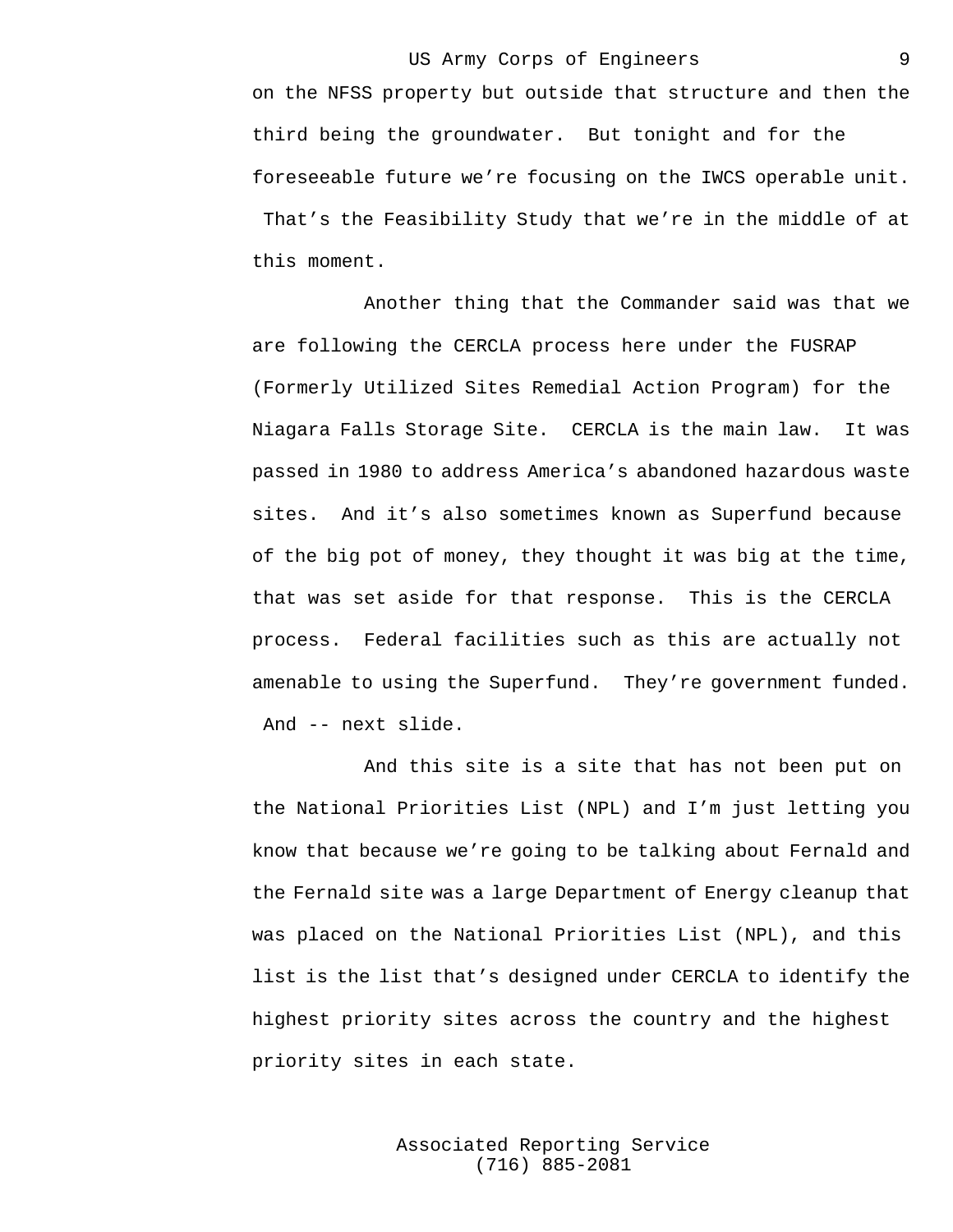on the NFSS property but outside that structure and then the third being the groundwater. But tonight and for the foreseeable future we're focusing on the IWCS operable unit. That's the Feasibility Study that we're in the middle of at this moment.

Another thing that the Commander said was that we are following the CERCLA process here under the FUSRAP (Formerly Utilized Sites Remedial Action Program) for the Niagara Falls Storage Site. CERCLA is the main law. It was passed in 1980 to address America's abandoned hazardous waste sites. And it's also sometimes known as Superfund because of the big pot of money, they thought it was big at the time, that was set aside for that response. This is the CERCLA process. Federal facilities such as this are actually not amenable to using the Superfund. They're government funded. And -- next slide.

And this site is a site that has not been put on the National Priorities List (NPL) and I'm just letting you know that because we're going to be talking about Fernald and the Fernald site was a large Department of Energy cleanup that was placed on the National Priorities List (NPL), and this list is the list that's designed under CERCLA to identify the highest priority sites across the country and the highest priority sites in each state.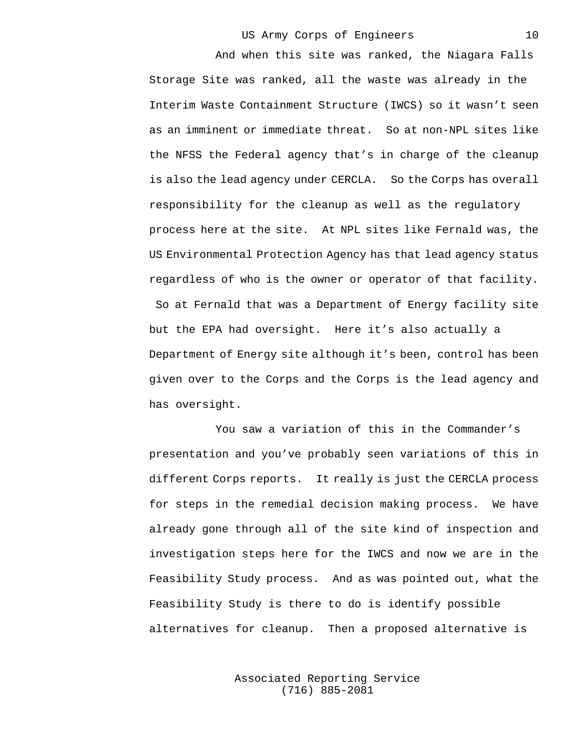And when this site was ranked, the Niagara Falls Storage Site was ranked, all the waste was already in the Interim Waste Containment Structure (IWCS) so it wasn't seen as an imminent or immediate threat. So at non-NPL sites like the NFSS the Federal agency that's in charge of the cleanup is also the lead agency under CERCLA. So the Corps has overall responsibility for the cleanup as well as the regulatory process here at the site. At NPL sites like Fernald was, the US Environmental Protection Agency has that lead agency status regardless of who is the owner or operator of that facility. So at Fernald that was a Department of Energy facility site but the EPA had oversight. Here it's also actually a Department of Energy site although it's been, control has been given over to the Corps and the Corps is the lead agency and has oversight.

You saw a variation of this in the Commander's presentation and you've probably seen variations of this in different Corps reports. It really is just the CERCLA process for steps in the remedial decision making process. We have already gone through all of the site kind of inspection and investigation steps here for the IWCS and now we are in the Feasibility Study process. And as was pointed out, what the Feasibility Study is there to do is identify possible alternatives for cleanup. Then a proposed alternative is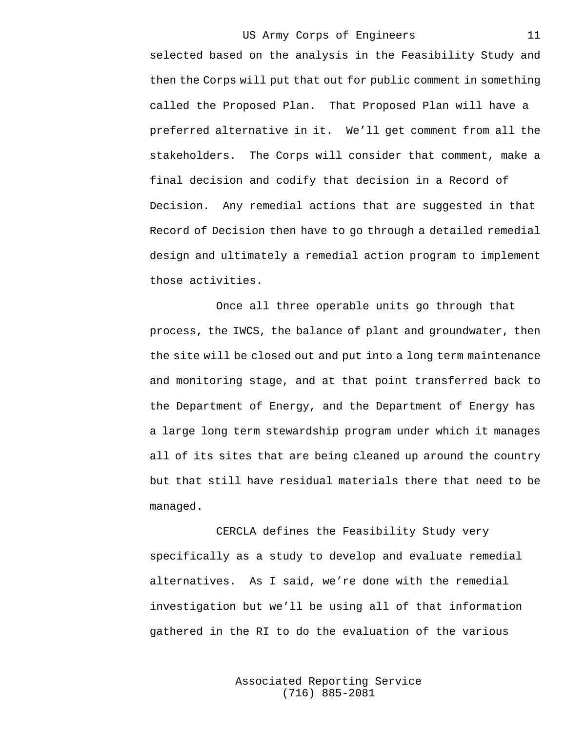selected based on the analysis in the Feasibility Study and then the Corps will put that out for public comment in something called the Proposed Plan.  That Proposed Plan will have a preferred alternative in it.  We'll get comment from all the stakeholders.  The Corps will consider that comment, make a final decision and codify that decision in a Record of Decision.  Any remedial actions that are suggested in that Record of Decision then have to go through a detailed remedial design and ultimately a remedial action program to implement those activities.

Once all three operable units go through that process, the IWCS, the balance of plant and groundwater, then the site will be closed out and put into a long term maintenance and monitoring stage, and at that point transferred back to the Department of Energy, and the Department of Energy has a large long term stewardship program under which it manages all of its sites that are being cleaned up around the country but that still have residual materials there that need to be managed.

CERCLA defines the Feasibility Study very specifically as a study to develop and evaluate remedial alternatives.  As I said, we're done with the remedial investigation but we'll be using all of that information gathered in the RI to do the evaluation of the various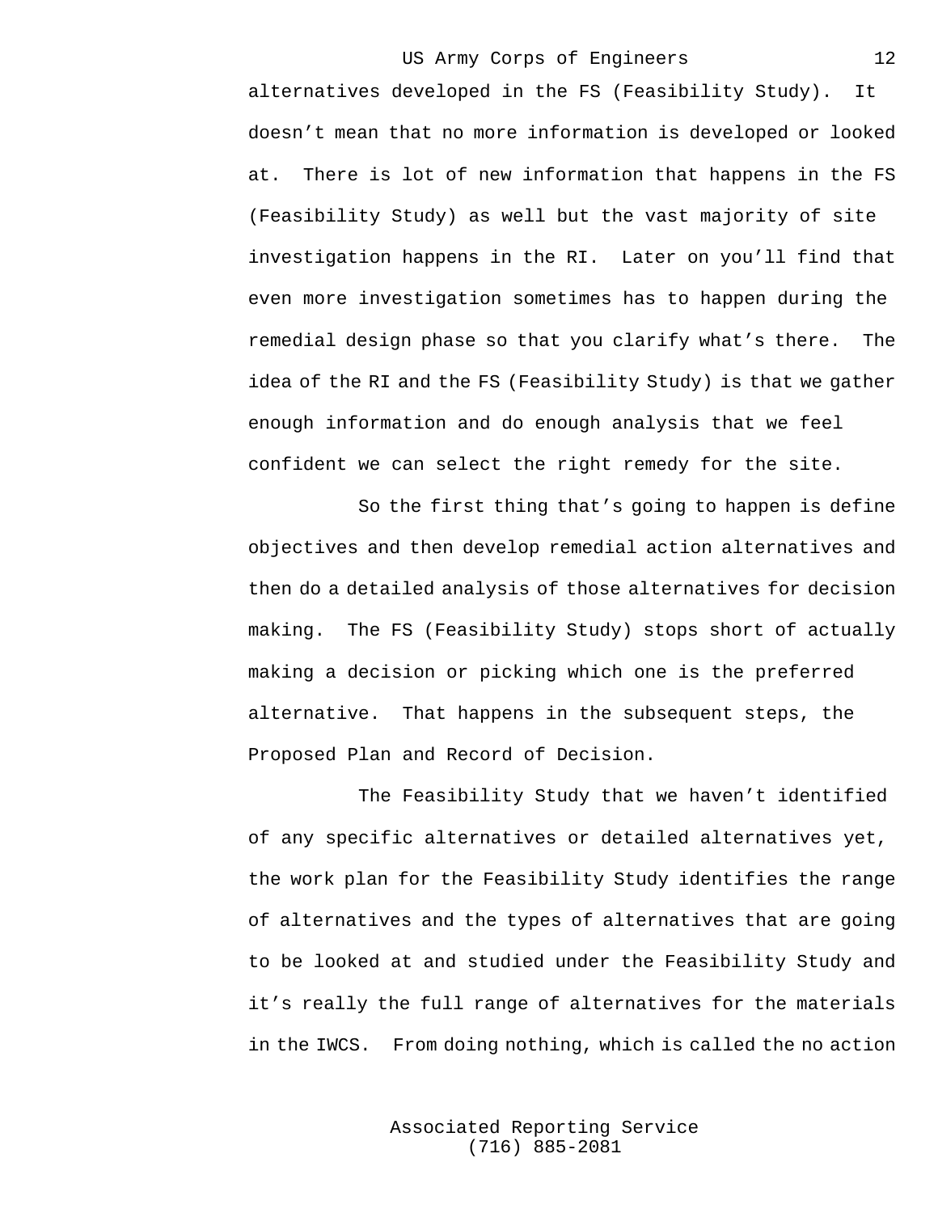alternatives developed in the FS (Feasibility Study). It doesn't mean that no more information is developed or looked at. There is lot of new information that happens in the FS (Feasibility Study) as well but the vast majority of site investigation happens in the RI. Later on you'll find that even more investigation sometimes has to happen during the remedial design phase so that you clarify what's there. The idea of the RI and the FS (Feasibility Study) is that we gather enough information and do enough analysis that we feel confident we can select the right remedy for the site.

So the first thing that's going to happen is define objectives and then develop remedial action alternatives and then do a detailed analysis of those alternatives for decision making. The FS (Feasibility Study) stops short of actually making a decision or picking which one is the preferred alternative. That happens in the subsequent steps, the Proposed Plan and Record of Decision.

The Feasibility Study that we haven't identified of any specific alternatives or detailed alternatives yet, the work plan for the Feasibility Study identifies the range of alternatives and the types of alternatives that are going to be looked at and studied under the Feasibility Study and it's really the full range of alternatives for the materials in the IWCS. From doing nothing, which is called the no action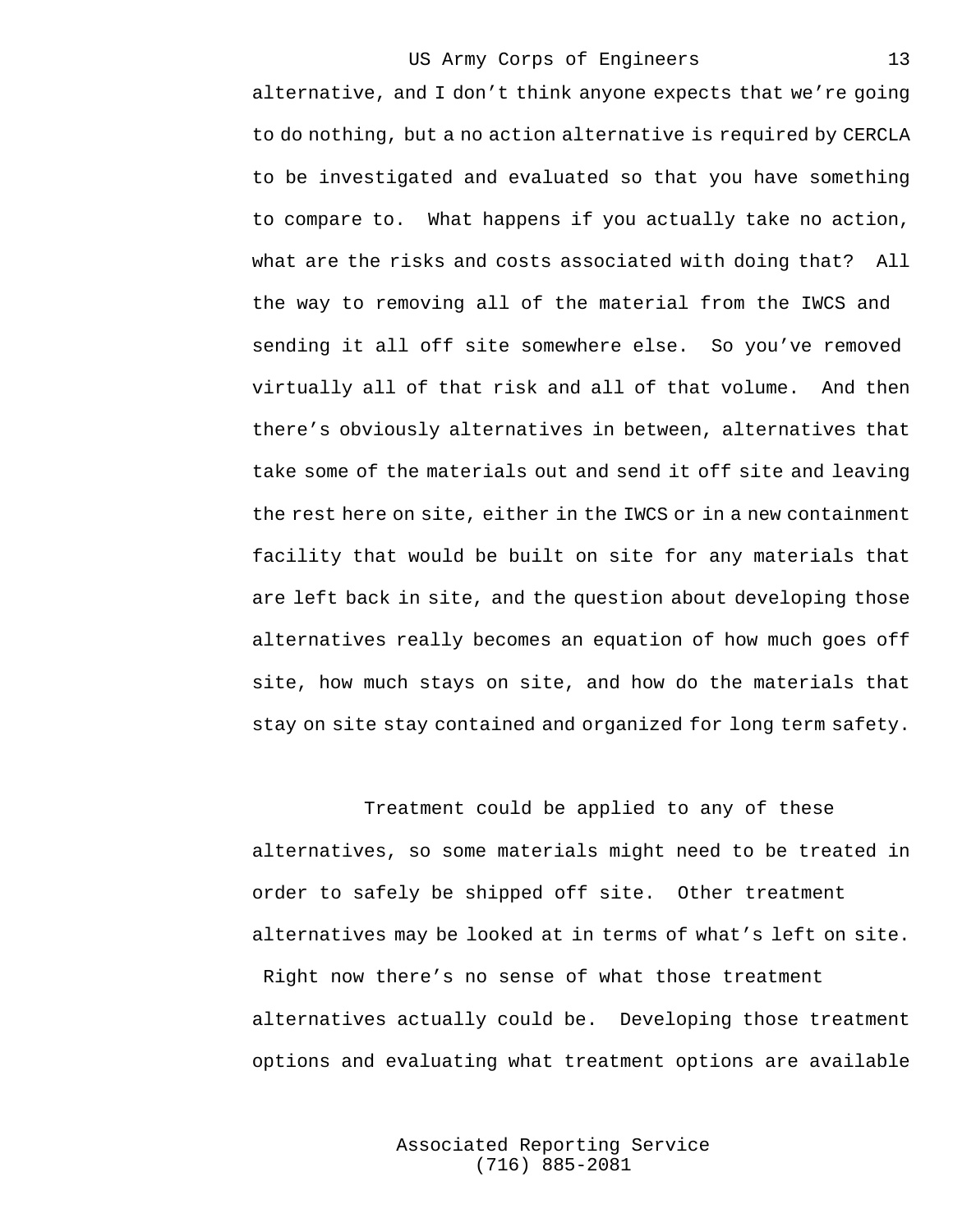alternative, and I don’t think anyone expects that we’re going to do nothing, but a no action alternative is required by CERCLA to be investigated and evaluated so that you have something to compare to. What happens if you actually take no action, what are the risks and costs associated with doing that? All the way to removing all of the material from the IWCS and sending it all off site somewhere else. So you’ve removed virtually all of that risk and all of that volume. And then there’s obviously alternatives in between, alternatives that take some of the materials out and send it off site and leaving the rest here on site, either in the IWCS or in a new containment facility that would be built on site for any materials that are left back in site, and the question about developing those alternatives really becomes an equation of how much goes off site, how much stays on site, and how do the materials that stay on site stay contained and organized for long term safety.

Treatment could be applied to any of these alternatives, so some materials might need to be treated in order to safely be shipped off site. Other treatment alternatives may be looked at in terms of what’s left on site. Right now there’s no sense of what those treatment alternatives actually could be. Developing those treatment options and evaluating what treatment options are available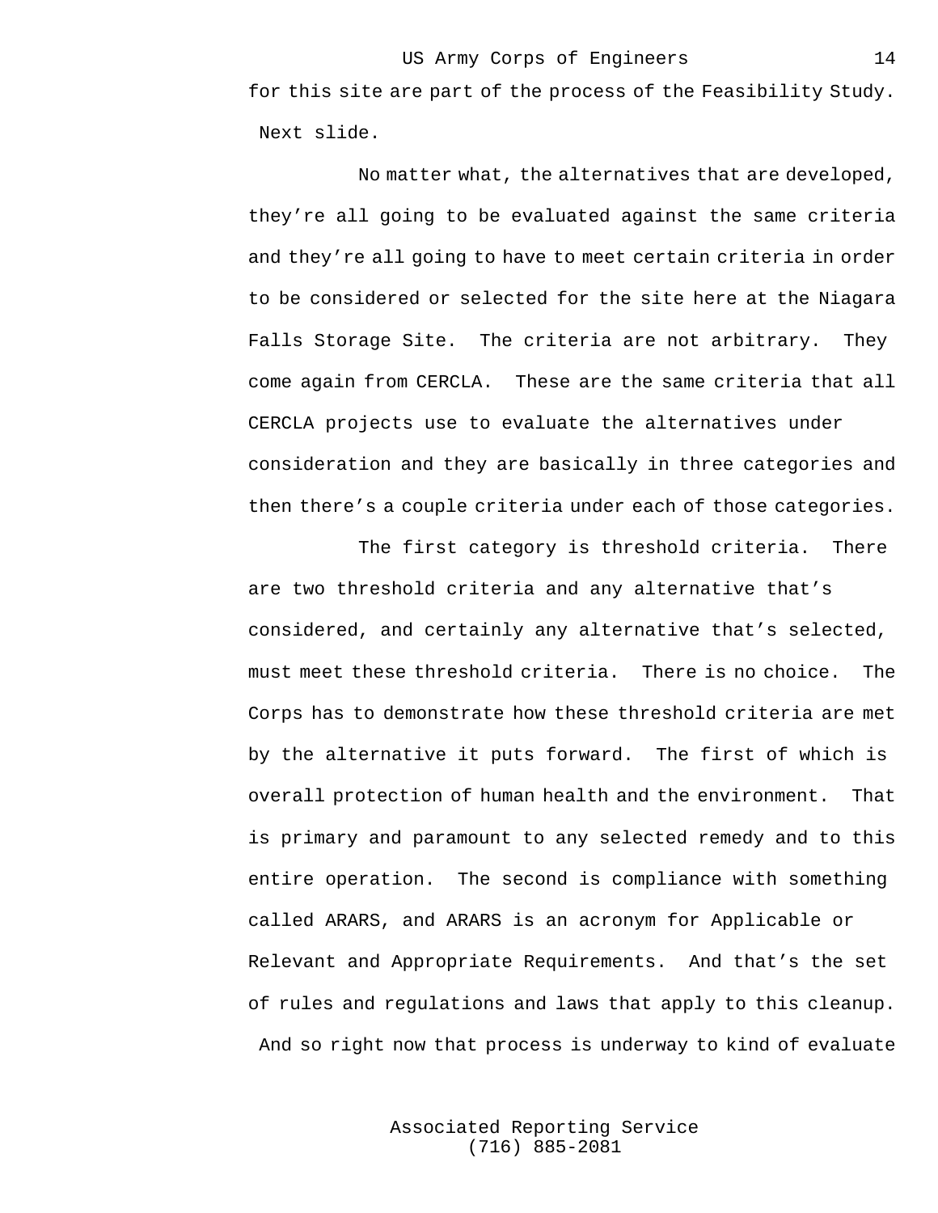for this site are part of the process of the Feasibility Study. Next slide.

No matter what, the alternatives that are developed, they're all going to be evaluated against the same criteria and they're all going to have to meet certain criteria in order to be considered or selected for the site here at the Niagara Falls Storage Site. The criteria are not arbitrary. They come again from CERCLA. These are the same criteria that all CERCLA projects use to evaluate the alternatives under consideration and they are basically in three categories and then there's a couple criteria under each of those categories.

The first category is threshold criteria. There are two threshold criteria and any alternative that's considered, and certainly any alternative that's selected, must meet these threshold criteria. There is no choice. The Corps has to demonstrate how these threshold criteria are met by the alternative it puts forward. The first of which is overall protection of human health and the environment. That is primary and paramount to any selected remedy and to this entire operation. The second is compliance with something called ARARS, and ARARS is an acronym for Applicable or Relevant and Appropriate Requirements. And that's the set of rules and regulations and laws that apply to this cleanup. And so right now that process is underway to kind of evaluate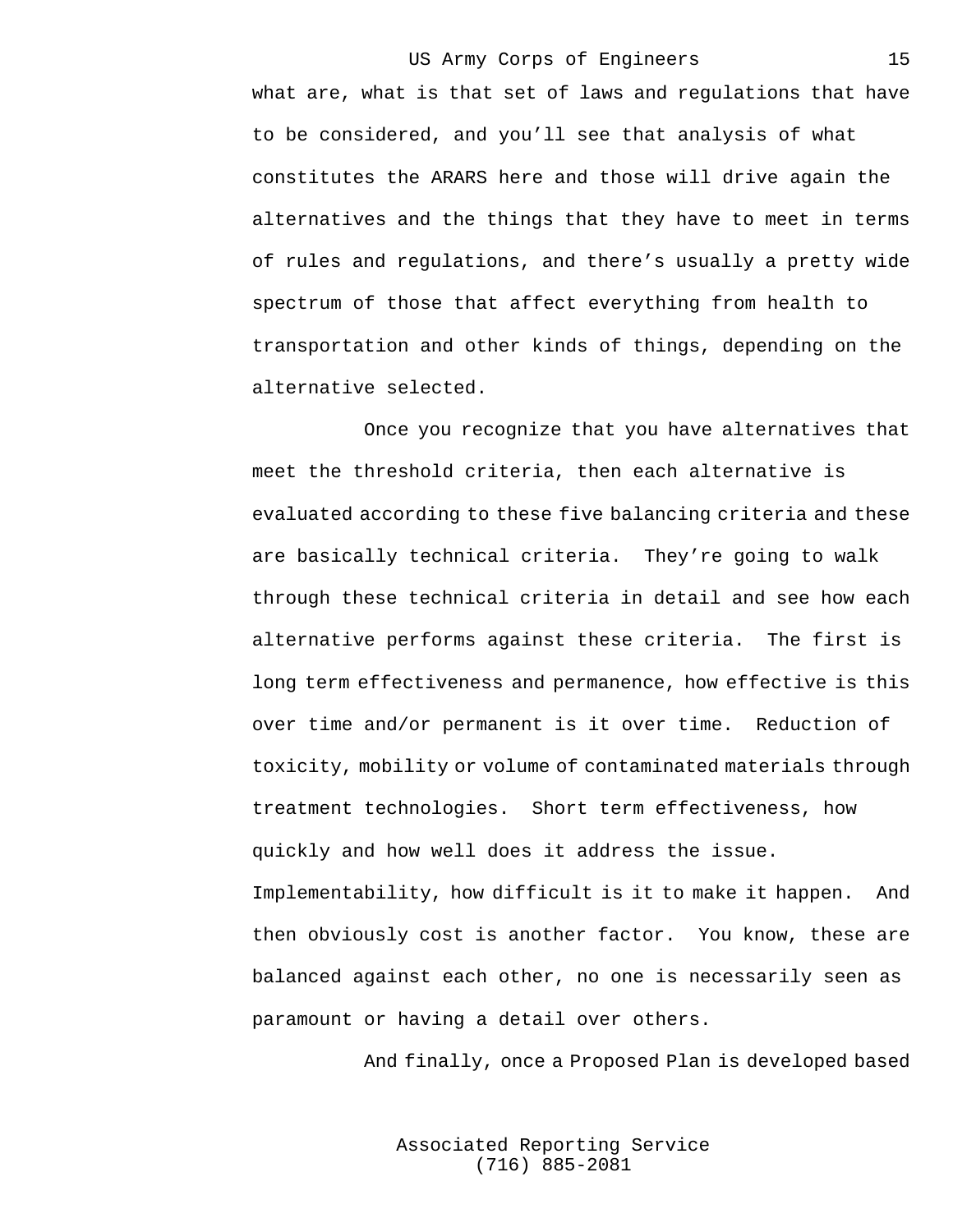what are, what is that set of laws and regulations that have to be considered, and you'll see that analysis of what constitutes the ARARS here and those will drive again the alternatives and the things that they have to meet in terms of rules and regulations, and there's usually a pretty wide spectrum of those that affect everything from health to transportation and other kinds of things, depending on the alternative selected.

Once you recognize that you have alternatives that meet the threshold criteria, then each alternative is evaluated according to these five balancing criteria and these are basically technical criteria. They're going to walk through these technical criteria in detail and see how each alternative performs against these criteria. The first is long term effectiveness and permanence, how effective is this over time and/or permanent is it over time. Reduction of toxicity, mobility or volume of contaminated materials through treatment technologies. Short term effectiveness, how quickly and how well does it address the issue. Implementability, how difficult is it to make it happen. And then obviously cost is another factor. You know, these are balanced against each other, no one is necessarily seen as paramount or having a detail over others.

And finally, once a Proposed Plan is developed based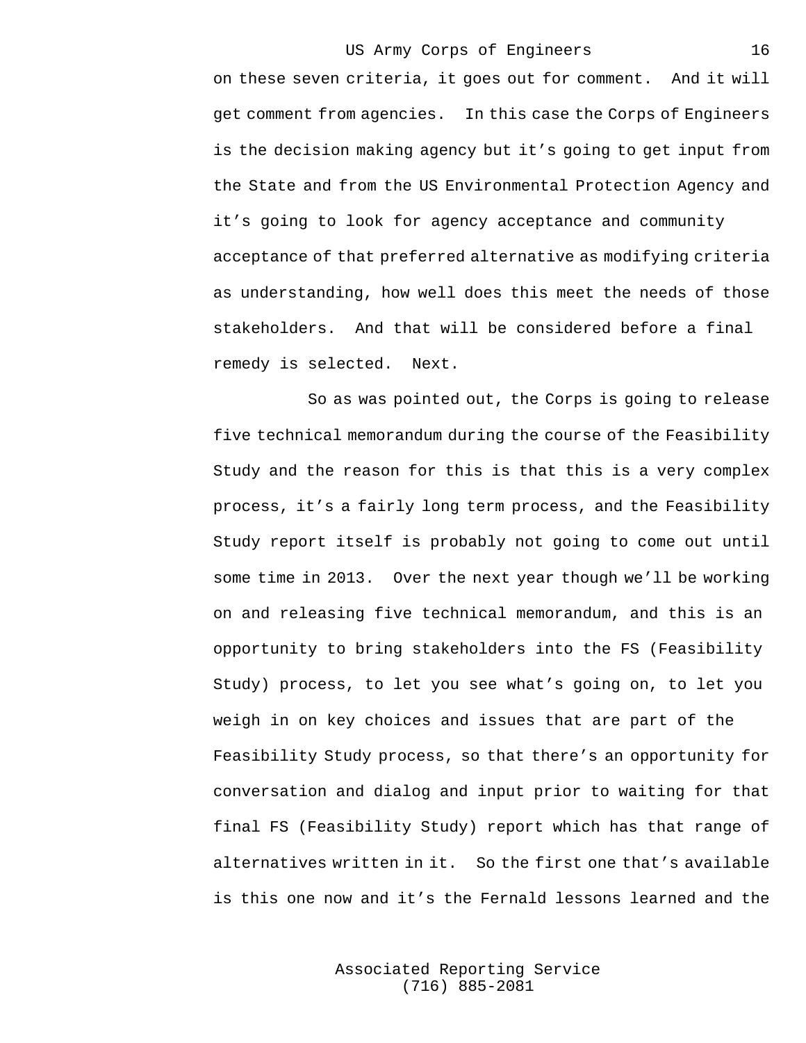on these seven criteria, it goes out for comment. And it will get comment from agencies. In this case the Corps of Engineers is the decision making agency but it's going to get input from the State and from the US Environmental Protection Agency and it's going to look for agency acceptance and community acceptance of that preferred alternative as modifying criteria as understanding, how well does this meet the needs of those stakeholders. And that will be considered before a final remedy is selected. Next.

So as was pointed out, the Corps is going to release five technical memorandum during the course of the Feasibility Study and the reason for this is that this is a very complex process, it's a fairly long term process, and the Feasibility Study report itself is probably not going to come out until some time in 2013. Over the next year though we'll be working on and releasing five technical memorandum, and this is an opportunity to bring stakeholders into the FS (Feasibility Study) process, to let you see what's going on, to let you weigh in on key choices and issues that are part of the Feasibility Study process, so that there's an opportunity for conversation and dialog and input prior to waiting for that final FS (Feasibility Study) report which has that range of alternatives written in it. So the first one that's available is this one now and it's the Fernald lessons learned and the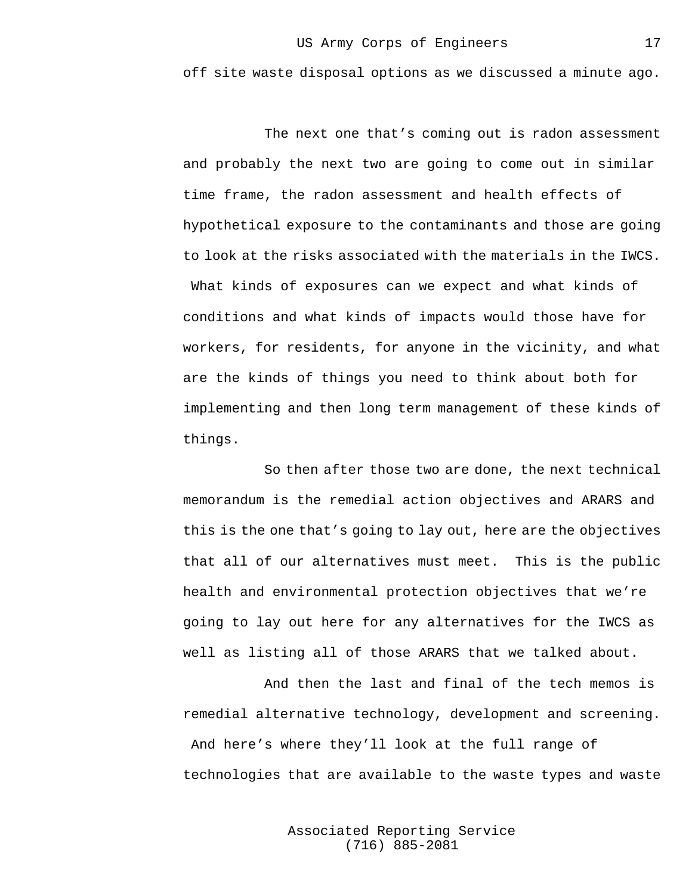off site waste disposal options as we discussed a minute ago.

The next one that's coming out is radon assessment and probably the next two are going to come out in similar time frame, the radon assessment and health effects of hypothetical exposure to the contaminants and those are going to look at the risks associated with the materials in the IWCS. What kinds of exposures can we expect and what kinds of conditions and what kinds of impacts would those have for workers, for residents, for anyone in the vicinity, and what are the kinds of things you need to think about both for implementing and then long term management of these kinds of things.

So then after those two are done, the next technical memorandum is the remedial action objectives and ARARS and this is the one that's going to lay out, here are the objectives that all of our alternatives must meet. This is the public health and environmental protection objectives that we're going to lay out here for any alternatives for the IWCS as well as listing all of those ARARS that we talked about.

And then the last and final of the tech memos is remedial alternative technology, development and screening. And here's where they'll look at the full range of technologies that are available to the waste types and waste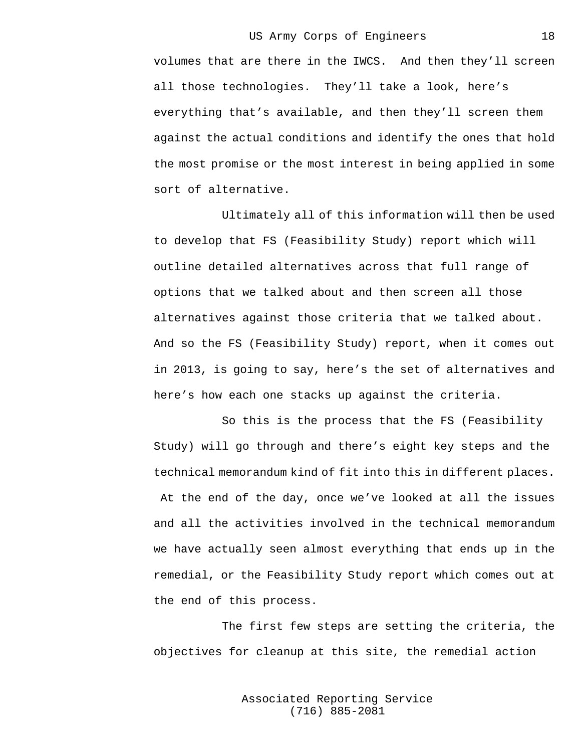volumes that are there in the IWCS. And then they'll screen all those technologies. They'll take a look, here's everything that's available, and then they'll screen them against the actual conditions and identify the ones that hold the most promise or the most interest in being applied in some sort of alternative.

Ultimately all of this information will then be used to develop that FS (Feasibility Study) report which will outline detailed alternatives across that full range of options that we talked about and then screen all those alternatives against those criteria that we talked about. And so the FS (Feasibility Study) report, when it comes out in 2013, is going to say, here's the set of alternatives and here's how each one stacks up against the criteria.

So this is the process that the FS (Feasibility Study) will go through and there's eight key steps and the technical memorandum kind of fit into this in different places. At the end of the day, once we've looked at all the issues and all the activities involved in the technical memorandum we have actually seen almost everything that ends up in the remedial, or the Feasibility Study report which comes out at the end of this process.

The first few steps are setting the criteria, the objectives for cleanup at this site, the remedial action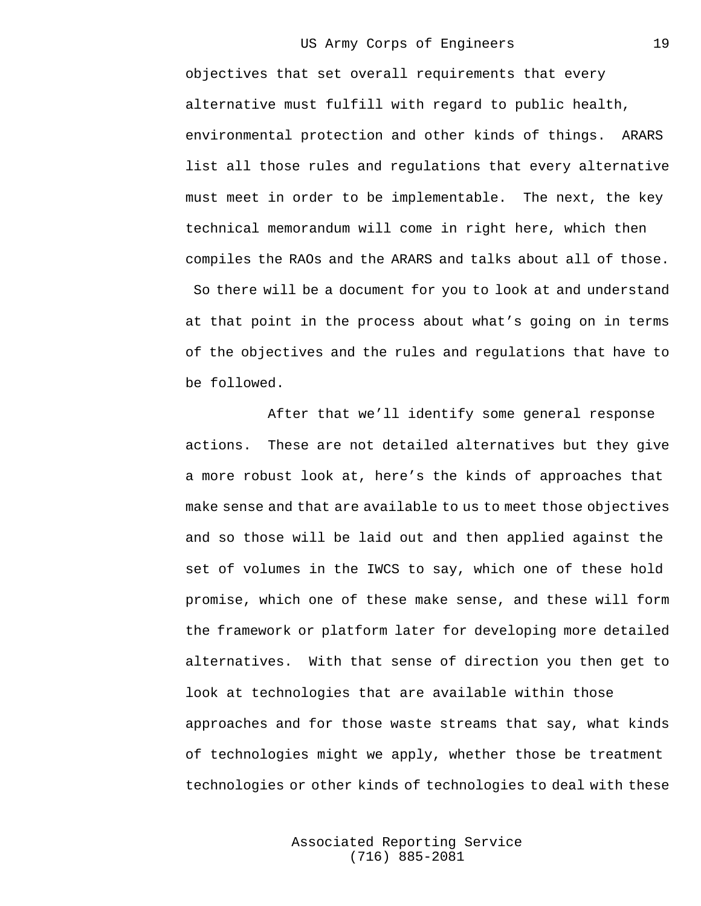objectives that set overall requirements that every alternative must fulfill with regard to public health, environmental protection and other kinds of things. ARARS list all those rules and regulations that every alternative must meet in order to be implementable. The next, the key technical memorandum will come in right here, which then compiles the RAOs and the ARARS and talks about all of those. So there will be a document for you to look at and understand at that point in the process about what's going on in terms of the objectives and the rules and regulations that have to be followed.

After that we'll identify some general response actions. These are not detailed alternatives but they give a more robust look at, here's the kinds of approaches that make sense and that are available to us to meet those objectives and so those will be laid out and then applied against the set of volumes in the IWCS to say, which one of these hold promise, which one of these make sense, and these will form the framework or platform later for developing more detailed alternatives. With that sense of direction you then get to look at technologies that are available within those approaches and for those waste streams that say, what kinds of technologies might we apply, whether those be treatment technologies or other kinds of technologies to deal with these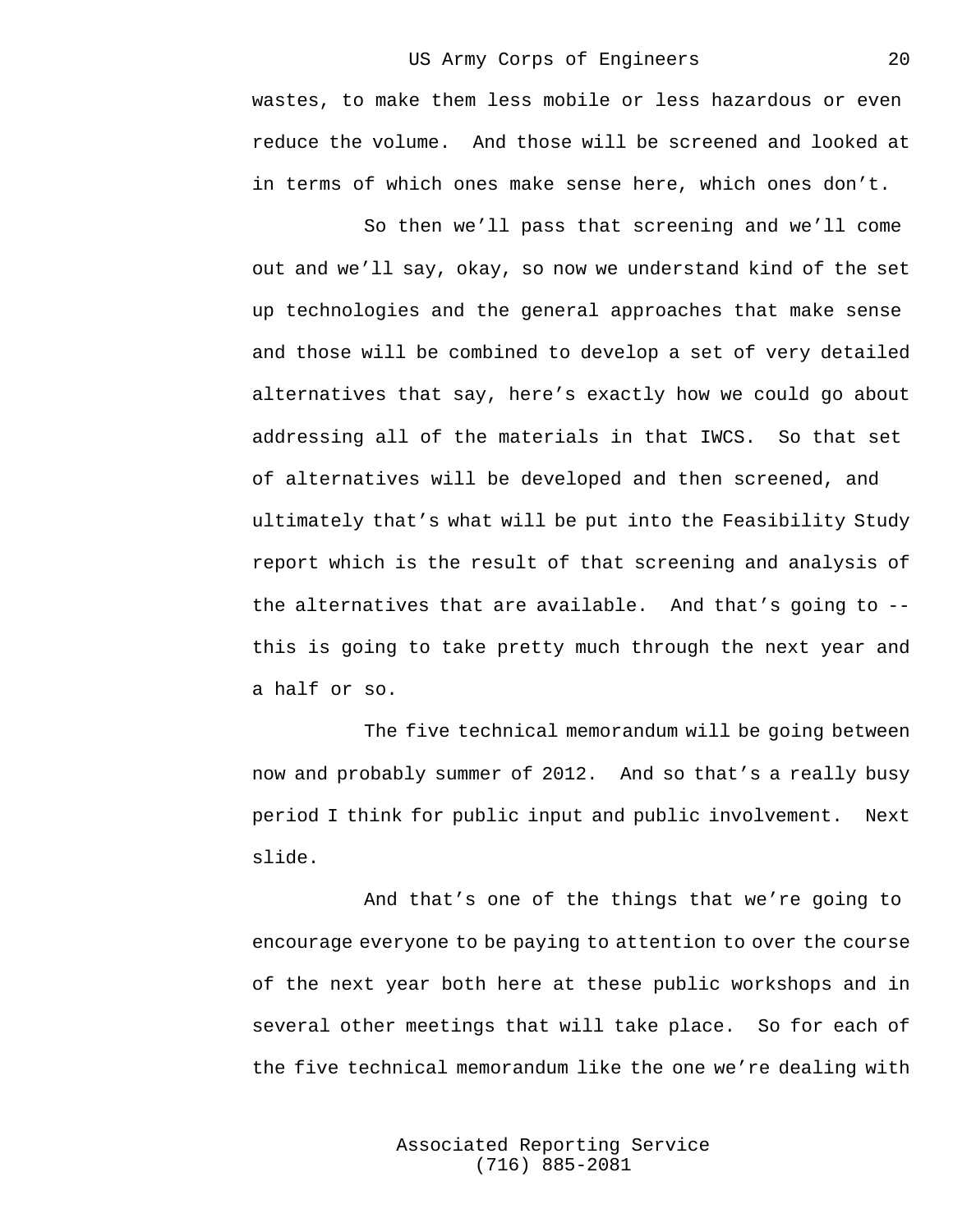wastes, to make them less mobile or less hazardous or even reduce the volume. And those will be screened and looked at in terms of which ones make sense here, which ones don't.

So then we'll pass that screening and we'll come out and we'll say, okay, so now we understand kind of the set up technologies and the general approaches that make sense and those will be combined to develop a set of very detailed alternatives that say, here's exactly how we could go about addressing all of the materials in that IWCS. So that set of alternatives will be developed and then screened, and ultimately that's what will be put into the Feasibility Study report which is the result of that screening and analysis of the alternatives that are available. And that's going to -- this is going to take pretty much through the next year and a half or so.

The five technical memorandum will be going between now and probably summer of 2012. And so that's a really busy period I think for public input and public involvement. Next slide.

And that's one of the things that we're going to encourage everyone to be paying to attention to over the course of the next year both here at these public workshops and in several other meetings that will take place. So for each of the five technical memorandum like the one we're dealing with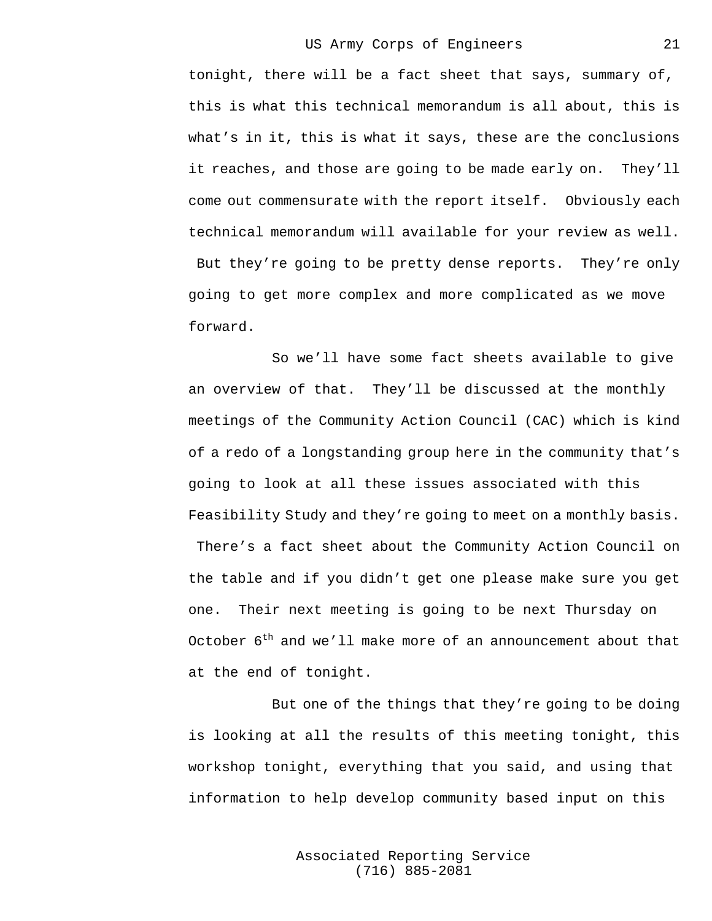tonight, there will be a fact sheet that says, summary of, this is what this technical memorandum is all about, this is what's in it, this is what it says, these are the conclusions it reaches, and those are going to be made early on. They'll come out commensurate with the report itself. Obviously each technical memorandum will available for your review as well. But they're going to be pretty dense reports. They're only going to get more complex and more complicated as we move forward.

So we'll have some fact sheets available to give an overview of that. They'll be discussed at the monthly meetings of the Community Action Council (CAC) which is kind of a redo of a longstanding group here in the community that's going to look at all these issues associated with this Feasibility Study and they're going to meet on a monthly basis. There's a fact sheet about the Community Action Council on the table and if you didn't get one please make sure you get one. Their next meeting is going to be next Thursday on October 6th and we'll make more of an announcement about that at the end of tonight.

But one of the things that they're going to be doing is looking at all the results of this meeting tonight, this workshop tonight, everything that you said, and using that information to help develop community based input on this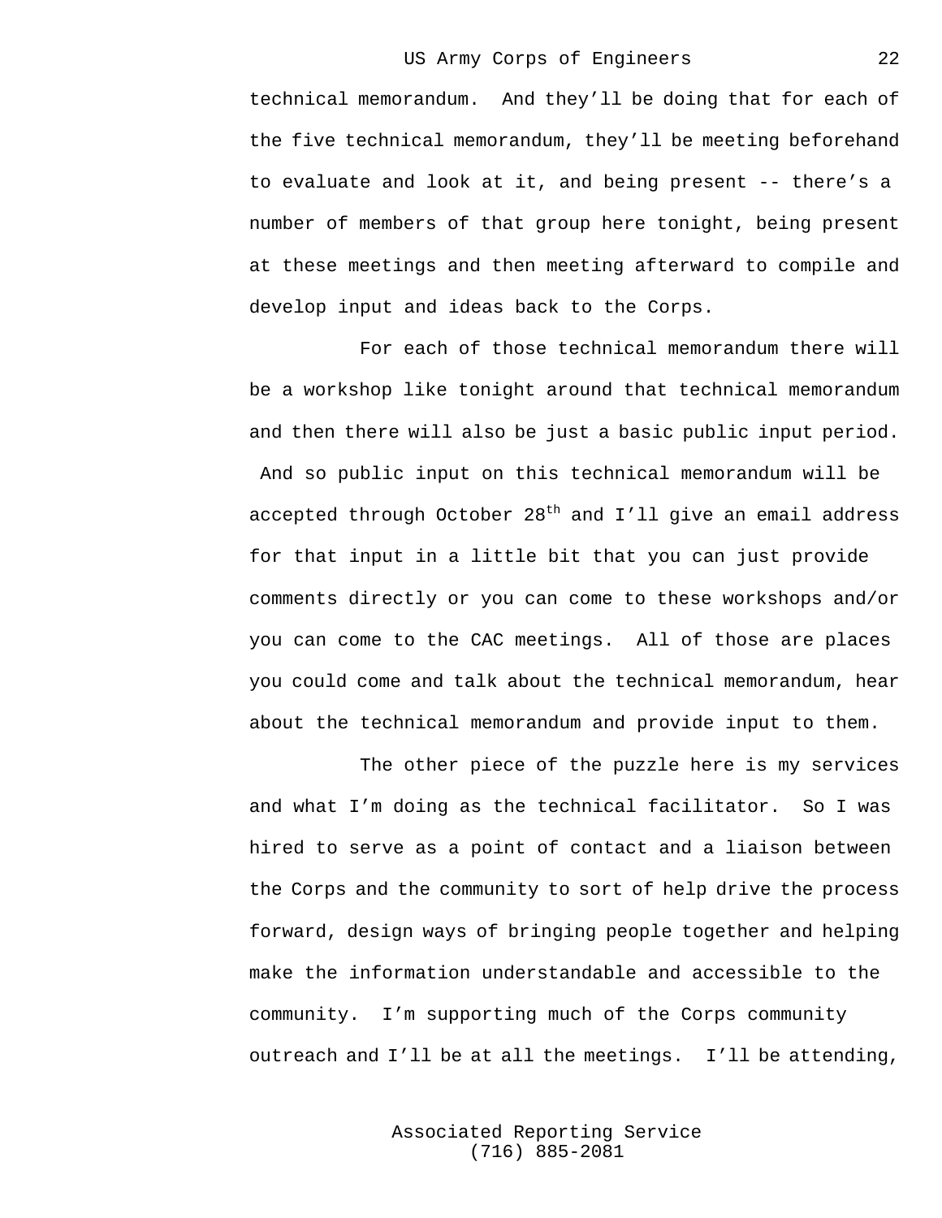technical memorandum. And they'll be doing that for each of the five technical memorandum, they'll be meeting beforehand to evaluate and look at it, and being present -- there's a number of members of that group here tonight, being present at these meetings and then meeting afterward to compile and develop input and ideas back to the Corps.

For each of those technical memorandum there will be a workshop like tonight around that technical memorandum and then there will also be just a basic public input period. And so public input on this technical memorandum will be accepted through October 28th and I'll give an email address for that input in a little bit that you can just provide comments directly or you can come to these workshops and/or you can come to the CAC meetings. All of those are places you could come and talk about the technical memorandum, hear about the technical memorandum and provide input to them.

The other piece of the puzzle here is my services and what I'm doing as the technical facilitator. So I was hired to serve as a point of contact and a liaison between the Corps and the community to sort of help drive the process forward, design ways of bringing people together and helping make the information understandable and accessible to the community. I'm supporting much of the Corps community outreach and I'll be at all the meetings. I'll be attending,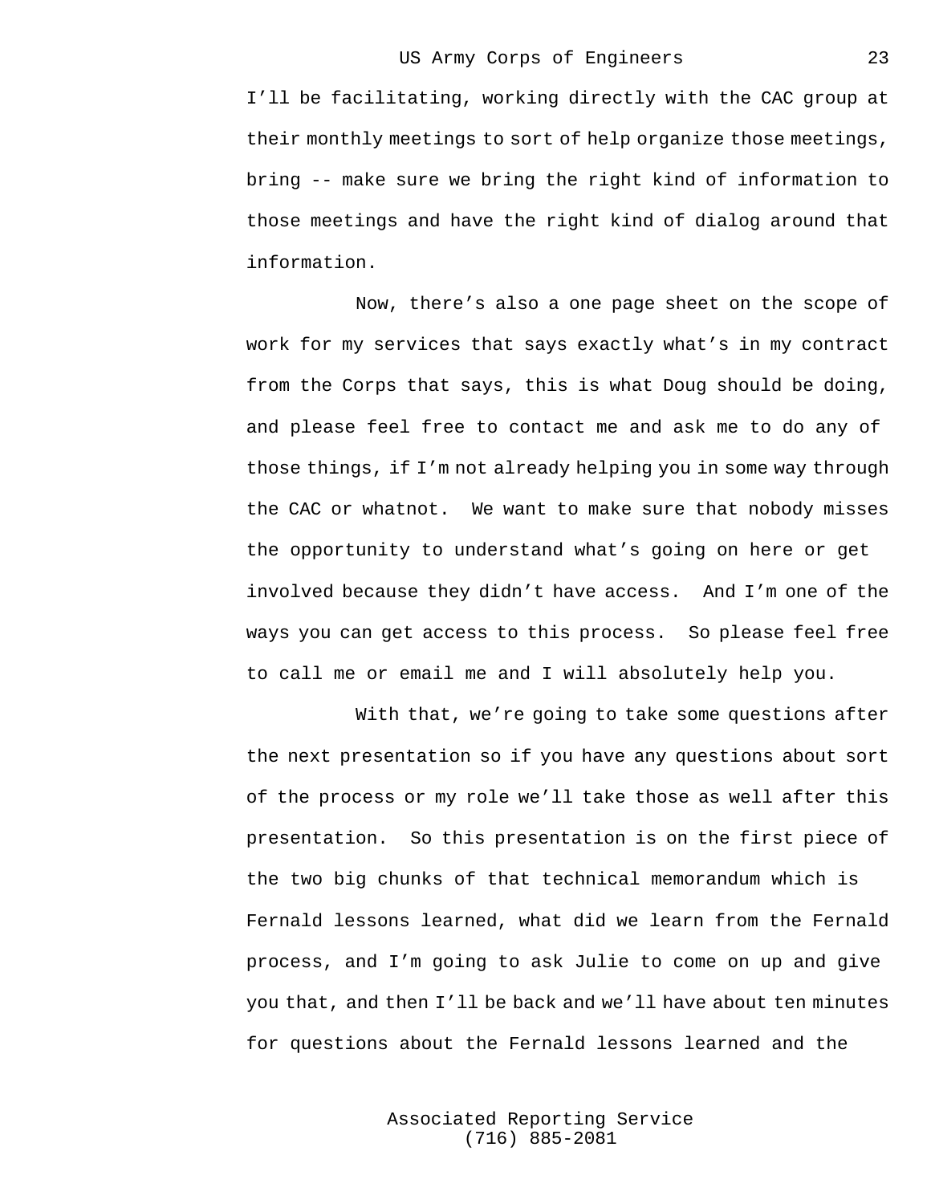I'll be facilitating, working directly with the CAC group at their monthly meetings to sort of help organize those meetings, bring -- make sure we bring the right kind of information to those meetings and have the right kind of dialog around that information.

Now, there's also a one page sheet on the scope of work for my services that says exactly what's in my contract from the Corps that says, this is what Doug should be doing, and please feel free to contact me and ask me to do any of those things, if I'm not already helping you in some way through the CAC or whatnot. We want to make sure that nobody misses the opportunity to understand what's going on here or get involved because they didn't have access. And I'm one of the ways you can get access to this process. So please feel free to call me or email me and I will absolutely help you.

With that, we're going to take some questions after the next presentation so if you have any questions about sort of the process or my role we'll take those as well after this presentation. So this presentation is on the first piece of the two big chunks of that technical memorandum which is Fernald lessons learned, what did we learn from the Fernald process, and I'm going to ask Julie to come on up and give you that, and then I'll be back and we'll have about ten minutes for questions about the Fernald lessons learned and the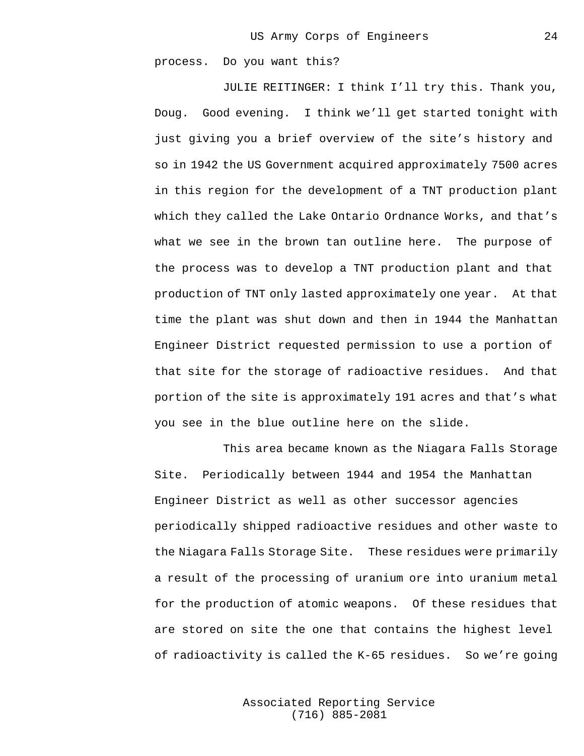process.  Do you want this?

JULIE REITINGER: I think I'll try this. Thank you, Doug.  Good evening.  I think we'll get started tonight with just giving you a brief overview of the site's history and so in 1942 the US Government acquired approximately 7500 acres in this region for the development of a TNT production plant which they called the Lake Ontario Ordnance Works, and that's what we see in the brown tan outline here.  The purpose of the process was to develop a TNT production plant and that production of TNT only lasted approximately one year.  At that time the plant was shut down and then in 1944 the Manhattan Engineer District requested permission to use a portion of that site for the storage of radioactive residues.  And that portion of the site is approximately 191 acres and that's what you see in the blue outline here on the slide.

This area became known as the Niagara Falls Storage Site.  Periodically between 1944 and 1954 the Manhattan Engineer District as well as other successor agencies periodically shipped radioactive residues and other waste to the Niagara Falls Storage Site.  These residues were primarily a result of the processing of uranium ore into uranium metal for the production of atomic weapons.  Of these residues that are stored on site the one that contains the highest level of radioactivity is called the K-65 residues.  So we're going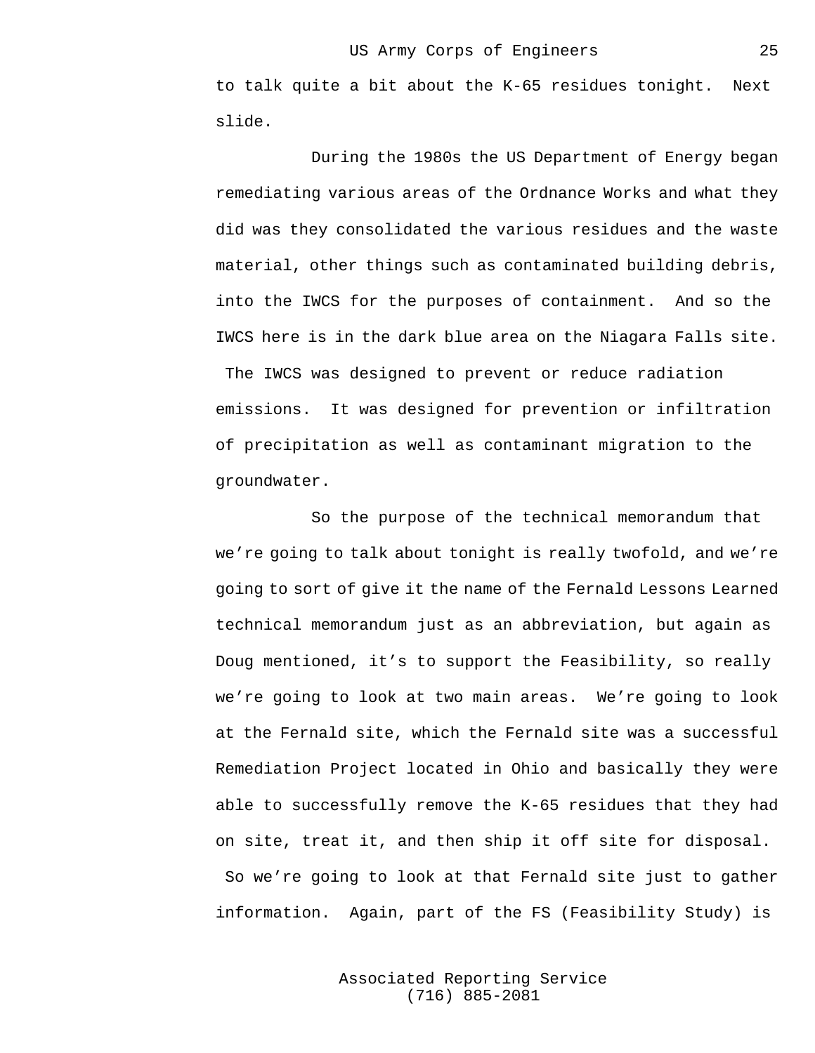to talk quite a bit about the K-65 residues tonight. Next slide.

During the 1980s the US Department of Energy began remediating various areas of the Ordnance Works and what they did was they consolidated the various residues and the waste material, other things such as contaminated building debris, into the IWCS for the purposes of containment. And so the IWCS here is in the dark blue area on the Niagara Falls site. The IWCS was designed to prevent or reduce radiation emissions. It was designed for prevention or infiltration of precipitation as well as contaminant migration to the groundwater.

So the purpose of the technical memorandum that we're going to talk about tonight is really twofold, and we're going to sort of give it the name of the Fernald Lessons Learned technical memorandum just as an abbreviation, but again as Doug mentioned, it's to support the Feasibility, so really we're going to look at two main areas. We're going to look at the Fernald site, which the Fernald site was a successful Remediation Project located in Ohio and basically they were able to successfully remove the K-65 residues that they had on site, treat it, and then ship it off site for disposal. So we're going to look at that Fernald site just to gather information. Again, part of the FS (Feasibility Study) is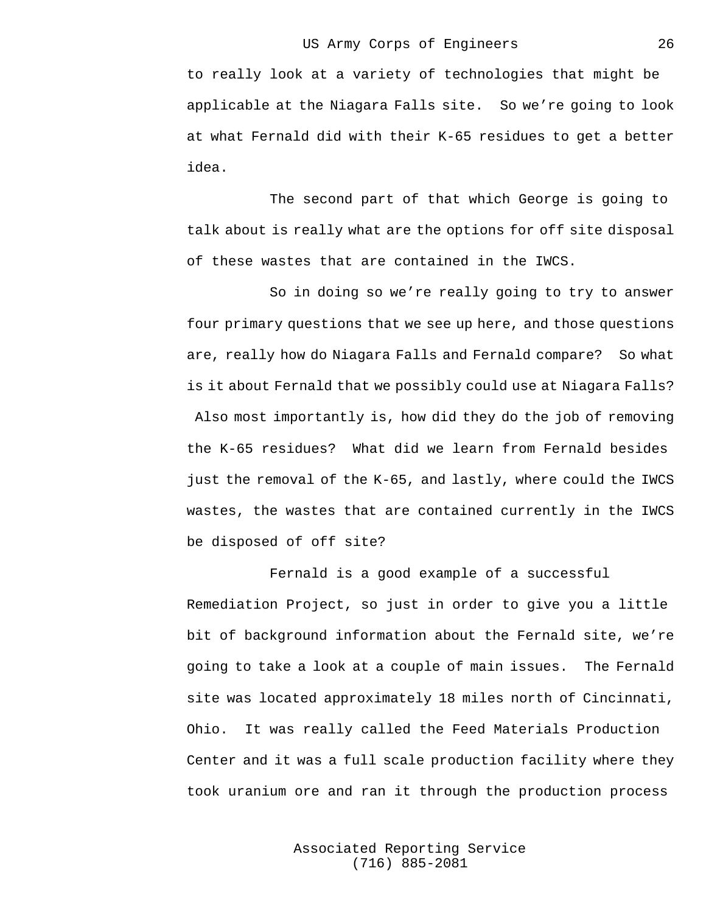to really look at a variety of technologies that might be applicable at the Niagara Falls site. So we're going to look at what Fernald did with their K-65 residues to get a better idea.

The second part of that which George is going to talk about is really what are the options for off site disposal of these wastes that are contained in the IWCS.

So in doing so we're really going to try to answer four primary questions that we see up here, and those questions are, really how do Niagara Falls and Fernald compare? So what is it about Fernald that we possibly could use at Niagara Falls? Also most importantly is, how did they do the job of removing the K-65 residues? What did we learn from Fernald besides just the removal of the K-65, and lastly, where could the IWCS wastes, the wastes that are contained currently in the IWCS be disposed of off site?

Fernald is a good example of a successful Remediation Project, so just in order to give you a little bit of background information about the Fernald site, we're going to take a look at a couple of main issues. The Fernald site was located approximately 18 miles north of Cincinnati, Ohio. It was really called the Feed Materials Production Center and it was a full scale production facility where they took uranium ore and ran it through the production process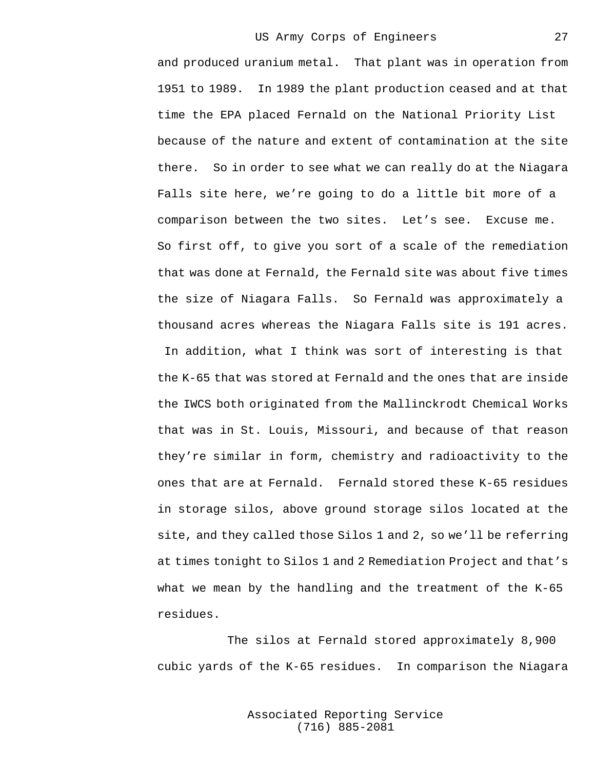and produced uranium metal. That plant was in operation from 1951 to 1989. In 1989 the plant production ceased and at that time the EPA placed Fernald on the National Priority List because of the nature and extent of contamination at the site there. So in order to see what we can really do at the Niagara Falls site here, we're going to do a little bit more of a comparison between the two sites. Let's see. Excuse me. So first off, to give you sort of a scale of the remediation that was done at Fernald, the Fernald site was about five times the size of Niagara Falls. So Fernald was approximately a thousand acres whereas the Niagara Falls site is 191 acres. In addition, what I think was sort of interesting is that the K-65 that was stored at Fernald and the ones that are inside the IWCS both originated from the Mallinckrodt Chemical Works that was in St. Louis, Missouri, and because of that reason they're similar in form, chemistry and radioactivity to the ones that are at Fernald. Fernald stored these K-65 residues in storage silos, above ground storage silos located at the site, and they called those Silos 1 and 2, so we'll be referring at times tonight to Silos 1 and 2 Remediation Project and that's what we mean by the handling and the treatment of the K-65 residues.

The silos at Fernald stored approximately 8,900 cubic yards of the K-65 residues. In comparison the Niagara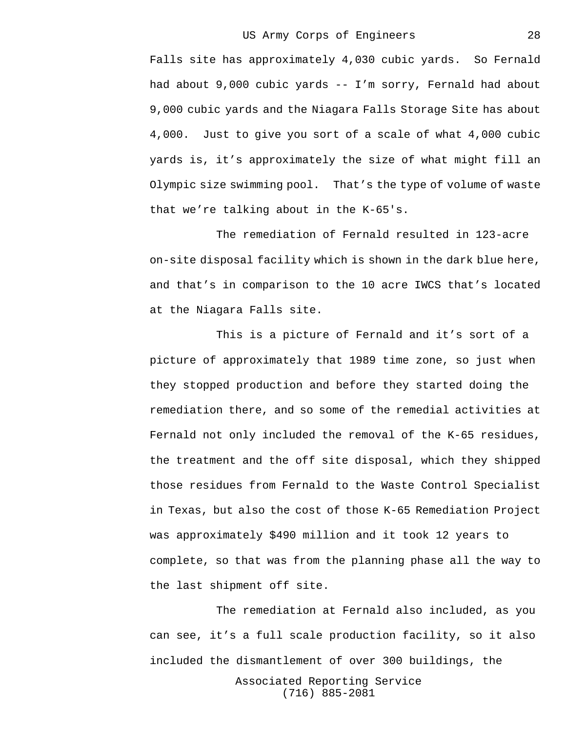Falls site has approximately 4,030 cubic yards. So Fernald had about 9,000 cubic yards -- I'm sorry, Fernald had about 9,000 cubic yards and the Niagara Falls Storage Site has about 4,000. Just to give you sort of a scale of what 4,000 cubic yards is, it's approximately the size of what might fill an Olympic size swimming pool. That's the type of volume of waste that we're talking about in the K-65's.

The remediation of Fernald resulted in 123-acre on-site disposal facility which is shown in the dark blue here, and that's in comparison to the 10 acre IWCS that's located at the Niagara Falls site.

This is a picture of Fernald and it's sort of a picture of approximately that 1989 time zone, so just when they stopped production and before they started doing the remediation there, and so some of the remedial activities at Fernald not only included the removal of the K-65 residues, the treatment and the off site disposal, which they shipped those residues from Fernald to the Waste Control Specialist in Texas, but also the cost of those K-65 Remediation Project was approximately $490 million and it took 12 years to complete, so that was from the planning phase all the way to the last shipment off site.

The remediation at Fernald also included, as you can see, it's a full scale production facility, so it also included the dismantlement of over 300 buildings, the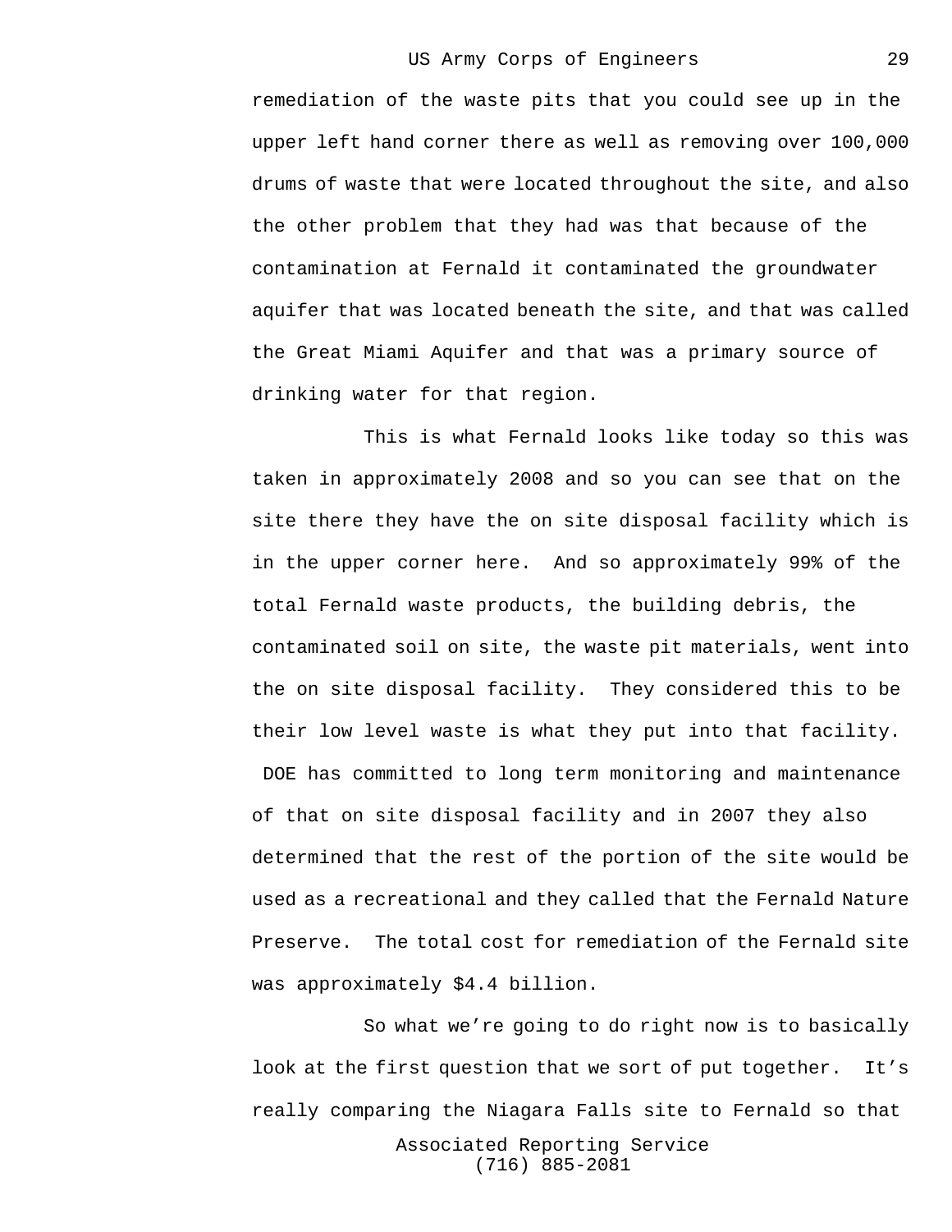remediation of the waste pits that you could see up in the upper left hand corner there as well as removing over 100,000 drums of waste that were located throughout the site, and also the other problem that they had was that because of the contamination at Fernald it contaminated the groundwater aquifer that was located beneath the site, and that was called the Great Miami Aquifer and that was a primary source of drinking water for that region.

This is what Fernald looks like today so this was taken in approximately 2008 and so you can see that on the site there they have the on site disposal facility which is in the upper corner here. And so approximately 99% of the total Fernald waste products, the building debris, the contaminated soil on site, the waste pit materials, went into the on site disposal facility. They considered this to be their low level waste is what they put into that facility. DOE has committed to long term monitoring and maintenance of that on site disposal facility and in 2007 they also determined that the rest of the portion of the site would be used as a recreational and they called that the Fernald Nature Preserve. The total cost for remediation of the Fernald site was approximately $4.4 billion.

So what we're going to do right now is to basically look at the first question that we sort of put together. It's really comparing the Niagara Falls site to Fernald so that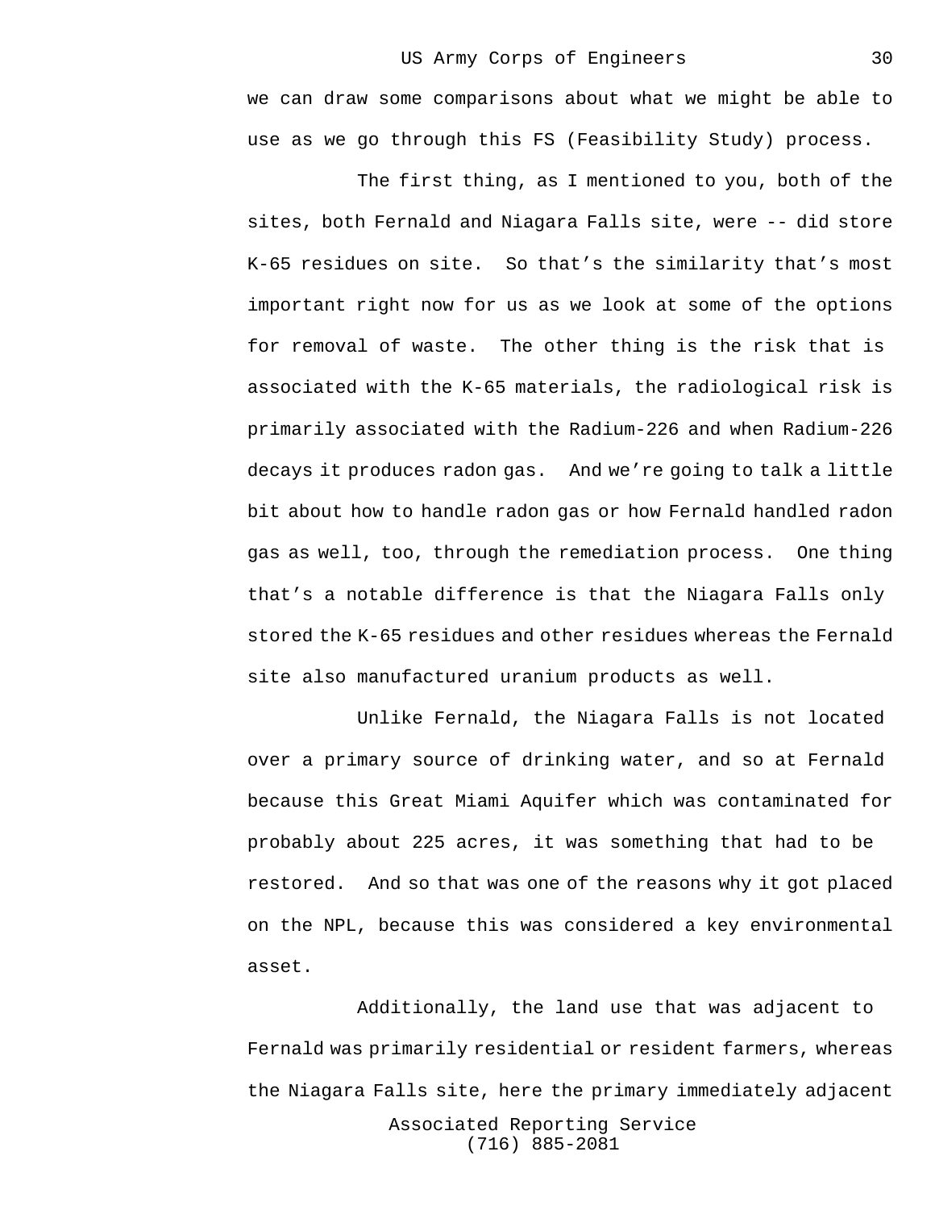we can draw some comparisons about what we might be able to use as we go through this FS (Feasibility Study) process.

The first thing, as I mentioned to you, both of the sites, both Fernald and Niagara Falls site, were -- did store K-65 residues on site. So that's the similarity that's most important right now for us as we look at some of the options for removal of waste. The other thing is the risk that is associated with the K-65 materials, the radiological risk is primarily associated with the Radium-226 and when Radium-226 decays it produces radon gas. And we're going to talk a little bit about how to handle radon gas or how Fernald handled radon gas as well, too, through the remediation process. One thing that's a notable difference is that the Niagara Falls only stored the K-65 residues and other residues whereas the Fernald site also manufactured uranium products as well.

Unlike Fernald, the Niagara Falls is not located over a primary source of drinking water, and so at Fernald because this Great Miami Aquifer which was contaminated for probably about 225 acres, it was something that had to be restored. And so that was one of the reasons why it got placed on the NPL, because this was considered a key environmental asset.

Additionally, the land use that was adjacent to Fernald was primarily residential or resident farmers, whereas the Niagara Falls site, here the primary immediately adjacent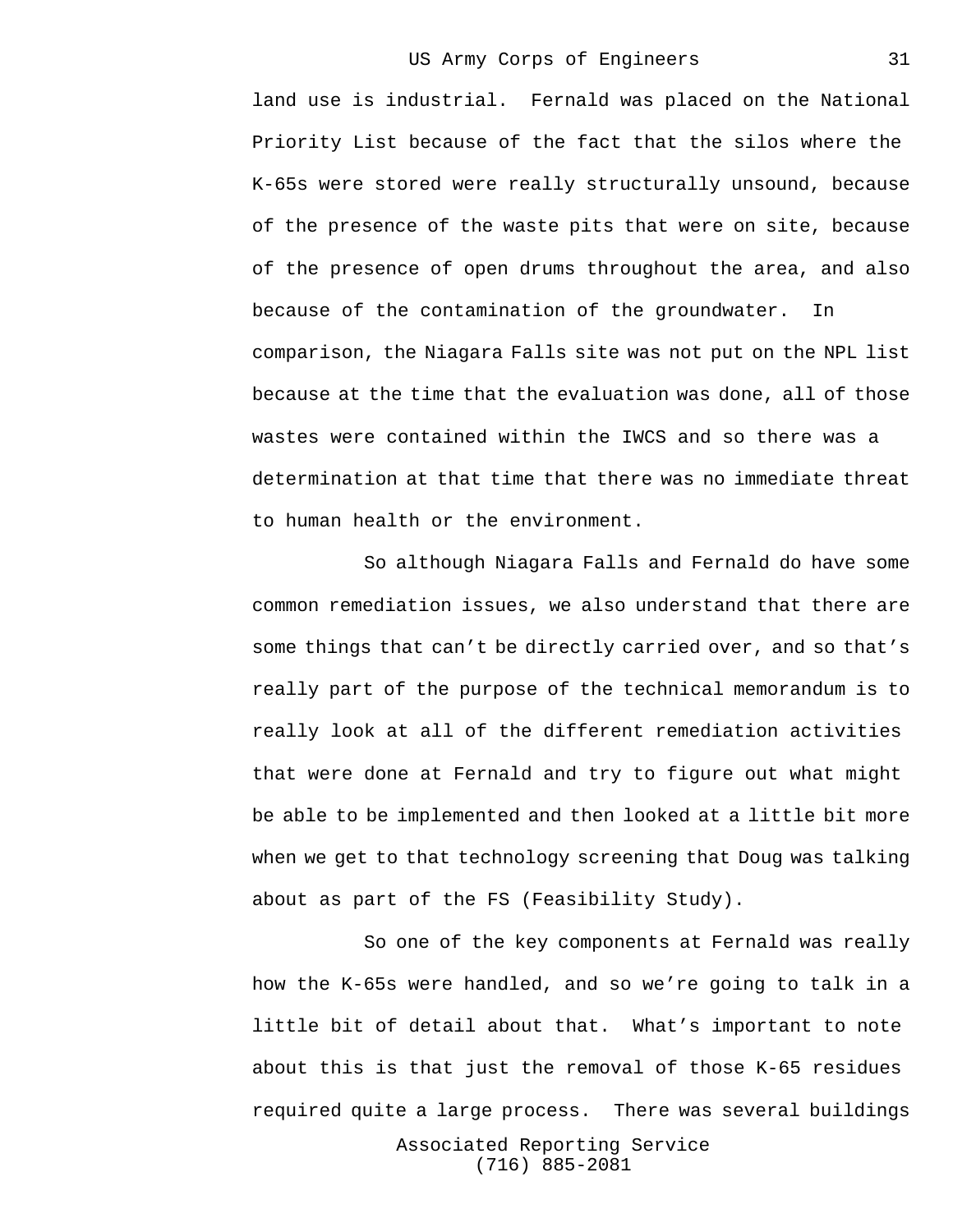land use is industrial. Fernald was placed on the National Priority List because of the fact that the silos where the K-65s were stored were really structurally unsound, because of the presence of the waste pits that were on site, because of the presence of open drums throughout the area, and also because of the contamination of the groundwater. In comparison, the Niagara Falls site was not put on the NPL list because at the time that the evaluation was done, all of those wastes were contained within the IWCS and so there was a determination at that time that there was no immediate threat to human health or the environment.

So although Niagara Falls and Fernald do have some common remediation issues, we also understand that there are some things that can't be directly carried over, and so that's really part of the purpose of the technical memorandum is to really look at all of the different remediation activities that were done at Fernald and try to figure out what might be able to be implemented and then looked at a little bit more when we get to that technology screening that Doug was talking about as part of the FS (Feasibility Study).

So one of the key components at Fernald was really how the K-65s were handled, and so we're going to talk in a little bit of detail about that. What's important to note about this is that just the removal of those K-65 residues required quite a large process. There was several buildings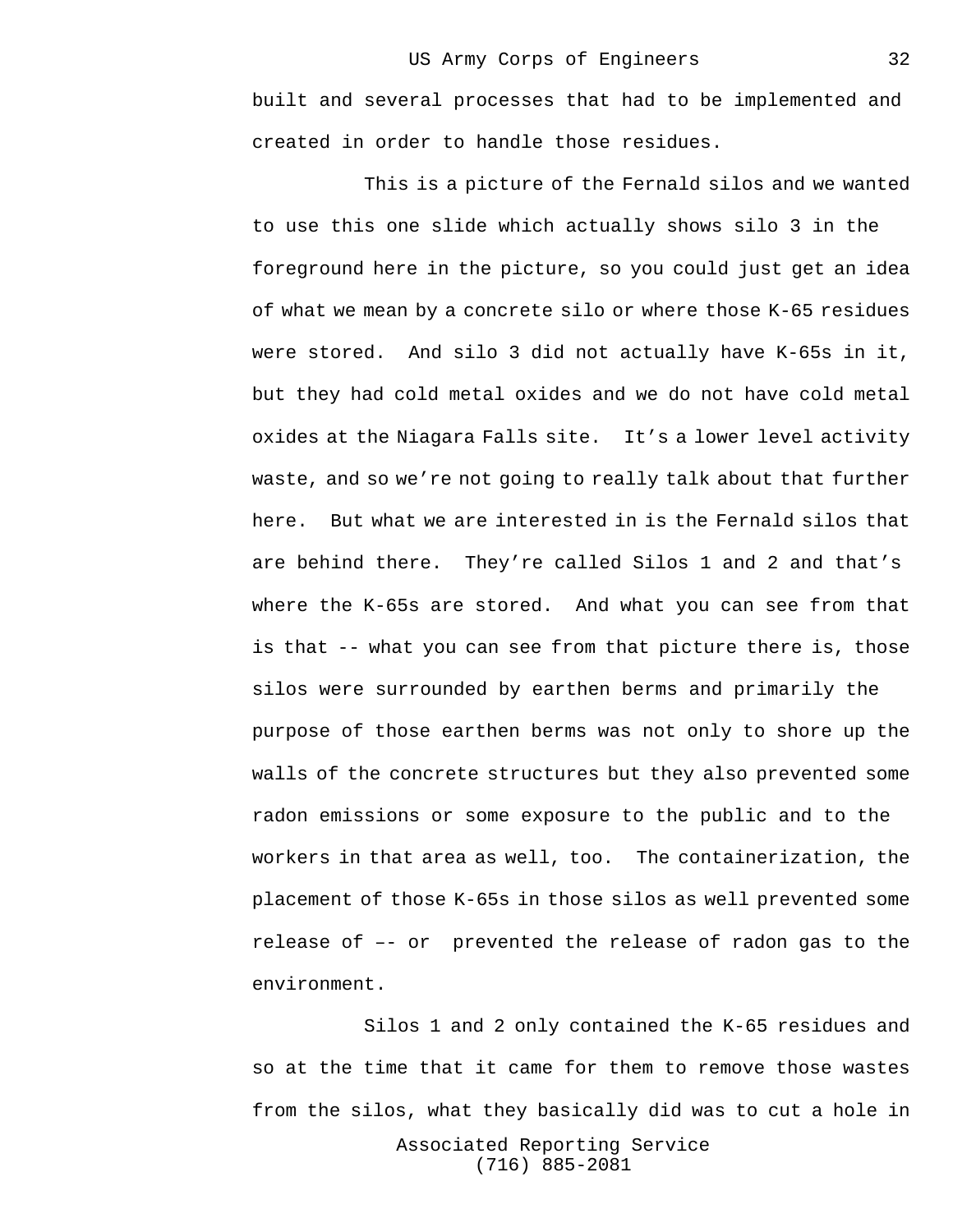built and several processes that had to be implemented and created in order to handle those residues.

This is a picture of the Fernald silos and we wanted to use this one slide which actually shows silo 3 in the foreground here in the picture, so you could just get an idea of what we mean by a concrete silo or where those K-65 residues were stored. And silo 3 did not actually have K-65s in it, but they had cold metal oxides and we do not have cold metal oxides at the Niagara Falls site. It’s a lower level activity waste, and so we’re not going to really talk about that further here. But what we are interested in is the Fernald silos that are behind there. They’re called Silos 1 and 2 and that’s where the K-65s are stored. And what you can see from that is that -- what you can see from that picture there is, those silos were surrounded by earthen berms and primarily the purpose of those earthen berms was not only to shore up the walls of the concrete structures but they also prevented some radon emissions or some exposure to the public and to the workers in that area as well, too. The containerization, the placement of those K-65s in those silos as well prevented some release of –- or prevented the release of radon gas to the environment.

Silos 1 and 2 only contained the K-65 residues and so at the time that it came for them to remove those wastes from the silos, what they basically did was to cut a hole in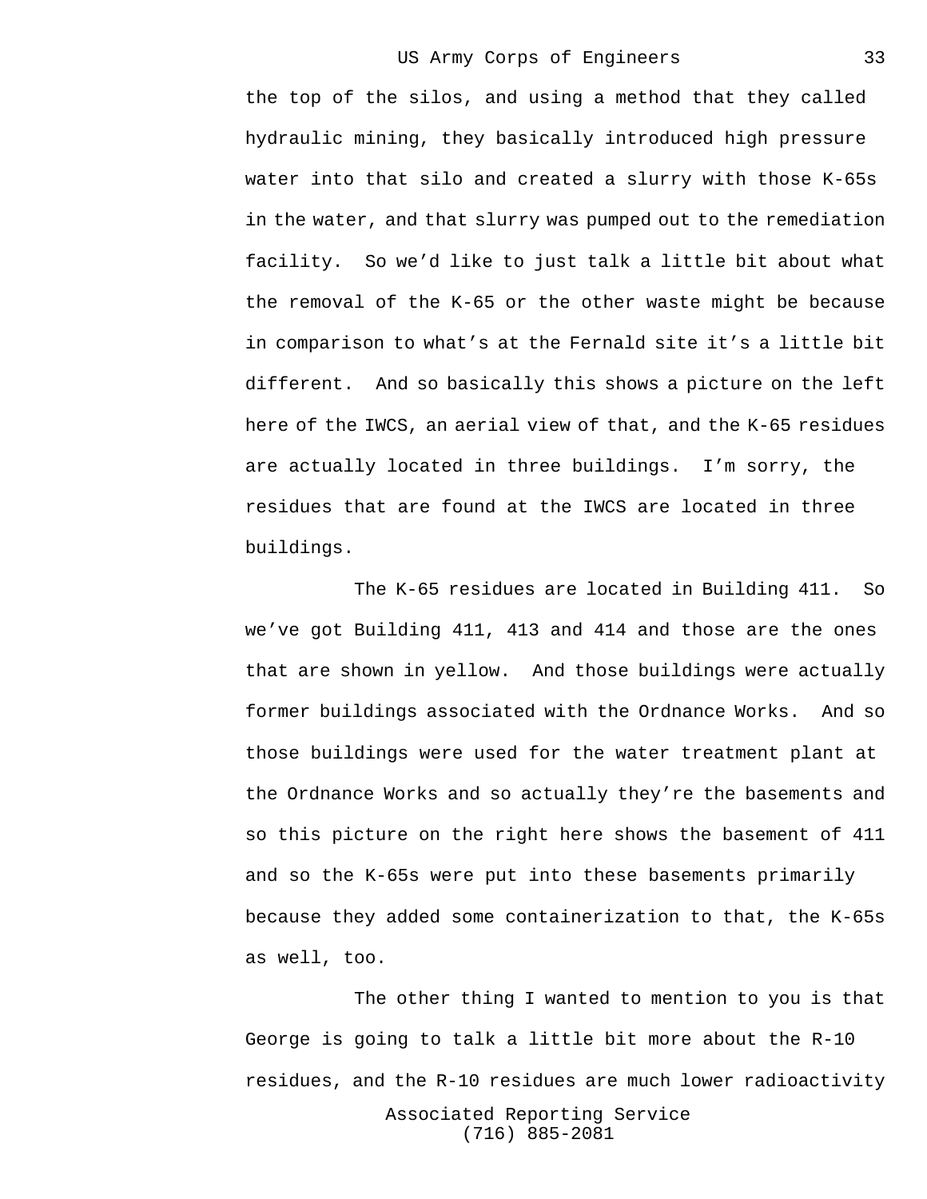the top of the silos, and using a method that they called hydraulic mining, they basically introduced high pressure water into that silo and created a slurry with those K-65s in the water, and that slurry was pumped out to the remediation facility. So we'd like to just talk a little bit about what the removal of the K-65 or the other waste might be because in comparison to what's at the Fernald site it's a little bit different. And so basically this shows a picture on the left here of the IWCS, an aerial view of that, and the K-65 residues are actually located in three buildings. I'm sorry, the residues that are found at the IWCS are located in three buildings.

The K-65 residues are located in Building 411. So we've got Building 411, 413 and 414 and those are the ones that are shown in yellow. And those buildings were actually former buildings associated with the Ordnance Works. And so those buildings were used for the water treatment plant at the Ordnance Works and so actually they're the basements and so this picture on the right here shows the basement of 411 and so the K-65s were put into these basements primarily because they added some containerization to that, the K-65s as well, too.

The other thing I wanted to mention to you is that George is going to talk a little bit more about the R-10 residues, and the R-10 residues are much lower radioactivity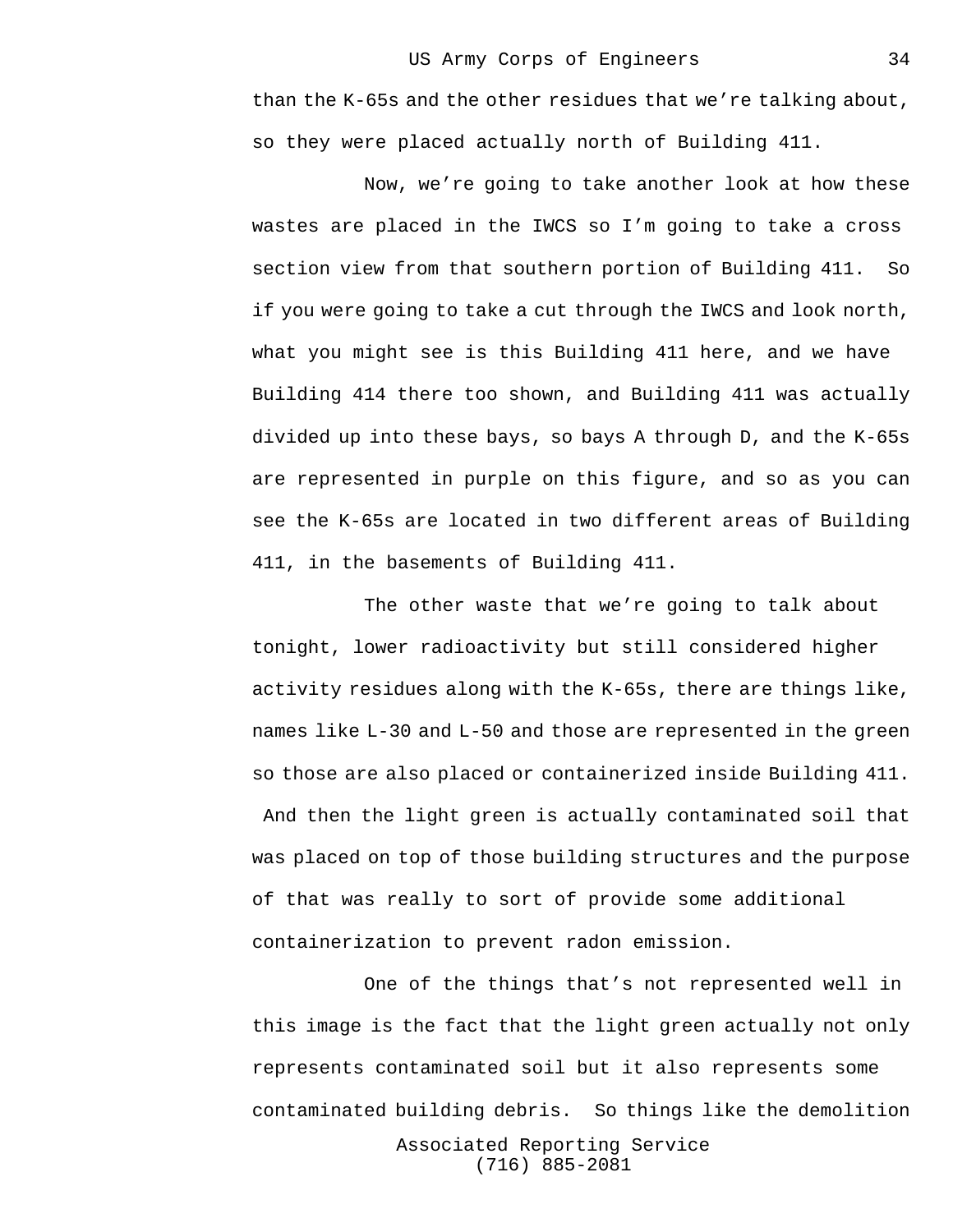than the K-65s and the other residues that we're talking about, so they were placed actually north of Building 411.

Now, we're going to take another look at how these wastes are placed in the IWCS so I'm going to take a cross section view from that southern portion of Building 411. So if you were going to take a cut through the IWCS and look north, what you might see is this Building 411 here, and we have Building 414 there too shown, and Building 411 was actually divided up into these bays, so bays A through D, and the K-65s are represented in purple on this figure, and so as you can see the K-65s are located in two different areas of Building 411, in the basements of Building 411.

The other waste that we're going to talk about tonight, lower radioactivity but still considered higher activity residues along with the K-65s, there are things like, names like L-30 and L-50 and those are represented in the green so those are also placed or containerized inside Building 411. And then the light green is actually contaminated soil that was placed on top of those building structures and the purpose of that was really to sort of provide some additional containerization to prevent radon emission.

One of the things that's not represented well in this image is the fact that the light green actually not only represents contaminated soil but it also represents some contaminated building debris. So things like the demolition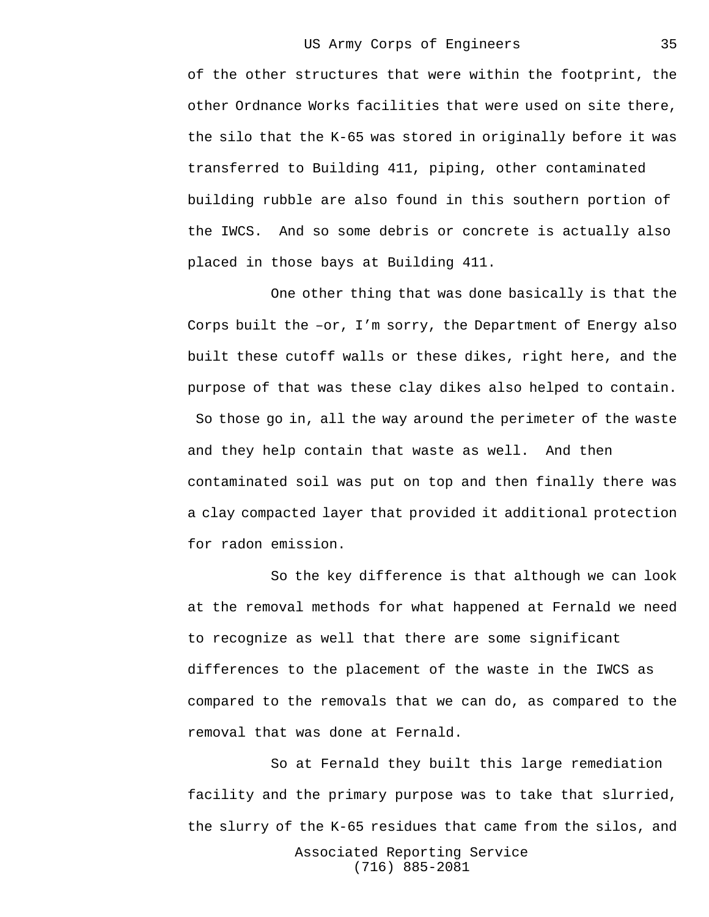of the other structures that were within the footprint, the other Ordnance Works facilities that were used on site there, the silo that the K-65 was stored in originally before it was transferred to Building 411, piping, other contaminated building rubble are also found in this southern portion of the IWCS.  And so some debris or concrete is actually also placed in those bays at Building 411.

One other thing that was done basically is that the Corps built the –or, I'm sorry, the Department of Energy also built these cutoff walls or these dikes, right here, and the purpose of that was these clay dikes also helped to contain. So those go in, all the way around the perimeter of the waste and they help contain that waste as well.  And then contaminated soil was put on top and then finally there was a clay compacted layer that provided it additional protection for radon emission.

So the key difference is that although we can look at the removal methods for what happened at Fernald we need to recognize as well that there are some significant differences to the placement of the waste in the IWCS as compared to the removals that we can do, as compared to the removal that was done at Fernald.

So at Fernald they built this large remediation facility and the primary purpose was to take that slurried, the slurry of the K-65 residues that came from the silos, and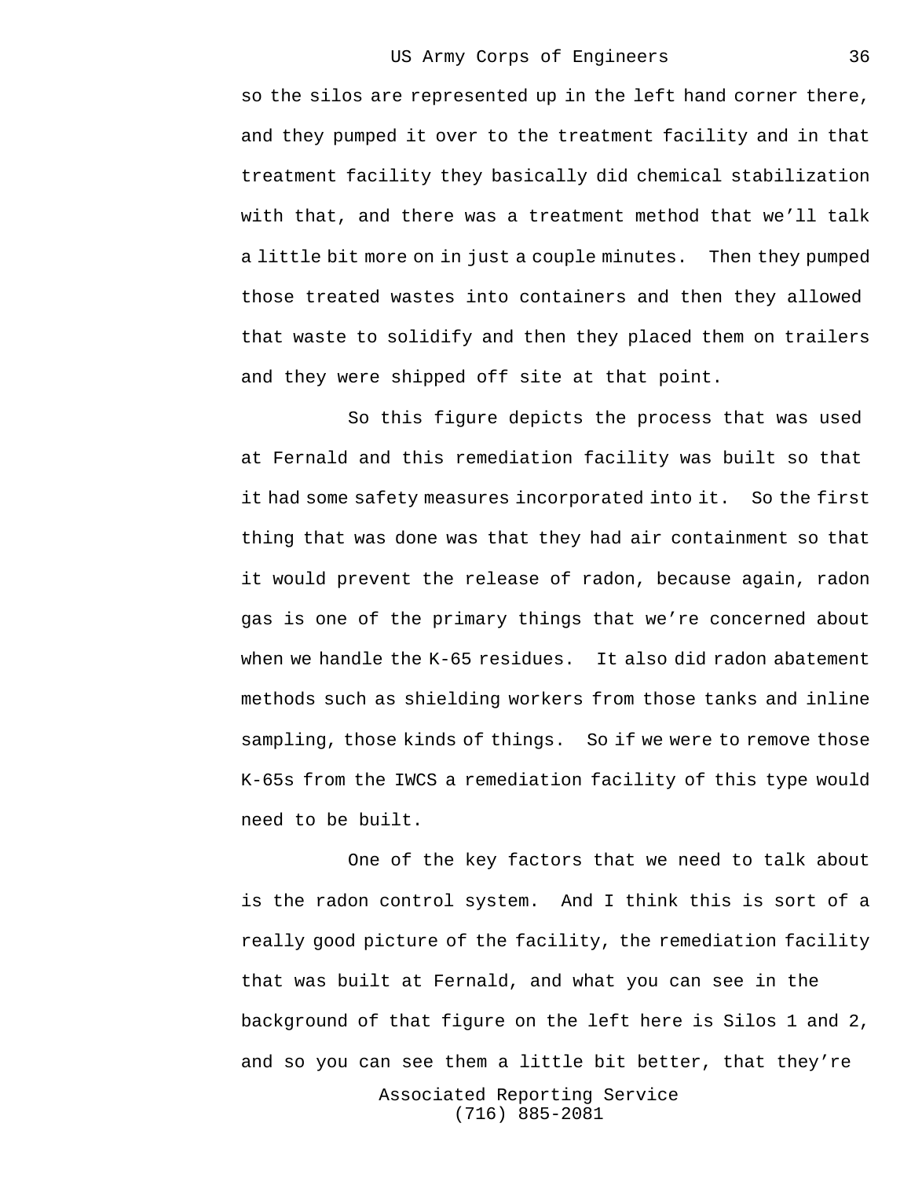so the silos are represented up in the left hand corner there, and they pumped it over to the treatment facility and in that treatment facility they basically did chemical stabilization with that, and there was a treatment method that we'll talk a little bit more on in just a couple minutes. Then they pumped those treated wastes into containers and then they allowed that waste to solidify and then they placed them on trailers and they were shipped off site at that point.

So this figure depicts the process that was used at Fernald and this remediation facility was built so that it had some safety measures incorporated into it. So the first thing that was done was that they had air containment so that it would prevent the release of radon, because again, radon gas is one of the primary things that we're concerned about when we handle the K-65 residues. It also did radon abatement methods such as shielding workers from those tanks and inline sampling, those kinds of things. So if we were to remove those K-65s from the IWCS a remediation facility of this type would need to be built.

One of the key factors that we need to talk about is the radon control system. And I think this is sort of a really good picture of the facility, the remediation facility that was built at Fernald, and what you can see in the background of that figure on the left here is Silos 1 and 2, and so you can see them a little bit better, that they're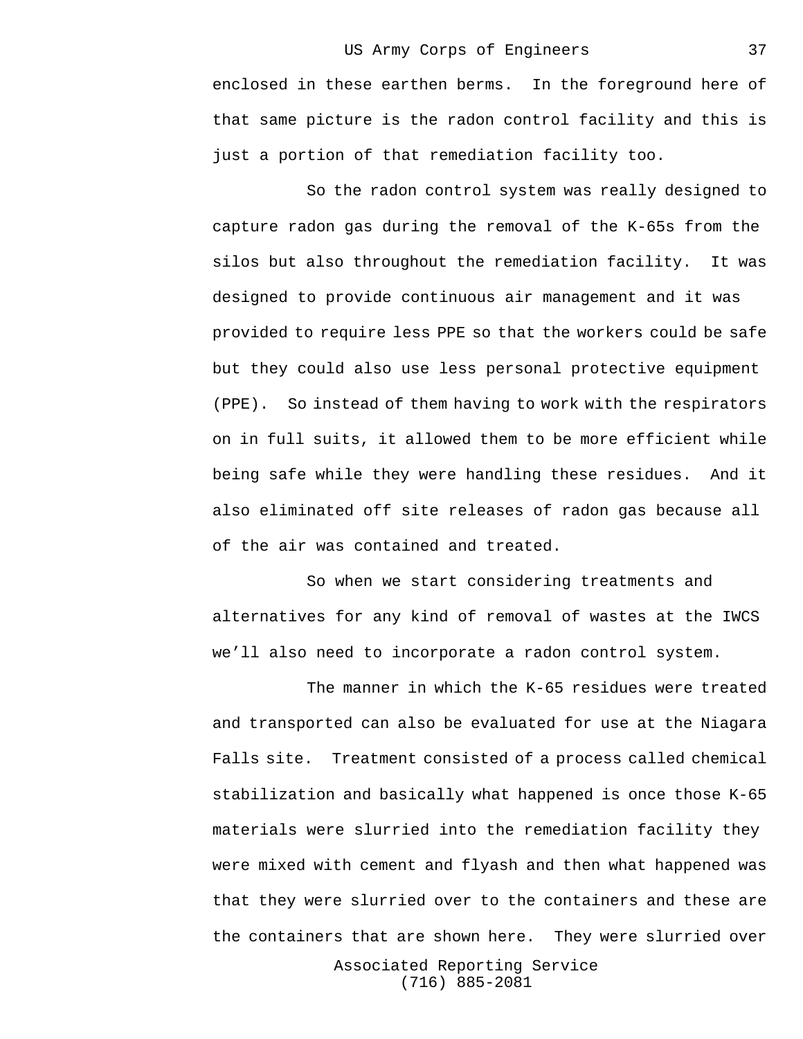enclosed in these earthen berms. In the foreground here of that same picture is the radon control facility and this is just a portion of that remediation facility too.

So the radon control system was really designed to capture radon gas during the removal of the K-65s from the silos but also throughout the remediation facility. It was designed to provide continuous air management and it was provided to require less PPE so that the workers could be safe but they could also use less personal protective equipment (PPE). So instead of them having to work with the respirators on in full suits, it allowed them to be more efficient while being safe while they were handling these residues. And it also eliminated off site releases of radon gas because all of the air was contained and treated.

So when we start considering treatments and alternatives for any kind of removal of wastes at the IWCS we'll also need to incorporate a radon control system.

The manner in which the K-65 residues were treated and transported can also be evaluated for use at the Niagara Falls site. Treatment consisted of a process called chemical stabilization and basically what happened is once those K-65 materials were slurried into the remediation facility they were mixed with cement and flyash and then what happened was that they were slurried over to the containers and these are the containers that are shown here. They were slurried over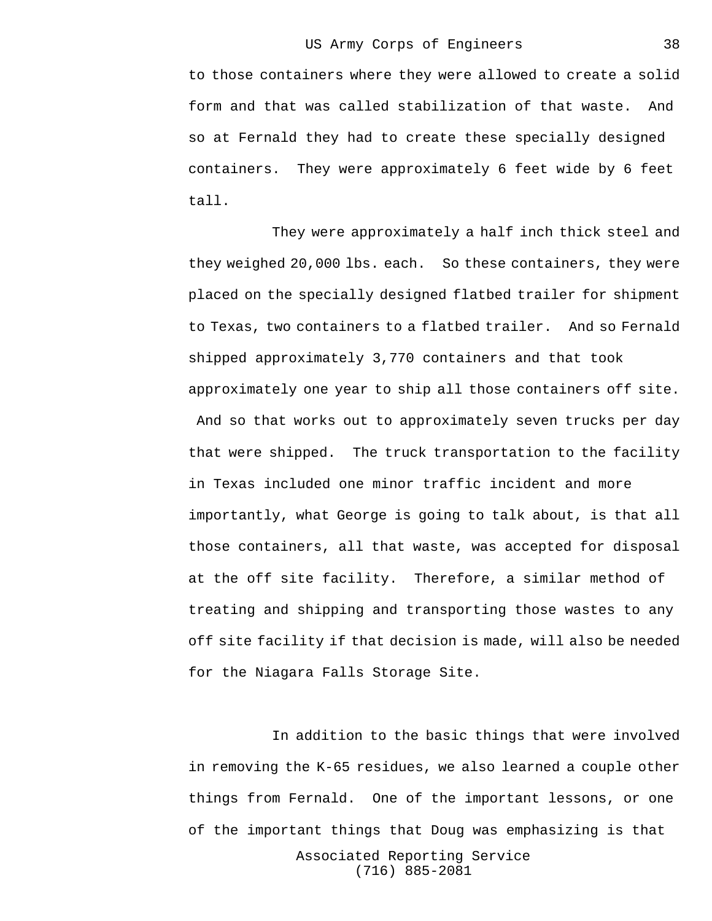to those containers where they were allowed to create a solid form and that was called stabilization of that waste. And so at Fernald they had to create these specially designed containers. They were approximately 6 feet wide by 6 feet tall.

They were approximately a half inch thick steel and they weighed 20,000 lbs. each. So these containers, they were placed on the specially designed flatbed trailer for shipment to Texas, two containers to a flatbed trailer. And so Fernald shipped approximately 3,770 containers and that took approximately one year to ship all those containers off site. And so that works out to approximately seven trucks per day that were shipped. The truck transportation to the facility in Texas included one minor traffic incident and more importantly, what George is going to talk about, is that all those containers, all that waste, was accepted for disposal at the off site facility. Therefore, a similar method of treating and shipping and transporting those wastes to any off site facility if that decision is made, will also be needed for the Niagara Falls Storage Site.

In addition to the basic things that were involved in removing the K-65 residues, we also learned a couple other things from Fernald. One of the important lessons, or one of the important things that Doug was emphasizing is that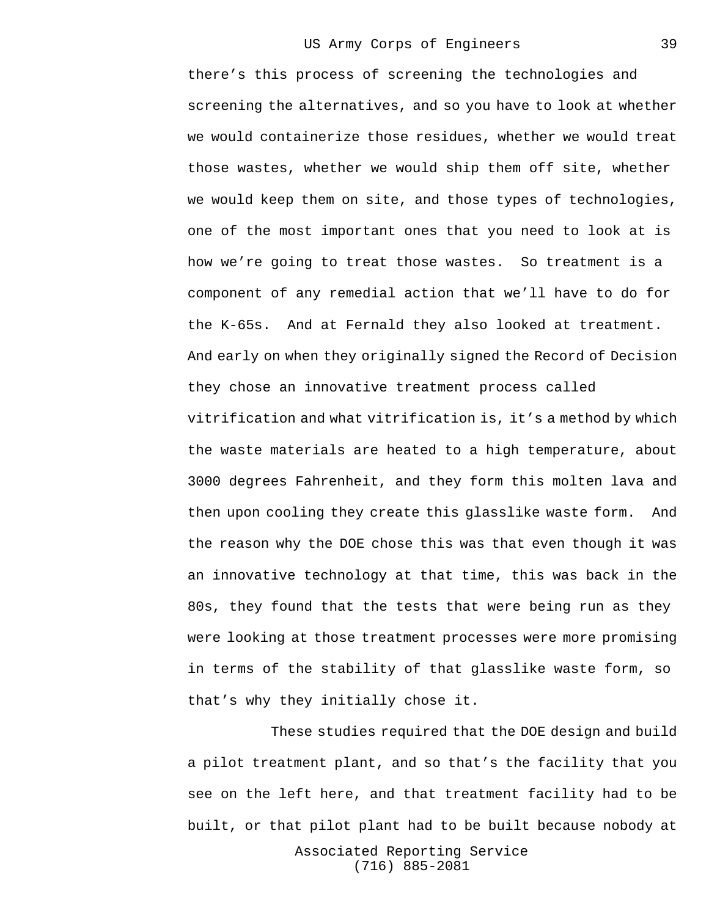there's this process of screening the technologies and screening the alternatives, and so you have to look at whether we would containerize those residues, whether we would treat those wastes, whether we would ship them off site, whether we would keep them on site, and those types of technologies, one of the most important ones that you need to look at is how we're going to treat those wastes. So treatment is a component of any remedial action that we'll have to do for the K-65s. And at Fernald they also looked at treatment. And early on when they originally signed the Record of Decision they chose an innovative treatment process called vitrification and what vitrification is, it's a method by which the waste materials are heated to a high temperature, about 3000 degrees Fahrenheit, and they form this molten lava and then upon cooling they create this glasslike waste form. And the reason why the DOE chose this was that even though it was an innovative technology at that time, this was back in the 80s, they found that the tests that were being run as they were looking at those treatment processes were more promising in terms of the stability of that glasslike waste form, so that's why they initially chose it.

These studies required that the DOE design and build a pilot treatment plant, and so that's the facility that you see on the left here, and that treatment facility had to be built, or that pilot plant had to be built because nobody at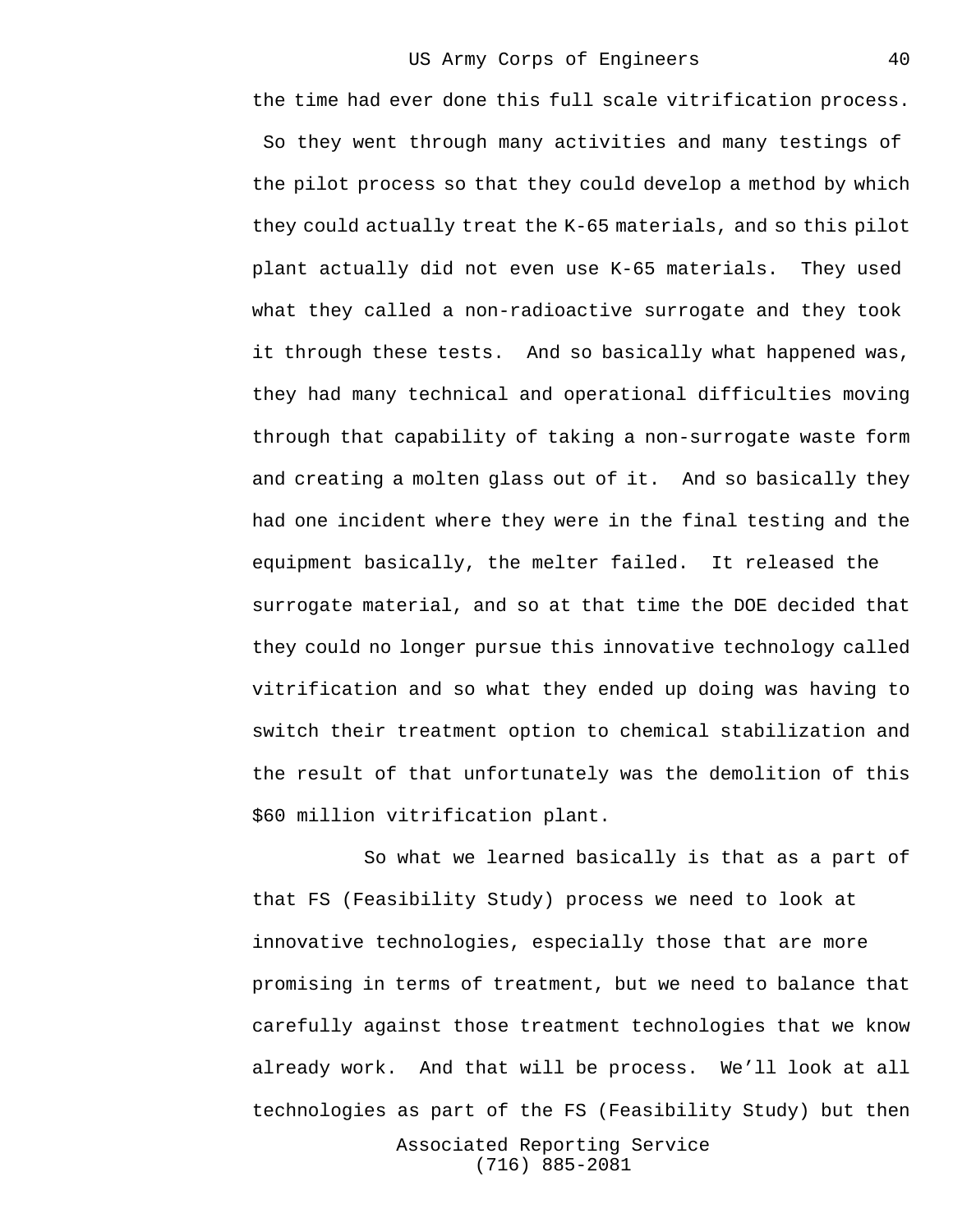the time had ever done this full scale vitrification process. So they went through many activities and many testings of the pilot process so that they could develop a method by which they could actually treat the K-65 materials, and so this pilot plant actually did not even use K-65 materials. They used what they called a non-radioactive surrogate and they took it through these tests. And so basically what happened was, they had many technical and operational difficulties moving through that capability of taking a non-surrogate waste form and creating a molten glass out of it. And so basically they had one incident where they were in the final testing and the equipment basically, the melter failed. It released the surrogate material, and so at that time the DOE decided that they could no longer pursue this innovative technology called vitrification and so what they ended up doing was having to switch their treatment option to chemical stabilization and the result of that unfortunately was the demolition of this $60 million vitrification plant.

So what we learned basically is that as a part of that FS (Feasibility Study) process we need to look at innovative technologies, especially those that are more promising in terms of treatment, but we need to balance that carefully against those treatment technologies that we know already work. And that will be process. We'll look at all technologies as part of the FS (Feasibility Study) but then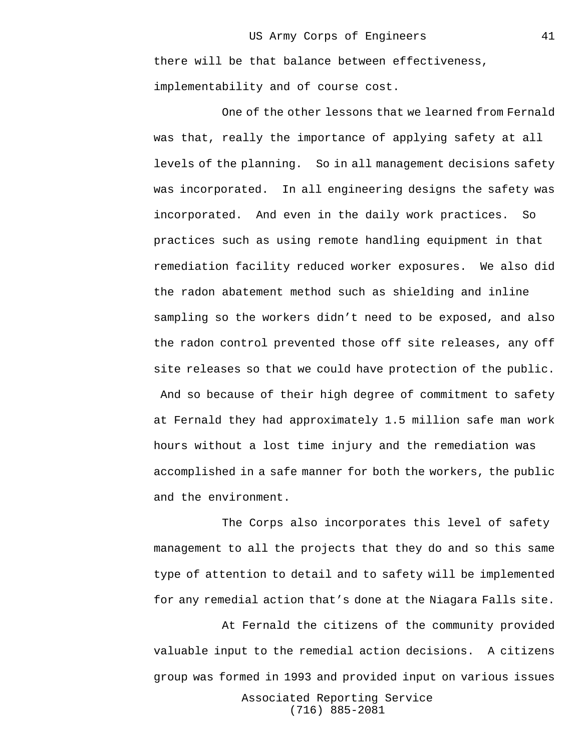there will be that balance between effectiveness, implementability and of course cost.

One of the other lessons that we learned from Fernald was that, really the importance of applying safety at all levels of the planning. So in all management decisions safety was incorporated. In all engineering designs the safety was incorporated. And even in the daily work practices. So practices such as using remote handling equipment in that remediation facility reduced worker exposures. We also did the radon abatement method such as shielding and inline sampling so the workers didn't need to be exposed, and also the radon control prevented those off site releases, any off site releases so that we could have protection of the public. And so because of their high degree of commitment to safety at Fernald they had approximately 1.5 million safe man work hours without a lost time injury and the remediation was accomplished in a safe manner for both the workers, the public and the environment.

The Corps also incorporates this level of safety management to all the projects that they do and so this same type of attention to detail and to safety will be implemented for any remedial action that's done at the Niagara Falls site.

At Fernald the citizens of the community provided valuable input to the remedial action decisions. A citizens group was formed in 1993 and provided input on various issues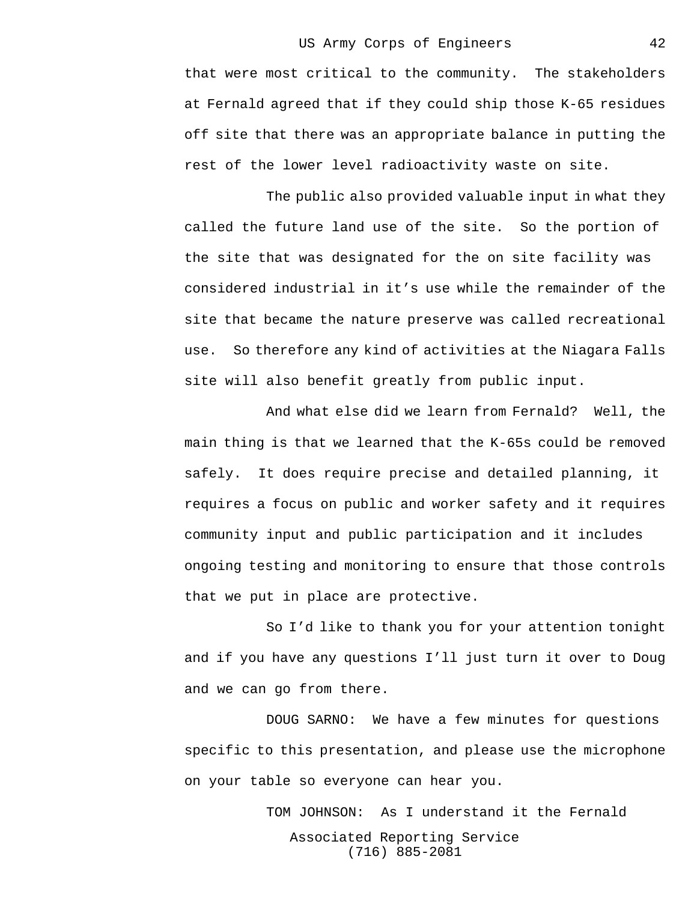that were most critical to the community. The stakeholders at Fernald agreed that if they could ship those K-65 residues off site that there was an appropriate balance in putting the rest of the lower level radioactivity waste on site.

The public also provided valuable input in what they called the future land use of the site. So the portion of the site that was designated for the on site facility was considered industrial in it's use while the remainder of the site that became the nature preserve was called recreational use. So therefore any kind of activities at the Niagara Falls site will also benefit greatly from public input.

And what else did we learn from Fernald? Well, the main thing is that we learned that the K-65s could be removed safely. It does require precise and detailed planning, it requires a focus on public and worker safety and it requires community input and public participation and it includes ongoing testing and monitoring to ensure that those controls that we put in place are protective.

So I'd like to thank you for your attention tonight and if you have any questions I'll just turn it over to Doug and we can go from there.

DOUG SARNO: We have a few minutes for questions specific to this presentation, and please use the microphone on your table so everyone can hear you.

TOM JOHNSON: As I understand it the Fernald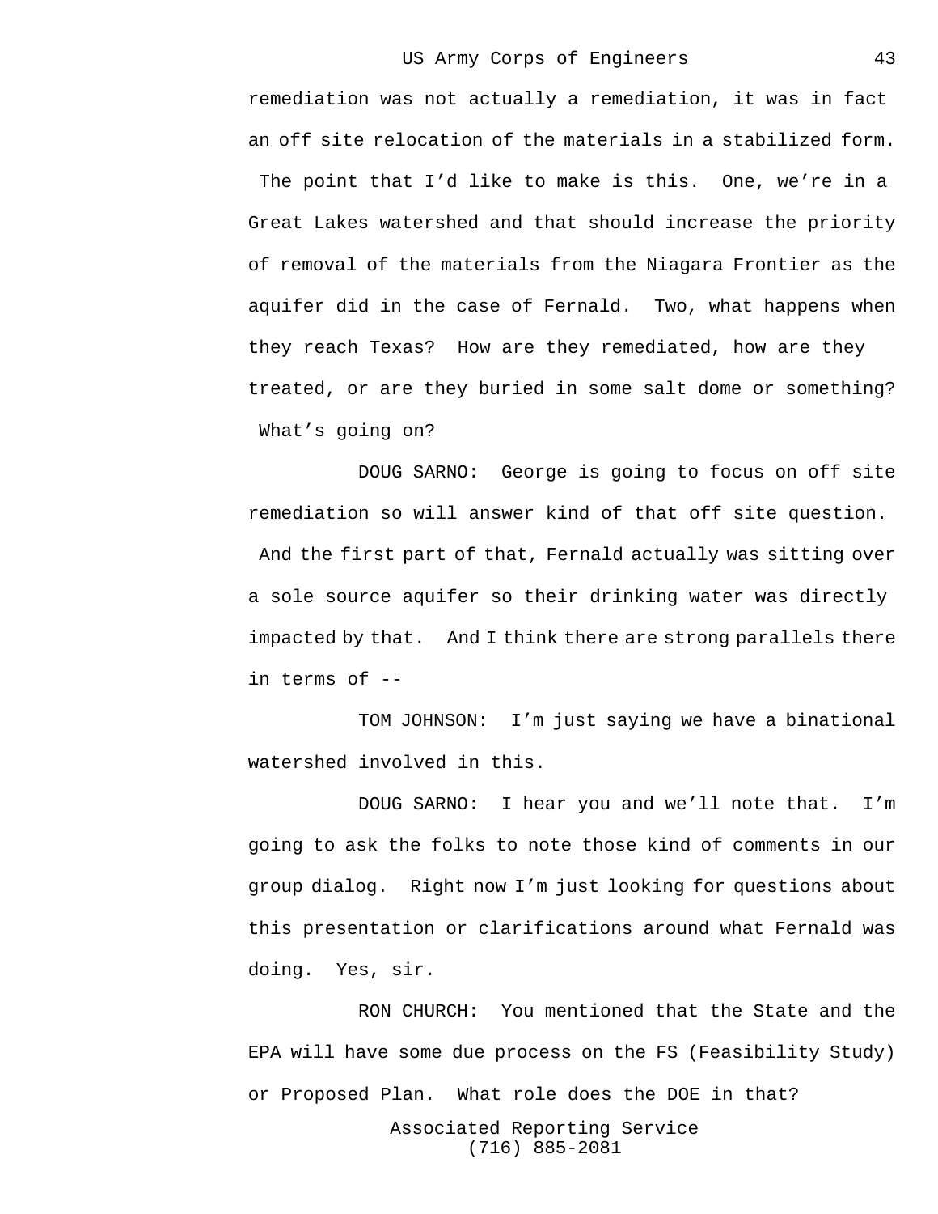remediation was not actually a remediation, it was in fact an off site relocation of the materials in a stabilized form. The point that I'd like to make is this. One, we're in a Great Lakes watershed and that should increase the priority of removal of the materials from the Niagara Frontier as the aquifer did in the case of Fernald. Two, what happens when they reach Texas? How are they remediated, how are they treated, or are they buried in some salt dome or something? What's going on?

DOUG SARNO: George is going to focus on off site remediation so will answer kind of that off site question. And the first part of that, Fernald actually was sitting over a sole source aquifer so their drinking water was directly impacted by that. And I think there are strong parallels there in terms of --

TOM JOHNSON: I'm just saying we have a binational watershed involved in this.

DOUG SARNO: I hear you and we'll note that. I'm going to ask the folks to note those kind of comments in our group dialog. Right now I'm just looking for questions about this presentation or clarifications around what Fernald was doing. Yes, sir.

RON CHURCH: You mentioned that the State and the EPA will have some due process on the FS (Feasibility Study) or Proposed Plan. What role does the DOE in that?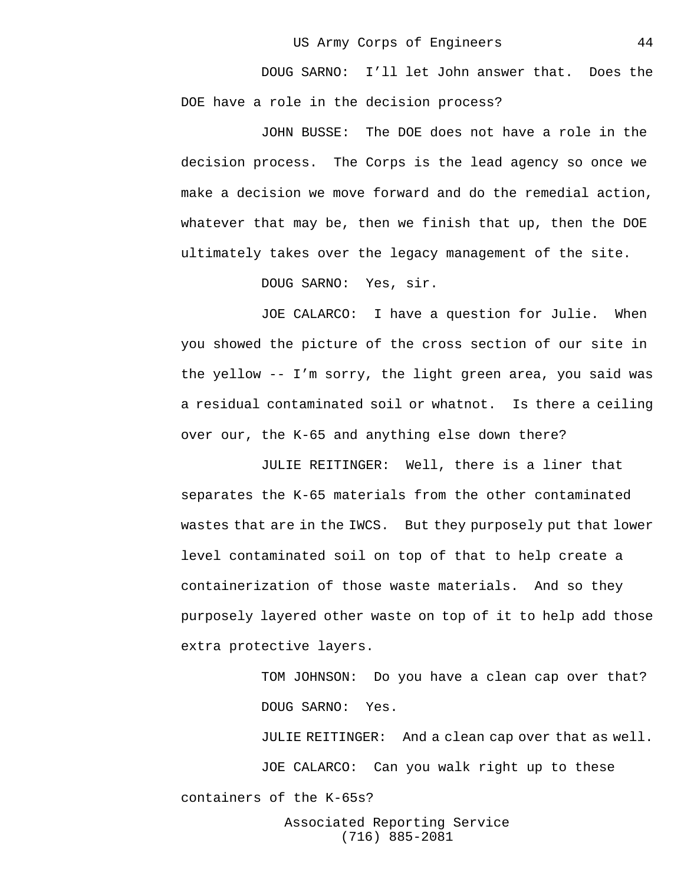DOUG SARNO: I'll let John answer that. Does the DOE have a role in the decision process?

JOHN BUSSE: The DOE does not have a role in the decision process. The Corps is the lead agency so once we make a decision we move forward and do the remedial action, whatever that may be, then we finish that up, then the DOE ultimately takes over the legacy management of the site.

DOUG SARNO: Yes, sir.

JOE CALARCO: I have a question for Julie. When you showed the picture of the cross section of our site in the yellow -- I'm sorry, the light green area, you said was a residual contaminated soil or whatnot. Is there a ceiling over our, the K-65 and anything else down there?

JULIE REITINGER: Well, there is a liner that separates the K-65 materials from the other contaminated wastes that are in the IWCS. But they purposely put that lower level contaminated soil on top of that to help create a containerization of those waste materials. And so they purposely layered other waste on top of it to help add those extra protective layers.

TOM JOHNSON: Do you have a clean cap over that?

DOUG SARNO: Yes.

JULIE REITINGER: And a clean cap over that as well.

JOE CALARCO: Can you walk right up to these containers of the K-65s?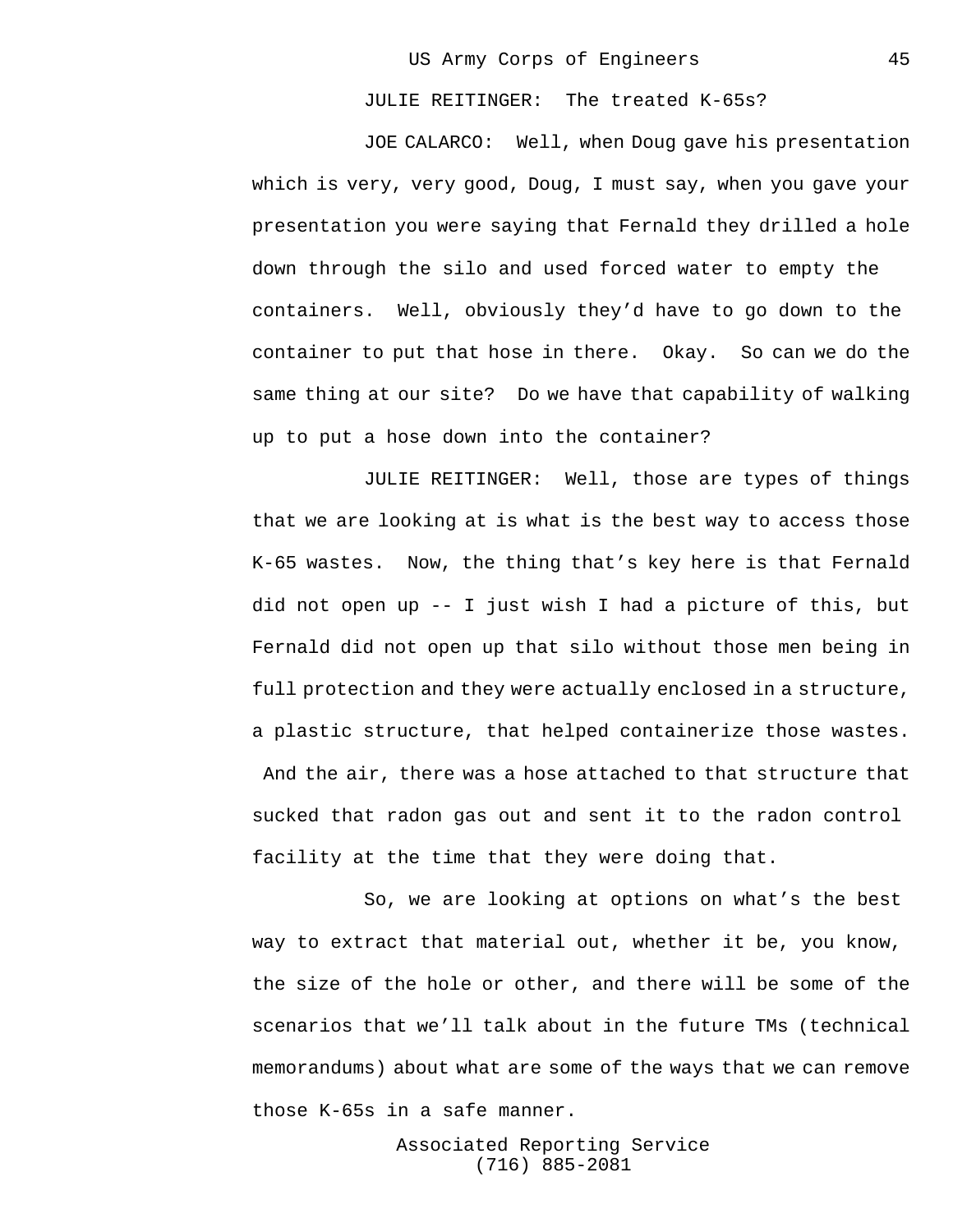JULIE REITINGER: The treated K-65s?

JOE CALARCO: Well, when Doug gave his presentation which is very, very good, Doug, I must say, when you gave your presentation you were saying that Fernald they drilled a hole down through the silo and used forced water to empty the containers. Well, obviously they'd have to go down to the container to put that hose in there. Okay. So can we do the same thing at our site? Do we have that capability of walking up to put a hose down into the container?

JULIE REITINGER: Well, those are types of things that we are looking at is what is the best way to access those K-65 wastes. Now, the thing that's key here is that Fernald did not open up -- I just wish I had a picture of this, but Fernald did not open up that silo without those men being in full protection and they were actually enclosed in a structure, a plastic structure, that helped containerize those wastes. And the air, there was a hose attached to that structure that sucked that radon gas out and sent it to the radon control facility at the time that they were doing that.

So, we are looking at options on what's the best way to extract that material out, whether it be, you know, the size of the hole or other, and there will be some of the scenarios that we'll talk about in the future TMs (technical memorandums) about what are some of the ways that we can remove those K-65s in a safe manner.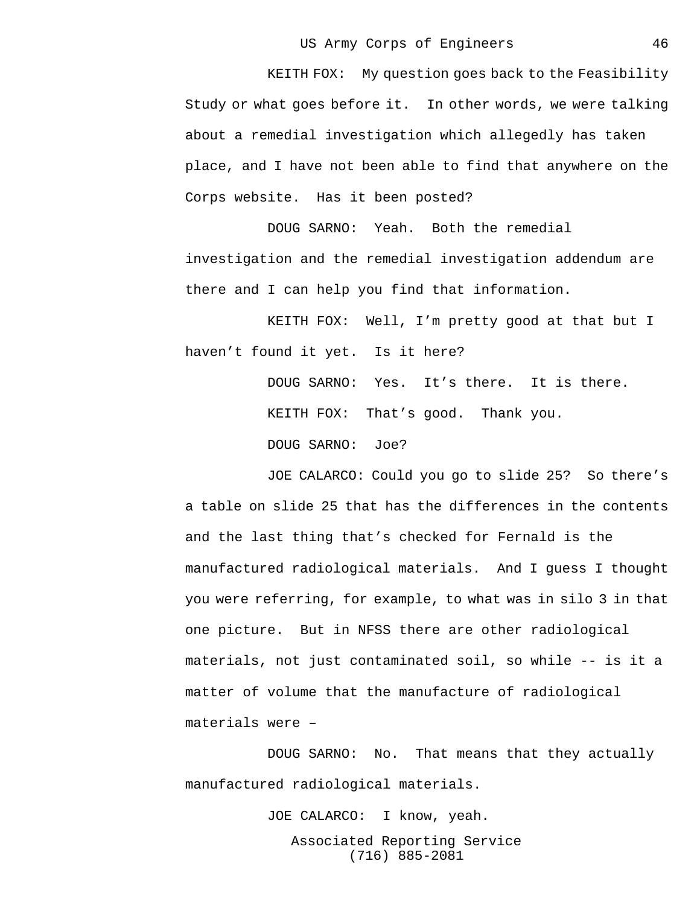KEITH FOX: My question goes back to the Feasibility Study or what goes before it. In other words, we were talking about a remedial investigation which allegedly has taken place, and I have not been able to find that anywhere on the Corps website. Has it been posted?

DOUG SARNO: Yeah. Both the remedial investigation and the remedial investigation addendum are there and I can help you find that information.

KEITH FOX: Well, I’m pretty good at that but I haven’t found it yet. Is it here?

DOUG SARNO: Yes. It’s there. It is there.

KEITH FOX: That’s good. Thank you.

DOUG SARNO: Joe?

JOE CALARCO: Could you go to slide 25? So there’s a table on slide 25 that has the differences in the contents and the last thing that’s checked for Fernald is the manufactured radiological materials. And I guess I thought you were referring, for example, to what was in silo 3 in that one picture. But in NFSS there are other radiological materials, not just contaminated soil, so while -- is it a matter of volume that the manufacture of radiological materials were –

DOUG SARNO: No. That means that they actually manufactured radiological materials.

JOE CALARCO: I know, yeah.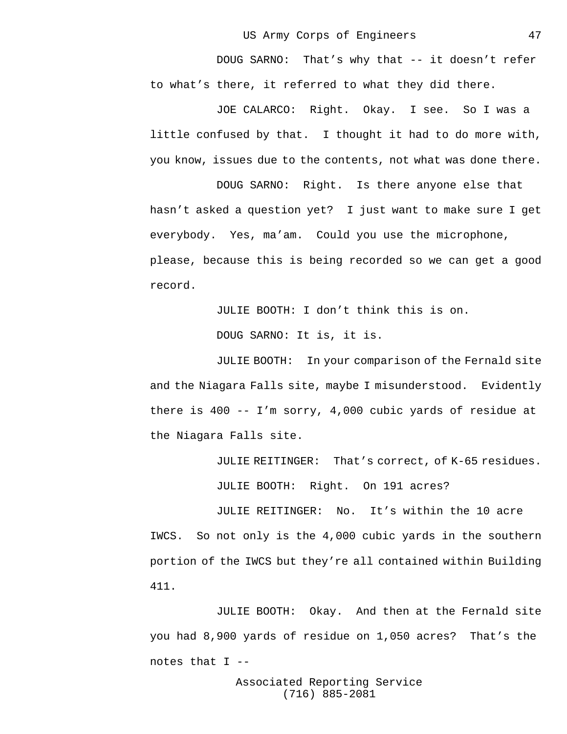DOUG SARNO: That's why that -- it doesn't refer to what's there, it referred to what they did there.

JOE CALARCO: Right. Okay. I see. So I was a little confused by that. I thought it had to do more with, you know, issues due to the contents, not what was done there.

DOUG SARNO: Right. Is there anyone else that hasn't asked a question yet? I just want to make sure I get everybody. Yes, ma'am. Could you use the microphone, please, because this is being recorded so we can get a good record.

JULIE BOOTH: I don't think this is on.

DOUG SARNO: It is, it is.

JULIE BOOTH: In your comparison of the Fernald site and the Niagara Falls site, maybe I misunderstood. Evidently there is 400 -- I'm sorry, 4,000 cubic yards of residue at the Niagara Falls site.

JULIE REITINGER: That's correct, of K-65 residues.

JULIE BOOTH: Right. On 191 acres?

JULIE REITINGER: No. It's within the 10 acre IWCS. So not only is the 4,000 cubic yards in the southern portion of the IWCS but they're all contained within Building 411.

JULIE BOOTH: Okay. And then at the Fernald site you had 8,900 yards of residue on 1,050 acres? That's the notes that I --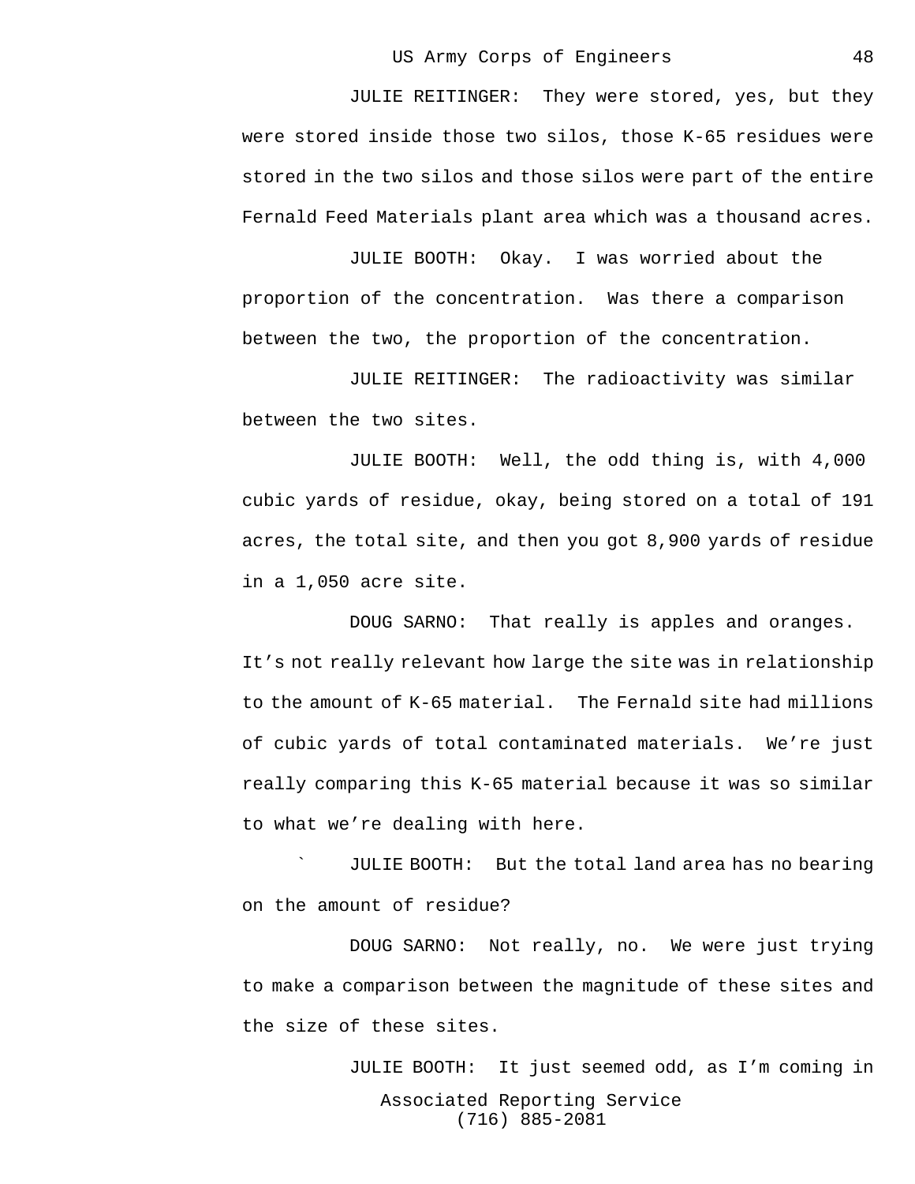JULIE REITINGER: They were stored, yes, but they were stored inside those two silos, those K-65 residues were stored in the two silos and those silos were part of the entire Fernald Feed Materials plant area which was a thousand acres.

JULIE BOOTH: Okay. I was worried about the proportion of the concentration. Was there a comparison between the two, the proportion of the concentration.

JULIE REITINGER: The radioactivity was similar between the two sites.

JULIE BOOTH: Well, the odd thing is, with 4,000 cubic yards of residue, okay, being stored on a total of 191 acres, the total site, and then you got 8,900 yards of residue in a 1,050 acre site.

DOUG SARNO: That really is apples and oranges. It's not really relevant how large the site was in relationship to the amount of K-65 material. The Fernald site had millions of cubic yards of total contaminated materials. We're just really comparing this K-65 material because it was so similar to what we're dealing with here.

` JULIE BOOTH: But the total land area has no bearing on the amount of residue?

DOUG SARNO: Not really, no. We were just trying to make a comparison between the magnitude of these sites and the size of these sites.

JULIE BOOTH: It just seemed odd, as I'm coming in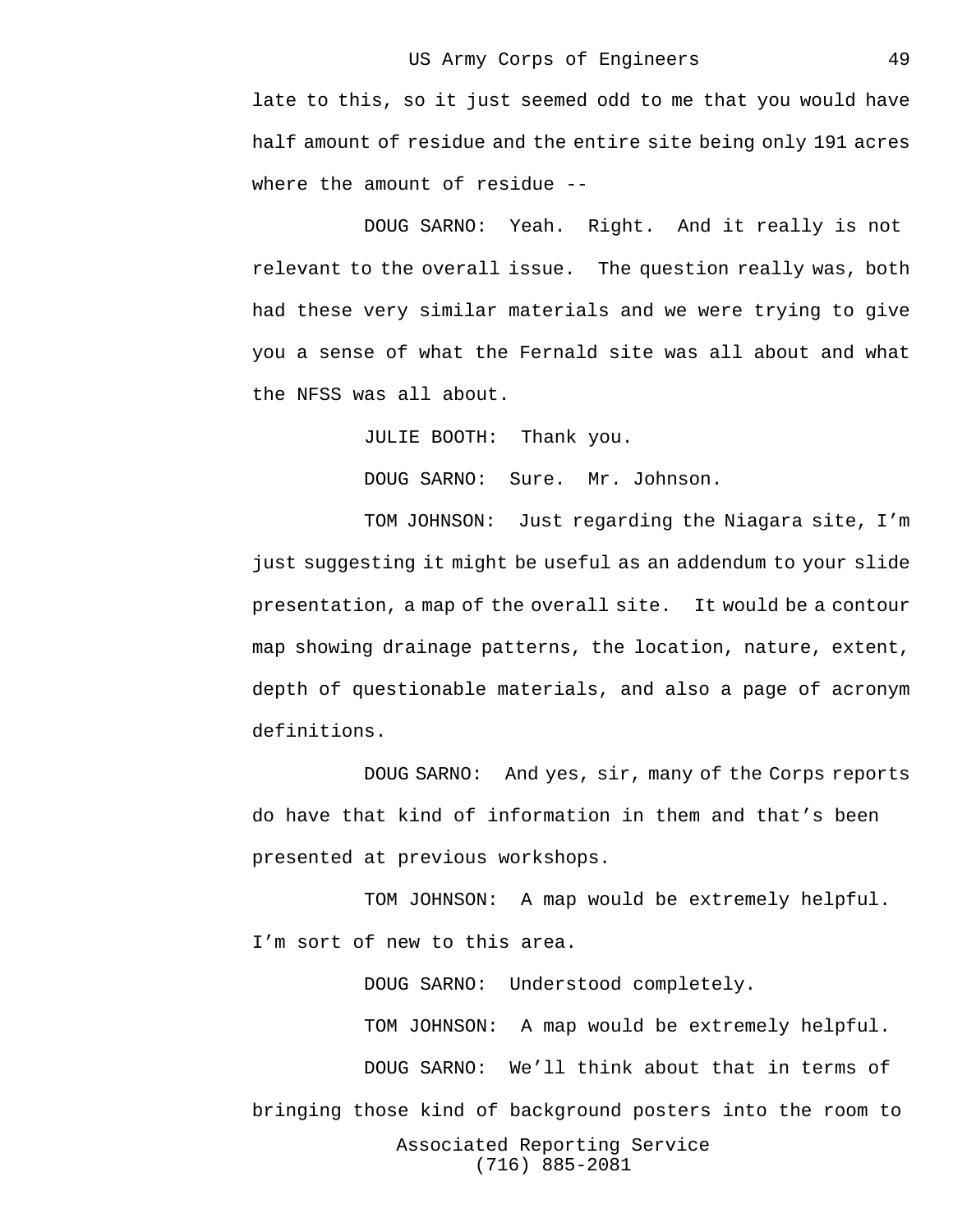late to this, so it just seemed odd to me that you would have half amount of residue and the entire site being only 191 acres where the amount of residue --

DOUG SARNO: Yeah. Right. And it really is not relevant to the overall issue. The question really was, both had these very similar materials and we were trying to give you a sense of what the Fernald site was all about and what the NFSS was all about.

JULIE BOOTH: Thank you.

DOUG SARNO: Sure. Mr. Johnson.

TOM JOHNSON: Just regarding the Niagara site, I'm just suggesting it might be useful as an addendum to your slide presentation, a map of the overall site. It would be a contour map showing drainage patterns, the location, nature, extent, depth of questionable materials, and also a page of acronym definitions.

DOUG SARNO: And yes, sir, many of the Corps reports do have that kind of information in them and that's been presented at previous workshops.

TOM JOHNSON: A map would be extremely helpful. I'm sort of new to this area.

DOUG SARNO: Understood completely.

TOM JOHNSON: A map would be extremely helpful.

DOUG SARNO: We'll think about that in terms of bringing those kind of background posters into the room to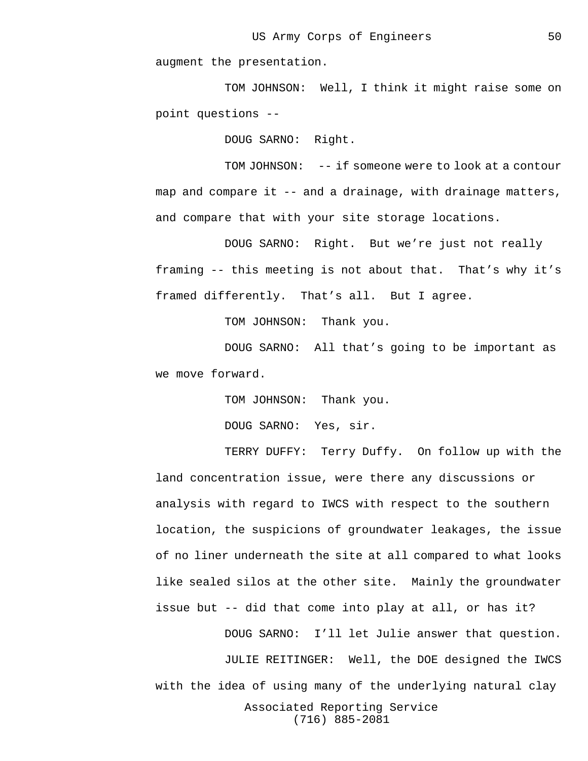augment the presentation.

TOM JOHNSON: Well, I think it might raise some on point questions --

DOUG SARNO: Right.

TOM JOHNSON: -- if someone were to look at a contour map and compare it -- and a drainage, with drainage matters, and compare that with your site storage locations.

DOUG SARNO: Right. But we're just not really framing -- this meeting is not about that. That's why it's framed differently. That's all. But I agree.

TOM JOHNSON: Thank you.

DOUG SARNO: All that's going to be important as we move forward.

TOM JOHNSON: Thank you.

DOUG SARNO: Yes, sir.

TERRY DUFFY: Terry Duffy. On follow up with the land concentration issue, were there any discussions or analysis with regard to IWCS with respect to the southern location, the suspicions of groundwater leakages, the issue of no liner underneath the site at all compared to what looks like sealed silos at the other site. Mainly the groundwater issue but -- did that come into play at all, or has it?

DOUG SARNO: I'll let Julie answer that question.

JULIE REITINGER: Well, the DOE designed the IWCS with the idea of using many of the underlying natural clay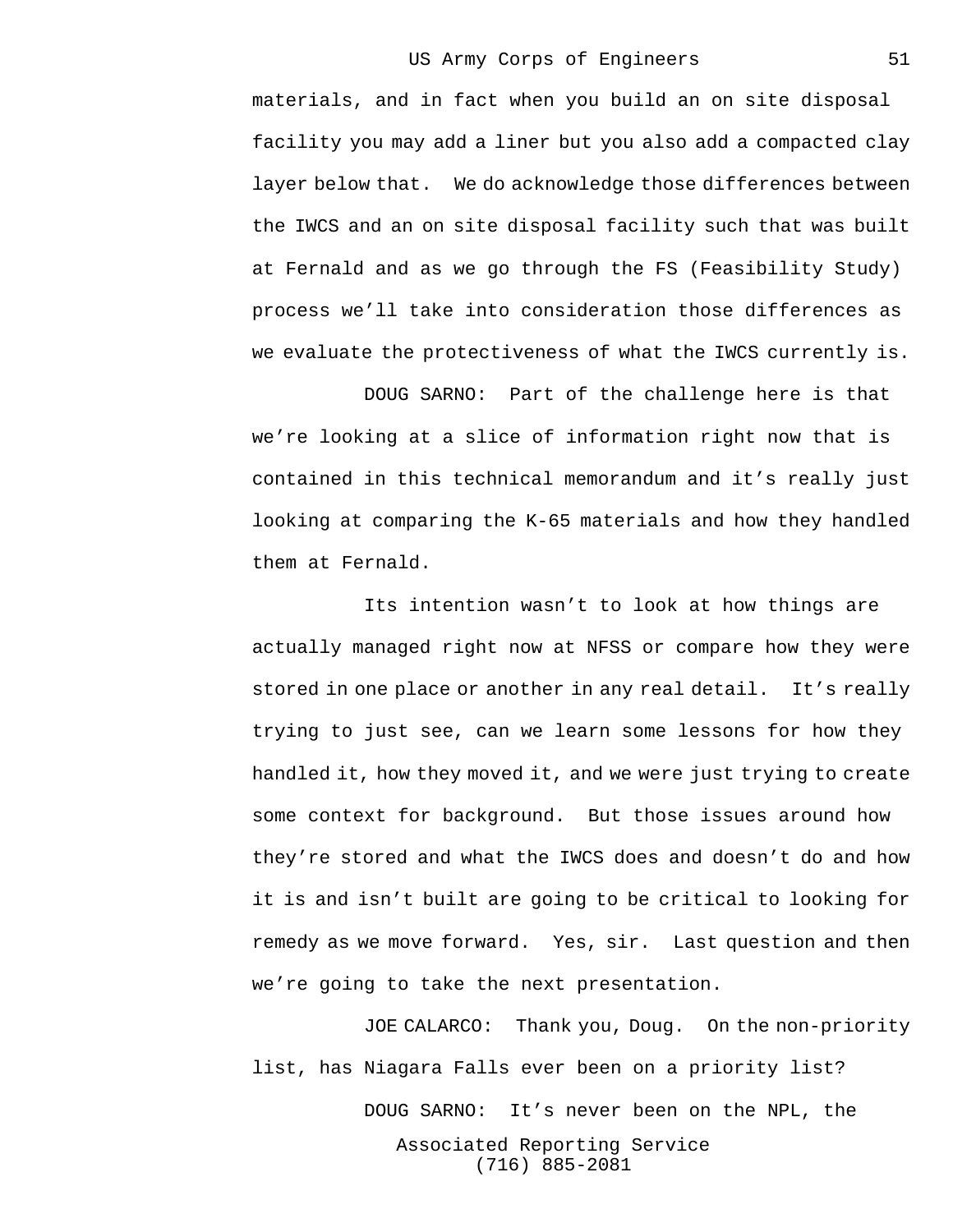materials, and in fact when you build an on site disposal facility you may add a liner but you also add a compacted clay layer below that. We do acknowledge those differences between the IWCS and an on site disposal facility such that was built at Fernald and as we go through the FS (Feasibility Study) process we'll take into consideration those differences as we evaluate the protectiveness of what the IWCS currently is.

DOUG SARNO: Part of the challenge here is that we're looking at a slice of information right now that is contained in this technical memorandum and it's really just looking at comparing the K-65 materials and how they handled them at Fernald.

Its intention wasn't to look at how things are actually managed right now at NFSS or compare how they were stored in one place or another in any real detail. It's really trying to just see, can we learn some lessons for how they handled it, how they moved it, and we were just trying to create some context for background. But those issues around how they're stored and what the IWCS does and doesn't do and how it is and isn't built are going to be critical to looking for remedy as we move forward. Yes, sir. Last question and then we're going to take the next presentation.

JOE CALARCO: Thank you, Doug. On the non-priority list, has Niagara Falls ever been on a priority list?

DOUG SARNO: It's never been on the NPL, the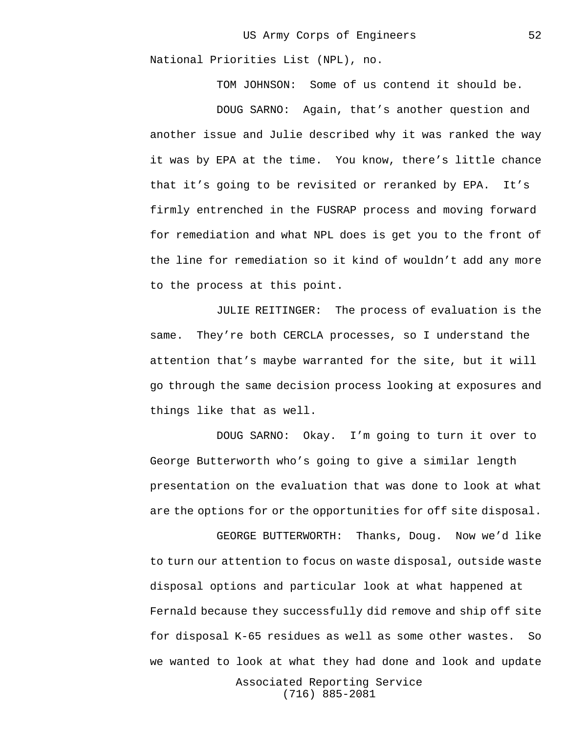National Priorities List (NPL), no.

TOM JOHNSON: Some of us contend it should be.

DOUG SARNO: Again, that's another question and another issue and Julie described why it was ranked the way it was by EPA at the time. You know, there's little chance that it's going to be revisited or reranked by EPA. It's firmly entrenched in the FUSRAP process and moving forward for remediation and what NPL does is get you to the front of the line for remediation so it kind of wouldn't add any more to the process at this point.

JULIE REITINGER: The process of evaluation is the same. They're both CERCLA processes, so I understand the attention that's maybe warranted for the site, but it will go through the same decision process looking at exposures and things like that as well.

DOUG SARNO: Okay. I'm going to turn it over to George Butterworth who's going to give a similar length presentation on the evaluation that was done to look at what are the options for or the opportunities for off site disposal.

GEORGE BUTTERWORTH: Thanks, Doug. Now we'd like to turn our attention to focus on waste disposal, outside waste disposal options and particular look at what happened at Fernald because they successfully did remove and ship off site for disposal K-65 residues as well as some other wastes. So we wanted to look at what they had done and look and update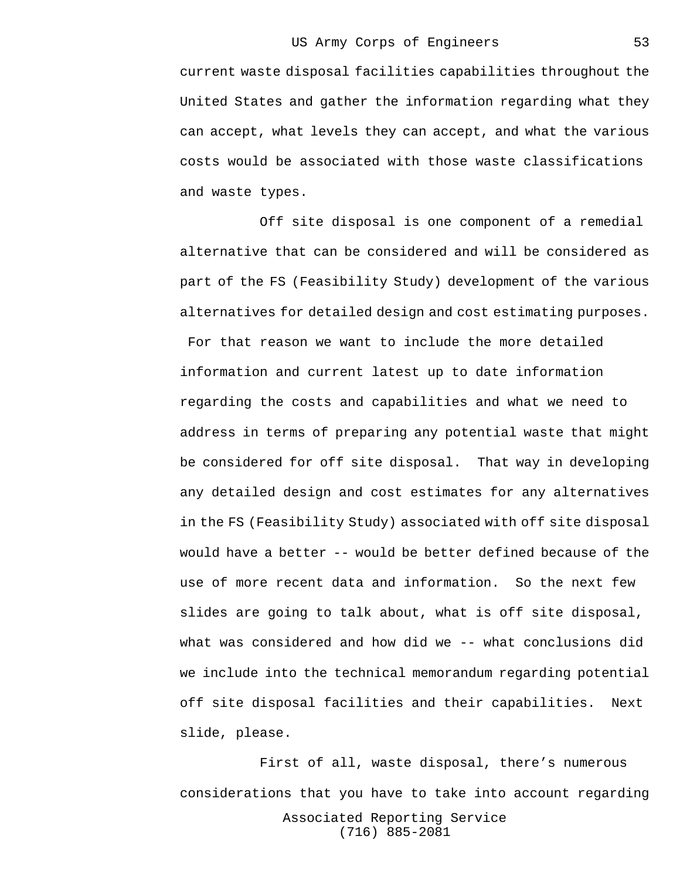current waste disposal facilities capabilities throughout the United States and gather the information regarding what they can accept, what levels they can accept, and what the various costs would be associated with those waste classifications and waste types.

Off site disposal is one component of a remedial alternative that can be considered and will be considered as part of the FS (Feasibility Study) development of the various alternatives for detailed design and cost estimating purposes. For that reason we want to include the more detailed information and current latest up to date information regarding the costs and capabilities and what we need to address in terms of preparing any potential waste that might be considered for off site disposal. That way in developing any detailed design and cost estimates for any alternatives in the FS (Feasibility Study) associated with off site disposal would have a better -- would be better defined because of the use of more recent data and information. So the next few slides are going to talk about, what is off site disposal, what was considered and how did we -- what conclusions did we include into the technical memorandum regarding potential off site disposal facilities and their capabilities. Next slide, please.

First of all, waste disposal, there's numerous considerations that you have to take into account regarding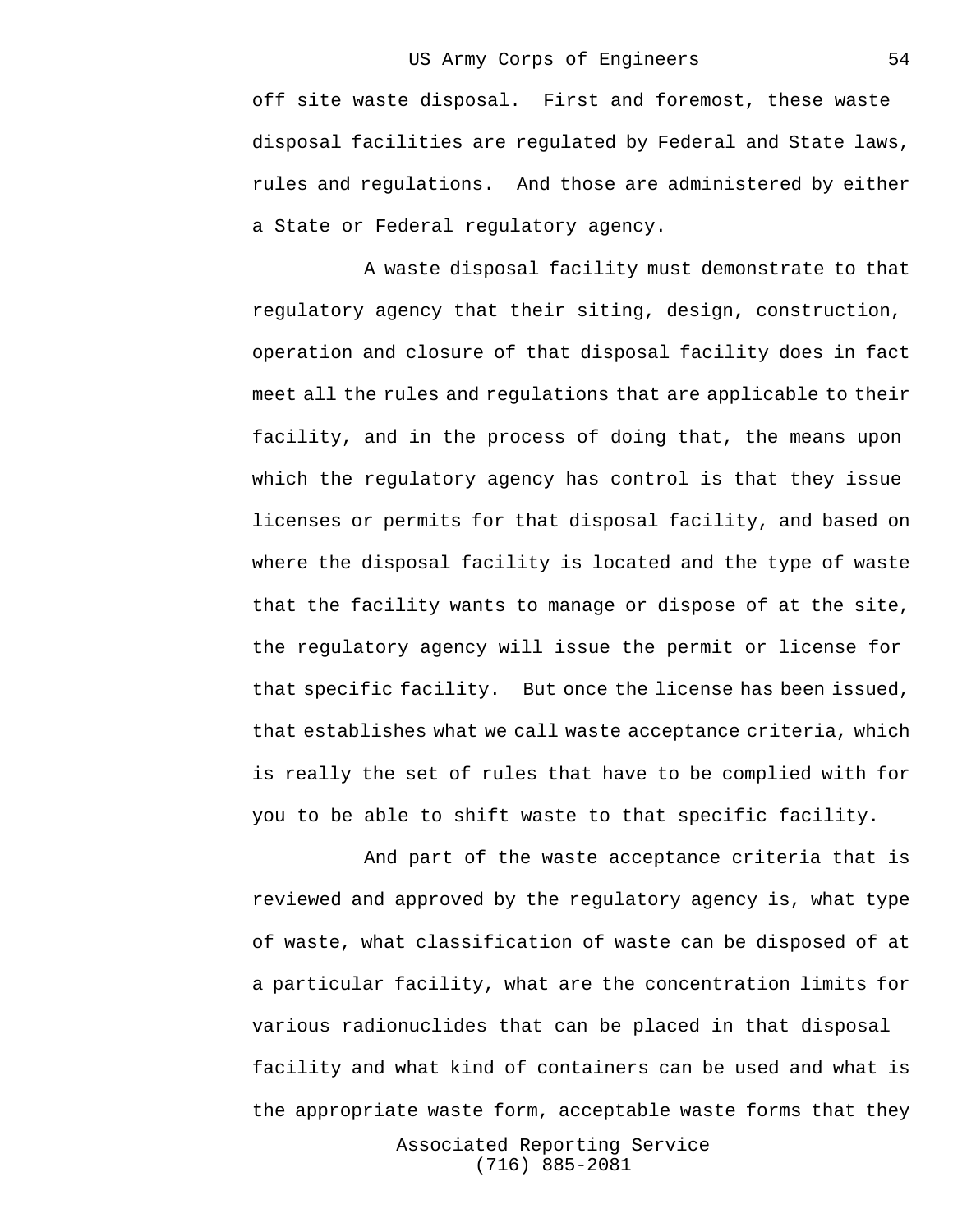off site waste disposal. First and foremost, these waste disposal facilities are regulated by Federal and State laws, rules and regulations. And those are administered by either a State or Federal regulatory agency.

A waste disposal facility must demonstrate to that regulatory agency that their siting, design, construction, operation and closure of that disposal facility does in fact meet all the rules and regulations that are applicable to their facility, and in the process of doing that, the means upon which the regulatory agency has control is that they issue licenses or permits for that disposal facility, and based on where the disposal facility is located and the type of waste that the facility wants to manage or dispose of at the site, the regulatory agency will issue the permit or license for that specific facility. But once the license has been issued, that establishes what we call waste acceptance criteria, which is really the set of rules that have to be complied with for you to be able to shift waste to that specific facility.

And part of the waste acceptance criteria that is reviewed and approved by the regulatory agency is, what type of waste, what classification of waste can be disposed of at a particular facility, what are the concentration limits for various radionuclides that can be placed in that disposal facility and what kind of containers can be used and what is the appropriate waste form, acceptable waste forms that they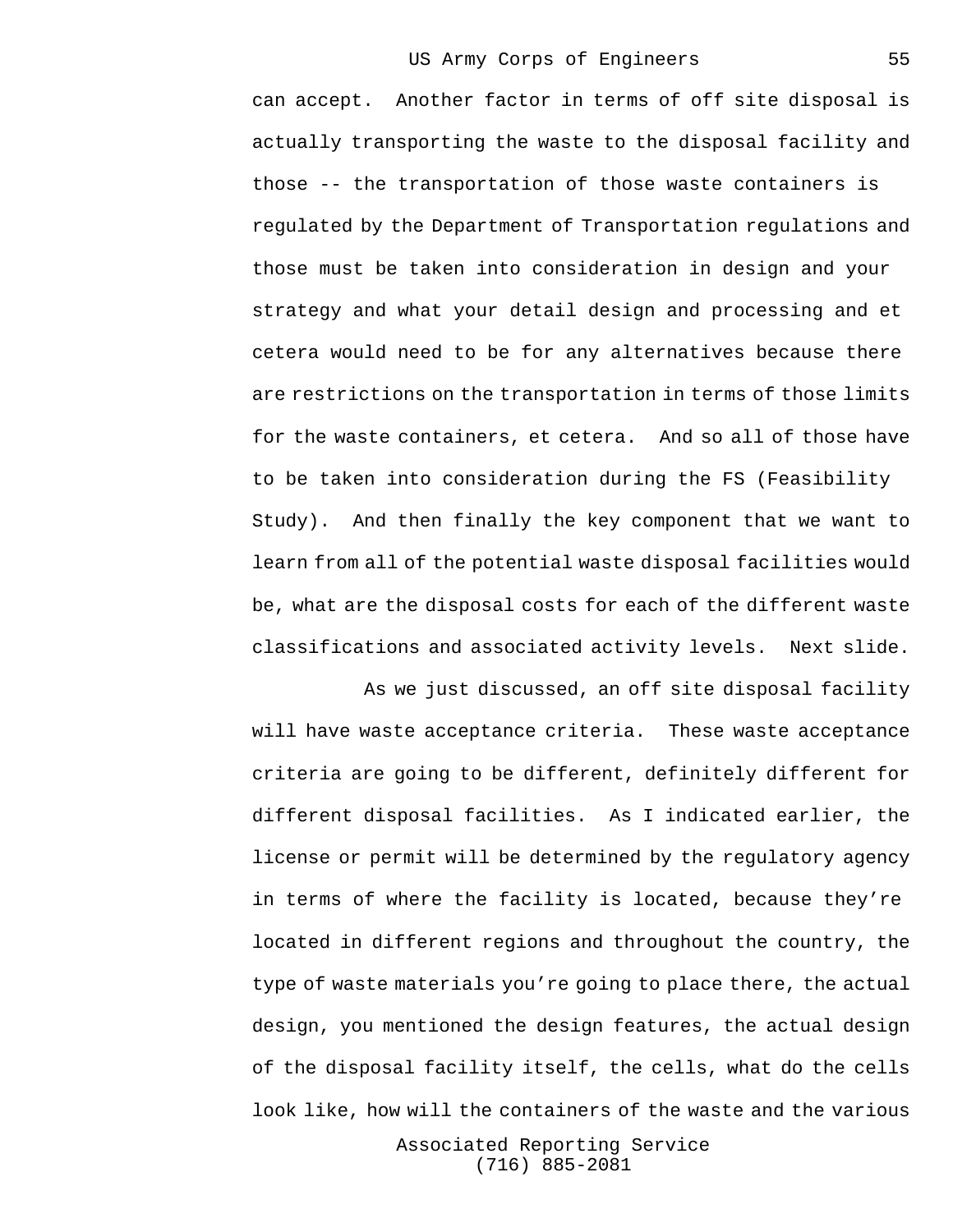can accept. Another factor in terms of off site disposal is actually transporting the waste to the disposal facility and those -- the transportation of those waste containers is regulated by the Department of Transportation regulations and those must be taken into consideration in design and your strategy and what your detail design and processing and et cetera would need to be for any alternatives because there are restrictions on the transportation in terms of those limits for the waste containers, et cetera. And so all of those have to be taken into consideration during the FS (Feasibility Study). And then finally the key component that we want to learn from all of the potential waste disposal facilities would be, what are the disposal costs for each of the different waste classifications and associated activity levels. Next slide.

As we just discussed, an off site disposal facility will have waste acceptance criteria. These waste acceptance criteria are going to be different, definitely different for different disposal facilities. As I indicated earlier, the license or permit will be determined by the regulatory agency in terms of where the facility is located, because they're located in different regions and throughout the country, the type of waste materials you're going to place there, the actual design, you mentioned the design features, the actual design of the disposal facility itself, the cells, what do the cells look like, how will the containers of the waste and the various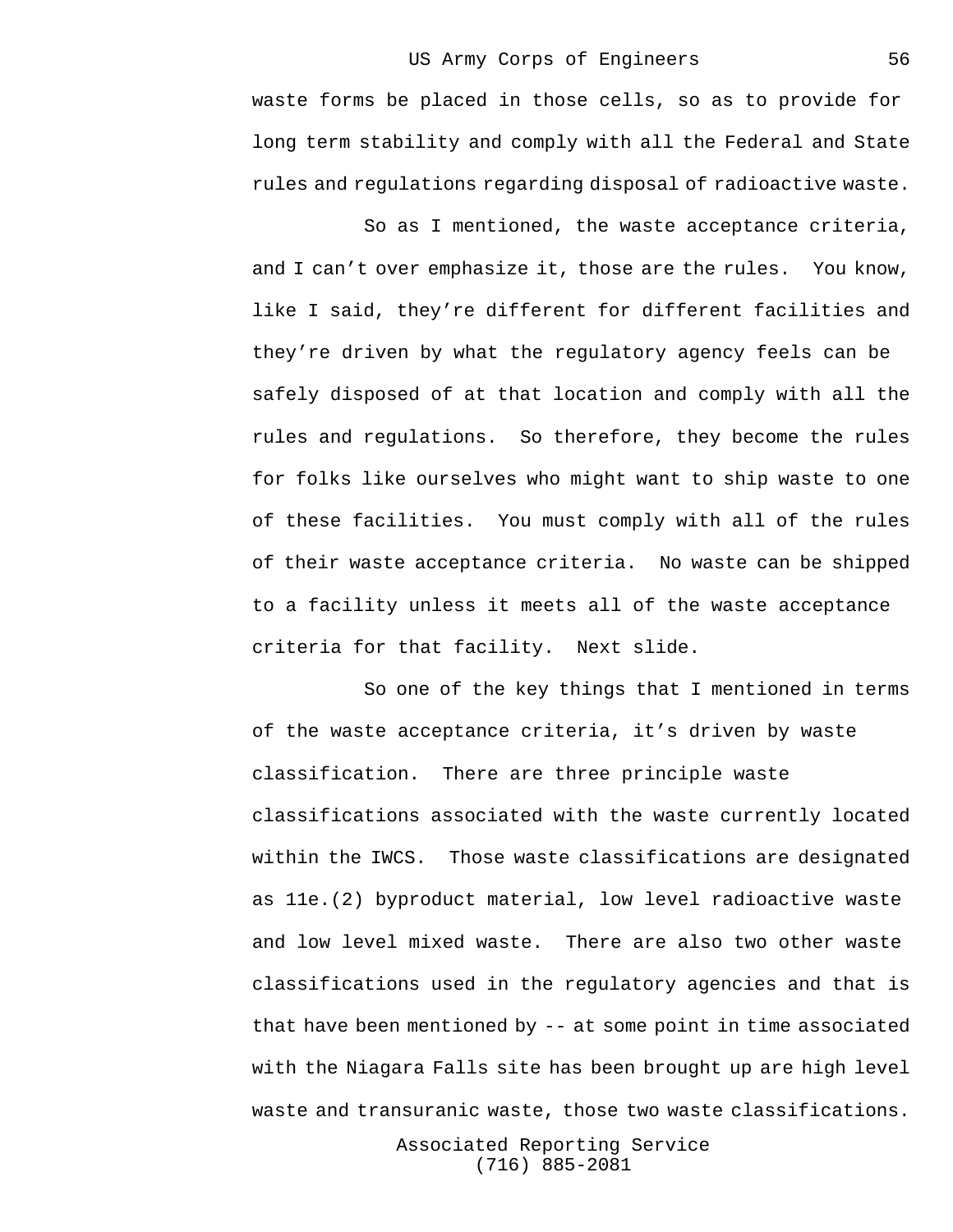waste forms be placed in those cells, so as to provide for long term stability and comply with all the Federal and State rules and regulations regarding disposal of radioactive waste.

So as I mentioned, the waste acceptance criteria, and I can’t over emphasize it, those are the rules. You know, like I said, they’re different for different facilities and they’re driven by what the regulatory agency feels can be safely disposed of at that location and comply with all the rules and regulations. So therefore, they become the rules for folks like ourselves who might want to ship waste to one of these facilities. You must comply with all of the rules of their waste acceptance criteria. No waste can be shipped to a facility unless it meets all of the waste acceptance criteria for that facility. Next slide.

So one of the key things that I mentioned in terms of the waste acceptance criteria, it’s driven by waste classification. There are three principle waste classifications associated with the waste currently located within the IWCS. Those waste classifications are designated as 11e.(2) byproduct material, low level radioactive waste and low level mixed waste. There are also two other waste classifications used in the regulatory agencies and that is that have been mentioned by -- at some point in time associated with the Niagara Falls site has been brought up are high level waste and transuranic waste, those two waste classifications.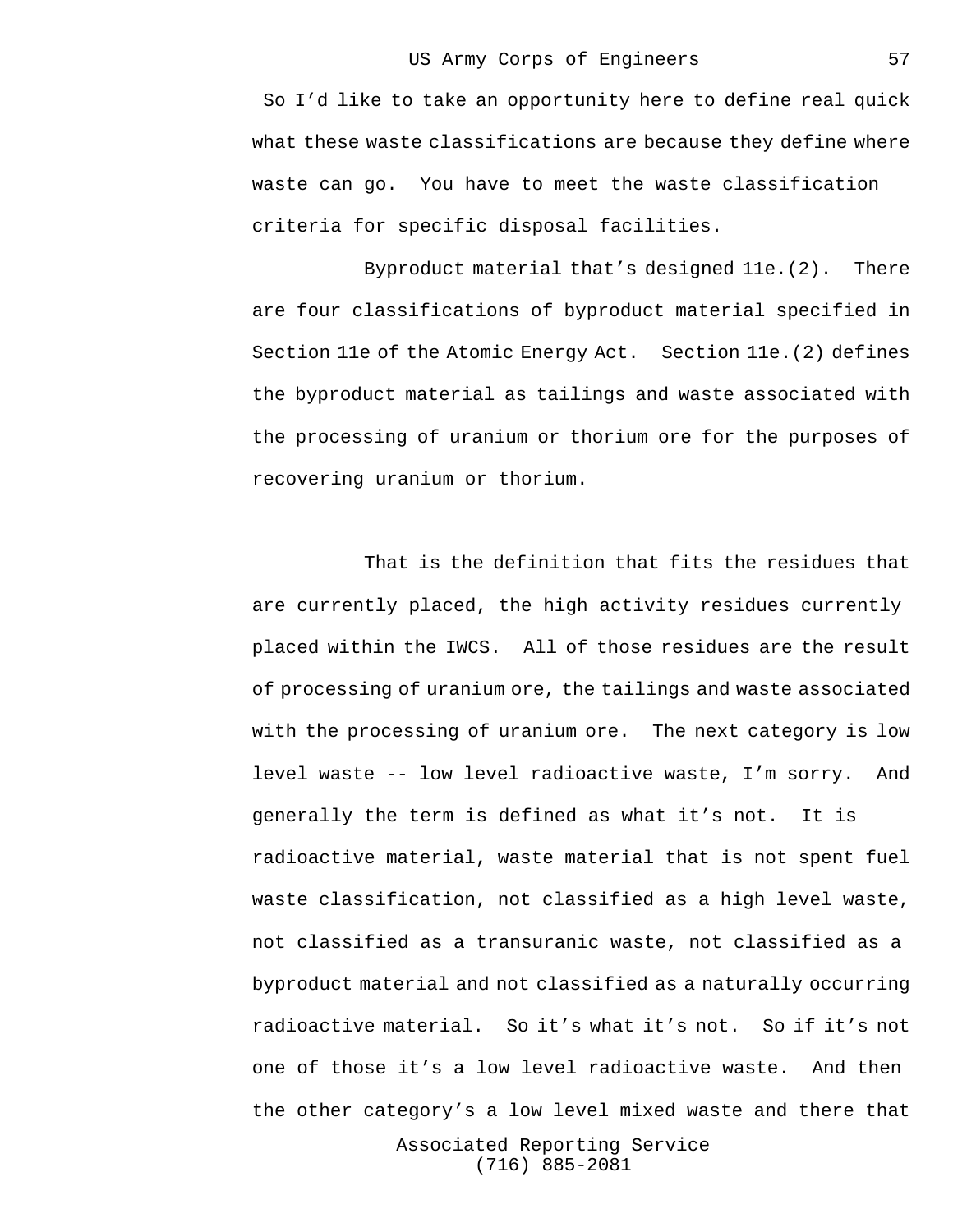So I'd like to take an opportunity here to define real quick what these waste classifications are because they define where waste can go. You have to meet the waste classification criteria for specific disposal facilities.

Byproduct material that's designed 11e.(2). There are four classifications of byproduct material specified in Section 11e of the Atomic Energy Act. Section 11e.(2) defines the byproduct material as tailings and waste associated with the processing of uranium or thorium ore for the purposes of recovering uranium or thorium.

That is the definition that fits the residues that are currently placed, the high activity residues currently placed within the IWCS. All of those residues are the result of processing of uranium ore, the tailings and waste associated with the processing of uranium ore. The next category is low level waste -- low level radioactive waste, I'm sorry. And generally the term is defined as what it's not. It is radioactive material, waste material that is not spent fuel waste classification, not classified as a high level waste, not classified as a transuranic waste, not classified as a byproduct material and not classified as a naturally occurring radioactive material. So it's what it's not. So if it's not one of those it's a low level radioactive waste. And then the other category's a low level mixed waste and there that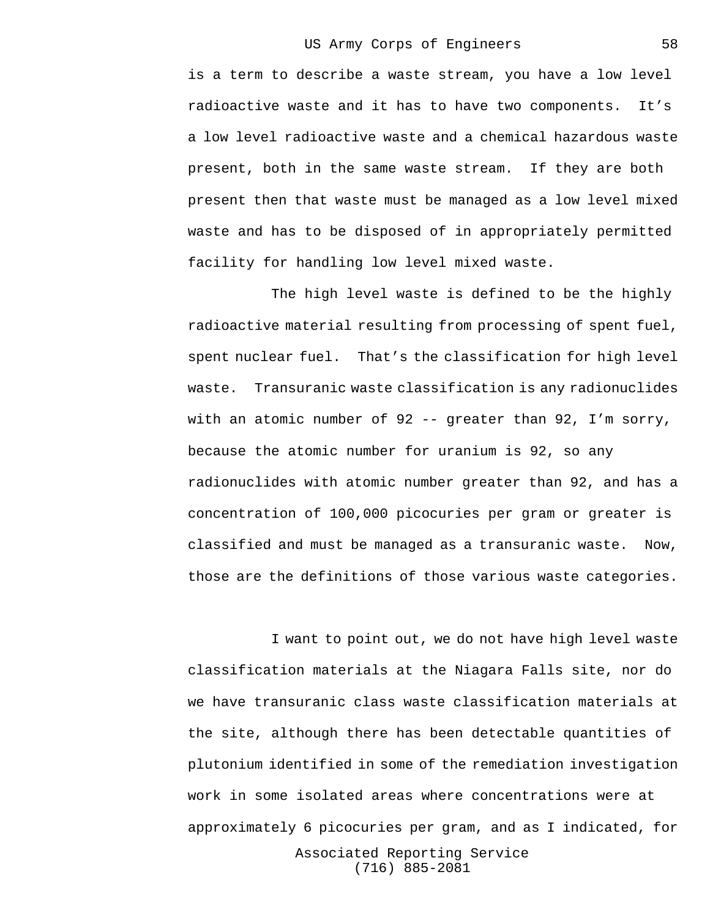is a term to describe a waste stream, you have a low level radioactive waste and it has to have two components. It's a low level radioactive waste and a chemical hazardous waste present, both in the same waste stream. If they are both present then that waste must be managed as a low level mixed waste and has to be disposed of in appropriately permitted facility for handling low level mixed waste.

The high level waste is defined to be the highly radioactive material resulting from processing of spent fuel, spent nuclear fuel. That's the classification for high level waste. Transuranic waste classification is any radionuclides with an atomic number of 92 -- greater than 92, I'm sorry, because the atomic number for uranium is 92, so any radionuclides with atomic number greater than 92, and has a concentration of 100,000 picocuries per gram or greater is classified and must be managed as a transuranic waste. Now, those are the definitions of those various waste categories.

I want to point out, we do not have high level waste classification materials at the Niagara Falls site, nor do we have transuranic class waste classification materials at the site, although there has been detectable quantities of plutonium identified in some of the remediation investigation work in some isolated areas where concentrations were at approximately 6 picocuries per gram, and as I indicated, for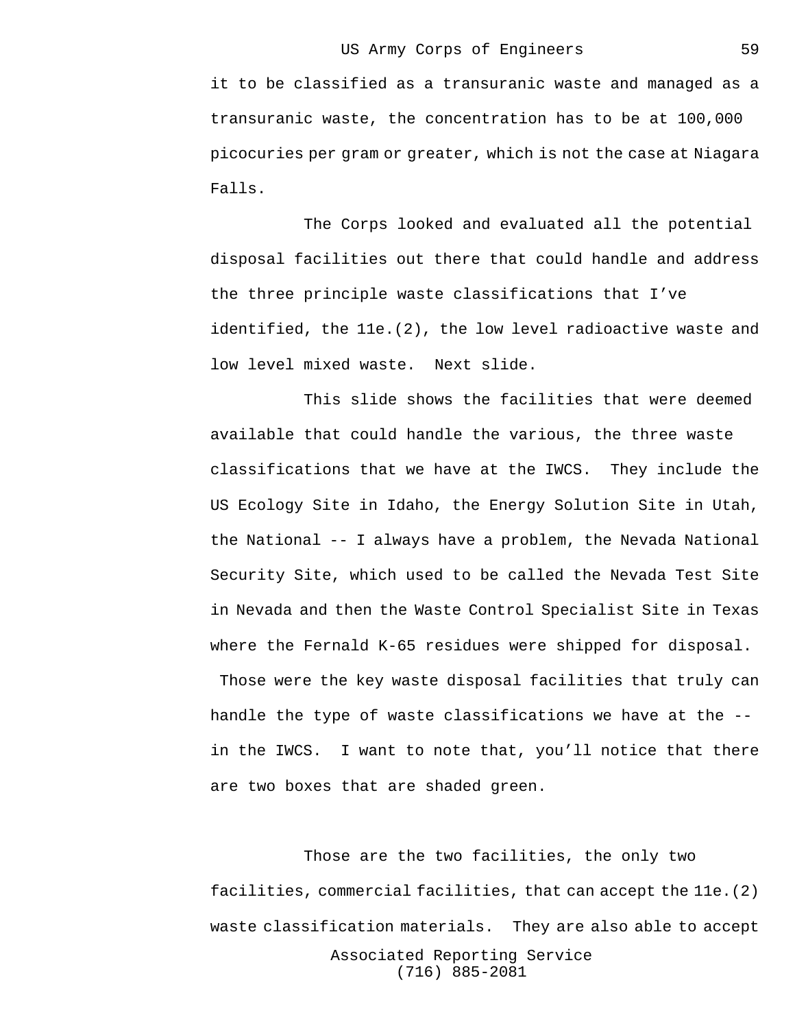it to be classified as a transuranic waste and managed as a transuranic waste, the concentration has to be at 100,000 picocuries per gram or greater, which is not the case at Niagara Falls.

The Corps looked and evaluated all the potential disposal facilities out there that could handle and address the three principle waste classifications that I've identified, the 11e.(2), the low level radioactive waste and low level mixed waste. Next slide.

This slide shows the facilities that were deemed available that could handle the various, the three waste classifications that we have at the IWCS. They include the US Ecology Site in Idaho, the Energy Solution Site in Utah, the National -- I always have a problem, the Nevada National Security Site, which used to be called the Nevada Test Site in Nevada and then the Waste Control Specialist Site in Texas where the Fernald K-65 residues were shipped for disposal. Those were the key waste disposal facilities that truly can handle the type of waste classifications we have at the -- in the IWCS. I want to note that, you'll notice that there are two boxes that are shaded green.

Those are the two facilities, the only two facilities, commercial facilities, that can accept the 11e.(2) waste classification materials. They are also able to accept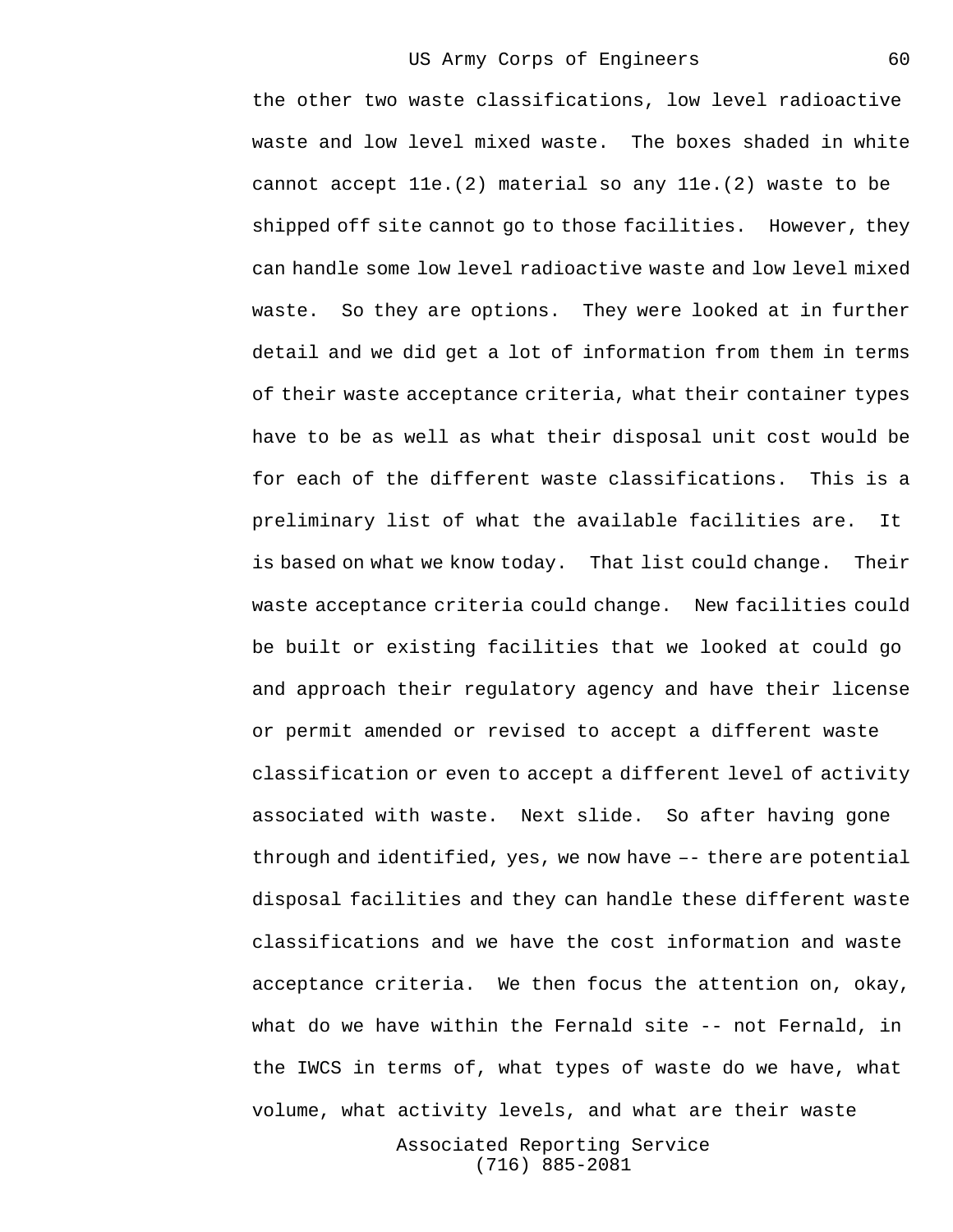the other two waste classifications, low level radioactive waste and low level mixed waste. The boxes shaded in white cannot accept 11e.(2) material so any 11e.(2) waste to be shipped off site cannot go to those facilities. However, they can handle some low level radioactive waste and low level mixed waste. So they are options. They were looked at in further detail and we did get a lot of information from them in terms of their waste acceptance criteria, what their container types have to be as well as what their disposal unit cost would be for each of the different waste classifications. This is a preliminary list of what the available facilities are. It is based on what we know today. That list could change. Their waste acceptance criteria could change. New facilities could be built or existing facilities that we looked at could go and approach their regulatory agency and have their license or permit amended or revised to accept a different waste classification or even to accept a different level of activity associated with waste. Next slide. So after having gone through and identified, yes, we now have –- there are potential disposal facilities and they can handle these different waste classifications and we have the cost information and waste acceptance criteria. We then focus the attention on, okay, what do we have within the Fernald site -- not Fernald, in the IWCS in terms of, what types of waste do we have, what volume, what activity levels, and what are their waste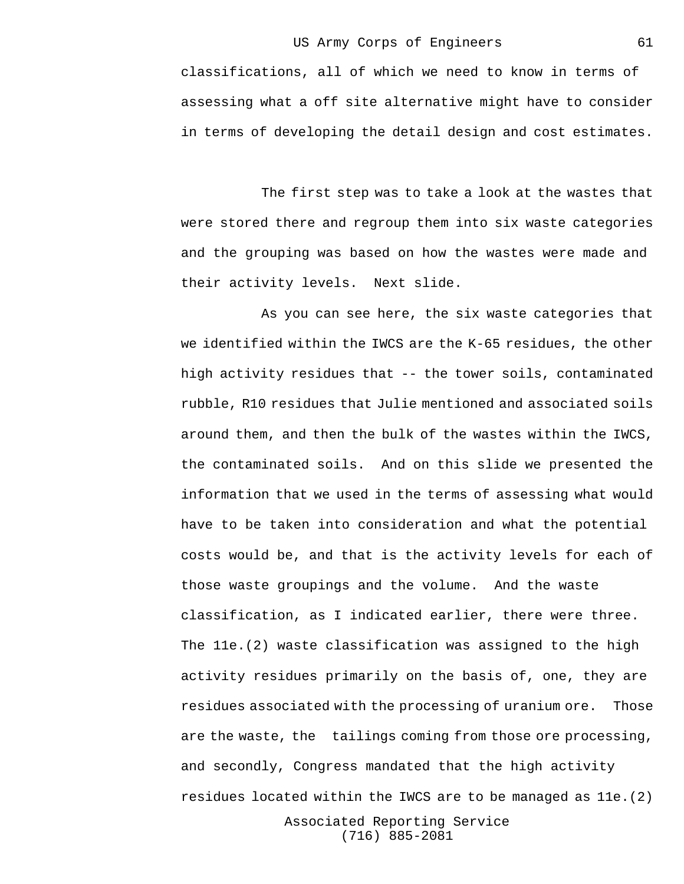classifications, all of which we need to know in terms of assessing what a off site alternative might have to consider in terms of developing the detail design and cost estimates.

The first step was to take a look at the wastes that were stored there and regroup them into six waste categories and the grouping was based on how the wastes were made and their activity levels. Next slide.

As you can see here, the six waste categories that we identified within the IWCS are the K-65 residues, the other high activity residues that -- the tower soils, contaminated rubble, R10 residues that Julie mentioned and associated soils around them, and then the bulk of the wastes within the IWCS, the contaminated soils. And on this slide we presented the information that we used in the terms of assessing what would have to be taken into consideration and what the potential costs would be, and that is the activity levels for each of those waste groupings and the volume. And the waste classification, as I indicated earlier, there were three. The 11e.(2) waste classification was assigned to the high activity residues primarily on the basis of, one, they are residues associated with the processing of uranium ore. Those are the waste, the tailings coming from those ore processing, and secondly, Congress mandated that the high activity residues located within the IWCS are to be managed as 11e.(2)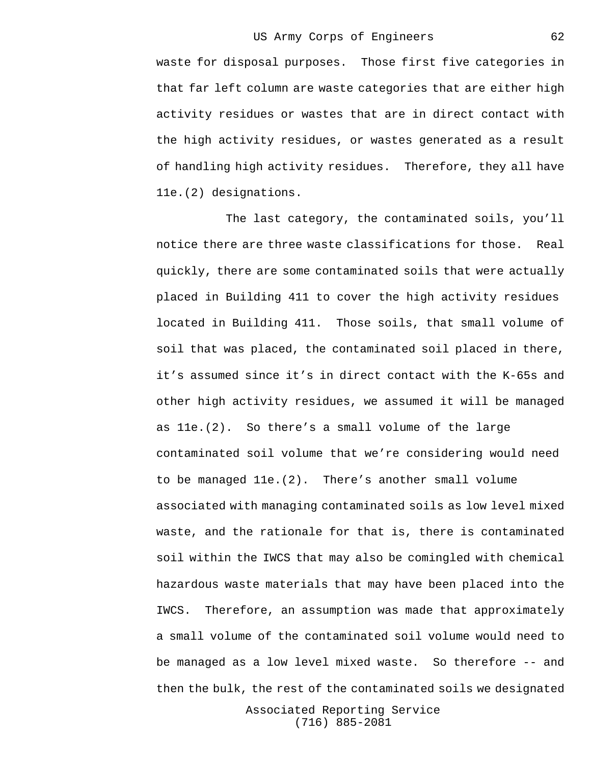waste for disposal purposes. Those first five categories in that far left column are waste categories that are either high activity residues or wastes that are in direct contact with the high activity residues, or wastes generated as a result of handling high activity residues. Therefore, they all have 11e.(2) designations.

The last category, the contaminated soils, you'll notice there are three waste classifications for those. Real quickly, there are some contaminated soils that were actually placed in Building 411 to cover the high activity residues located in Building 411. Those soils, that small volume of soil that was placed, the contaminated soil placed in there, it's assumed since it's in direct contact with the K-65s and other high activity residues, we assumed it will be managed as 11e.(2). So there's a small volume of the large contaminated soil volume that we're considering would need to be managed 11e.(2). There's another small volume associated with managing contaminated soils as low level mixed waste, and the rationale for that is, there is contaminated soil within the IWCS that may also be comingled with chemical hazardous waste materials that may have been placed into the IWCS. Therefore, an assumption was made that approximately a small volume of the contaminated soil volume would need to be managed as a low level mixed waste. So therefore -- and then the bulk, the rest of the contaminated soils we designated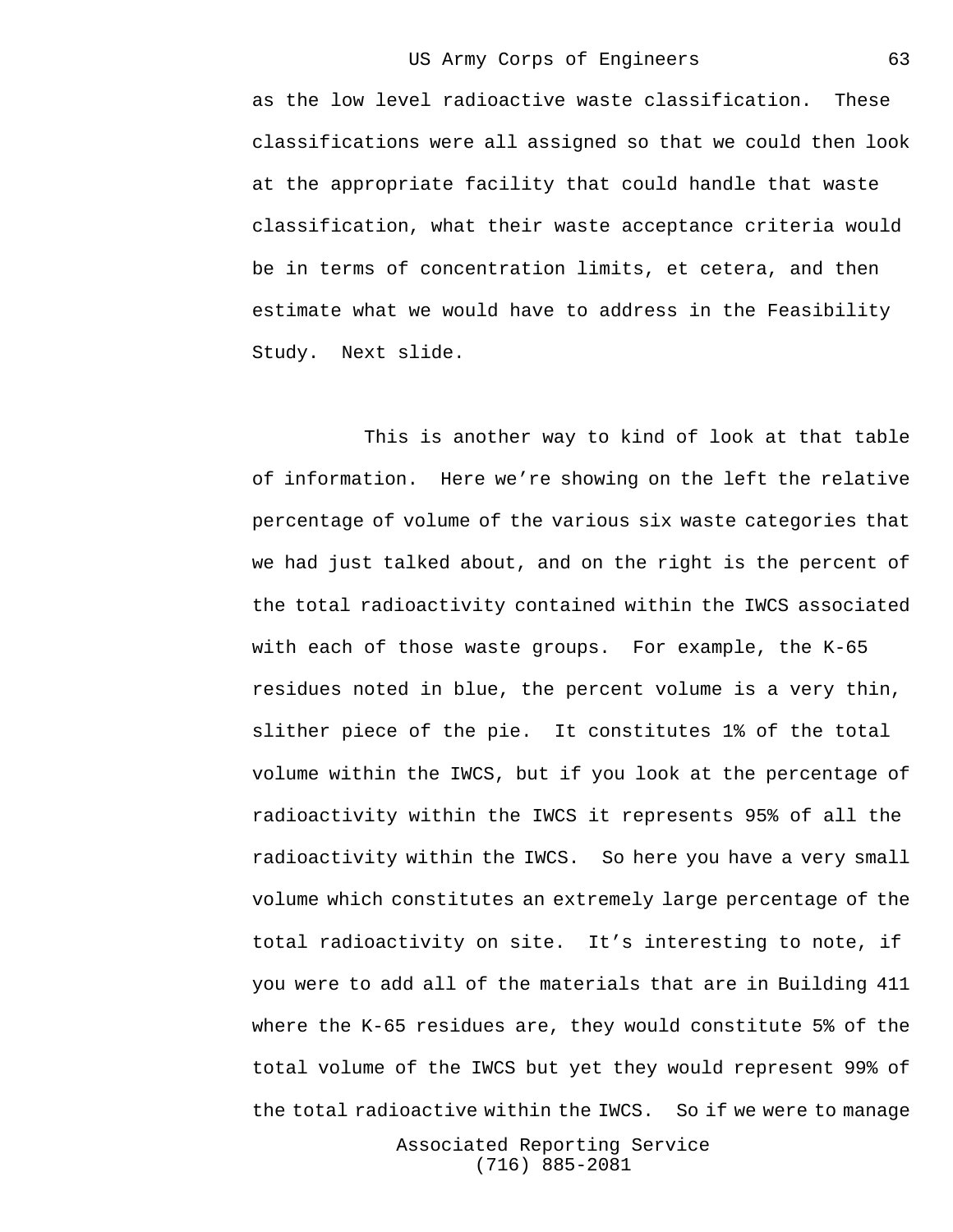as the low level radioactive waste classification. These classifications were all assigned so that we could then look at the appropriate facility that could handle that waste classification, what their waste acceptance criteria would be in terms of concentration limits, et cetera, and then estimate what we would have to address in the Feasibility Study. Next slide.

This is another way to kind of look at that table of information. Here we’re showing on the left the relative percentage of volume of the various six waste categories that we had just talked about, and on the right is the percent of the total radioactivity contained within the IWCS associated with each of those waste groups. For example, the K-65 residues noted in blue, the percent volume is a very thin, slither piece of the pie. It constitutes 1% of the total volume within the IWCS, but if you look at the percentage of radioactivity within the IWCS it represents 95% of all the radioactivity within the IWCS. So here you have a very small volume which constitutes an extremely large percentage of the total radioactivity on site. It’s interesting to note, if you were to add all of the materials that are in Building 411 where the K-65 residues are, they would constitute 5% of the total volume of the IWCS but yet they would represent 99% of the total radioactive within the IWCS. So if we were to manage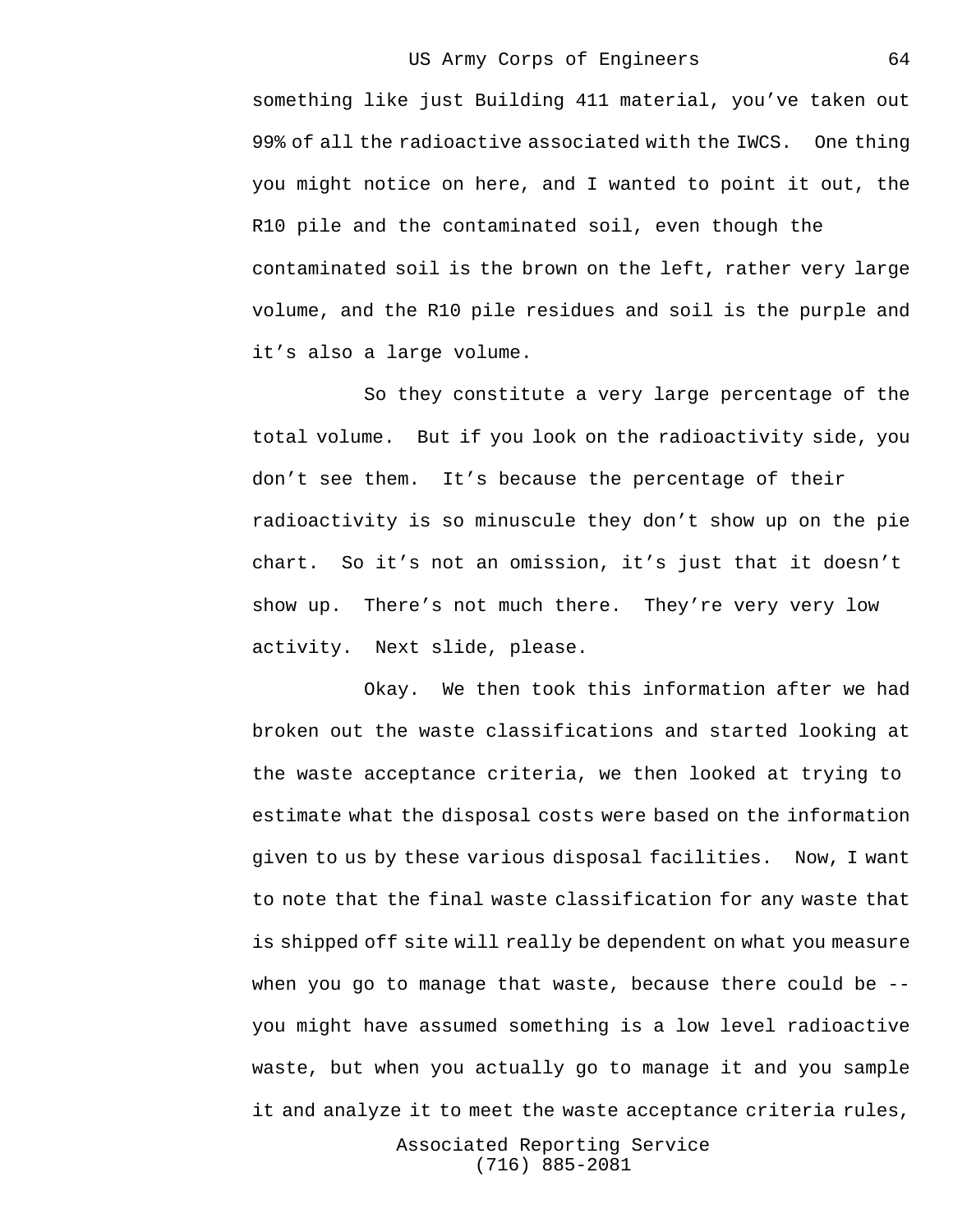something like just Building 411 material, you've taken out 99% of all the radioactive associated with the IWCS. One thing you might notice on here, and I wanted to point it out, the R10 pile and the contaminated soil, even though the contaminated soil is the brown on the left, rather very large volume, and the R10 pile residues and soil is the purple and it's also a large volume.

So they constitute a very large percentage of the total volume. But if you look on the radioactivity side, you don't see them. It's because the percentage of their radioactivity is so minuscule they don't show up on the pie chart. So it's not an omission, it's just that it doesn't show up. There's not much there. They're very very low activity. Next slide, please.

Okay. We then took this information after we had broken out the waste classifications and started looking at the waste acceptance criteria, we then looked at trying to estimate what the disposal costs were based on the information given to us by these various disposal facilities. Now, I want to note that the final waste classification for any waste that is shipped off site will really be dependent on what you measure when you go to manage that waste, because there could be -- you might have assumed something is a low level radioactive waste, but when you actually go to manage it and you sample it and analyze it to meet the waste acceptance criteria rules,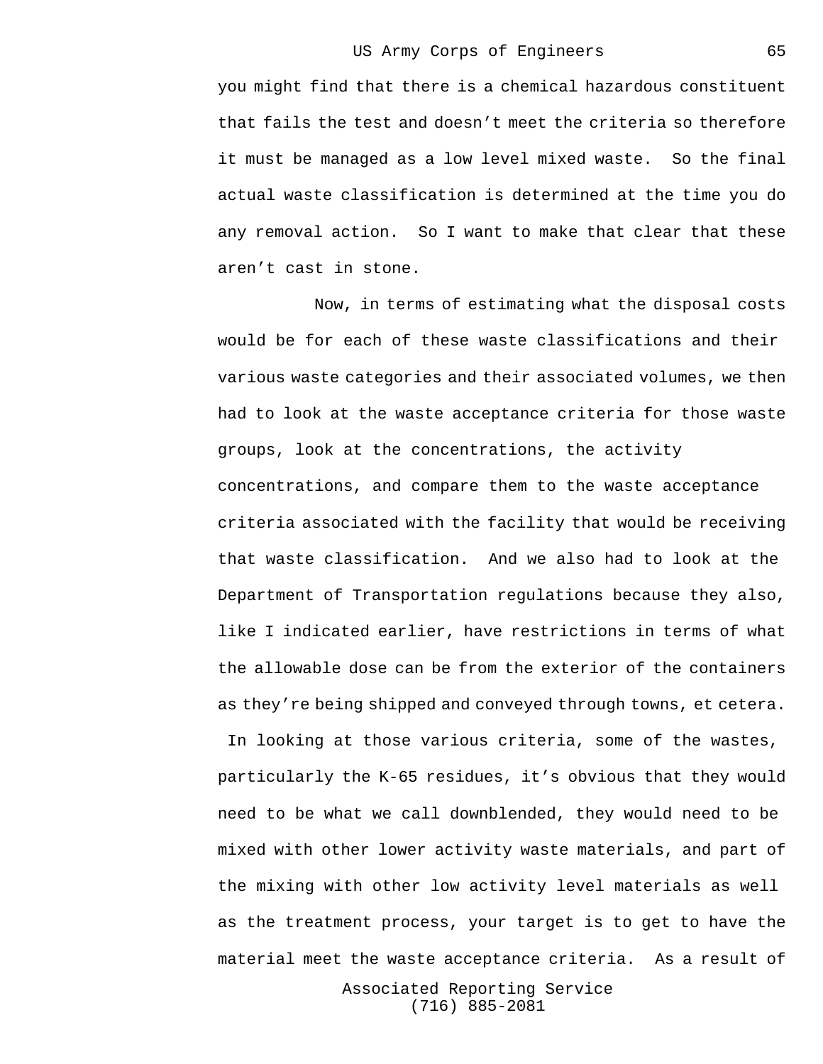you might find that there is a chemical hazardous constituent that fails the test and doesn't meet the criteria so therefore it must be managed as a low level mixed waste. So the final actual waste classification is determined at the time you do any removal action. So I want to make that clear that these aren't cast in stone.

Now, in terms of estimating what the disposal costs would be for each of these waste classifications and their various waste categories and their associated volumes, we then had to look at the waste acceptance criteria for those waste groups, look at the concentrations, the activity concentrations, and compare them to the waste acceptance criteria associated with the facility that would be receiving that waste classification. And we also had to look at the Department of Transportation regulations because they also, like I indicated earlier, have restrictions in terms of what the allowable dose can be from the exterior of the containers as they're being shipped and conveyed through towns, et cetera. In looking at those various criteria, some of the wastes, particularly the K-65 residues, it's obvious that they would need to be what we call downblended, they would need to be mixed with other lower activity waste materials, and part of the mixing with other low activity level materials as well as the treatment process, your target is to get to have the material meet the waste acceptance criteria. As a result of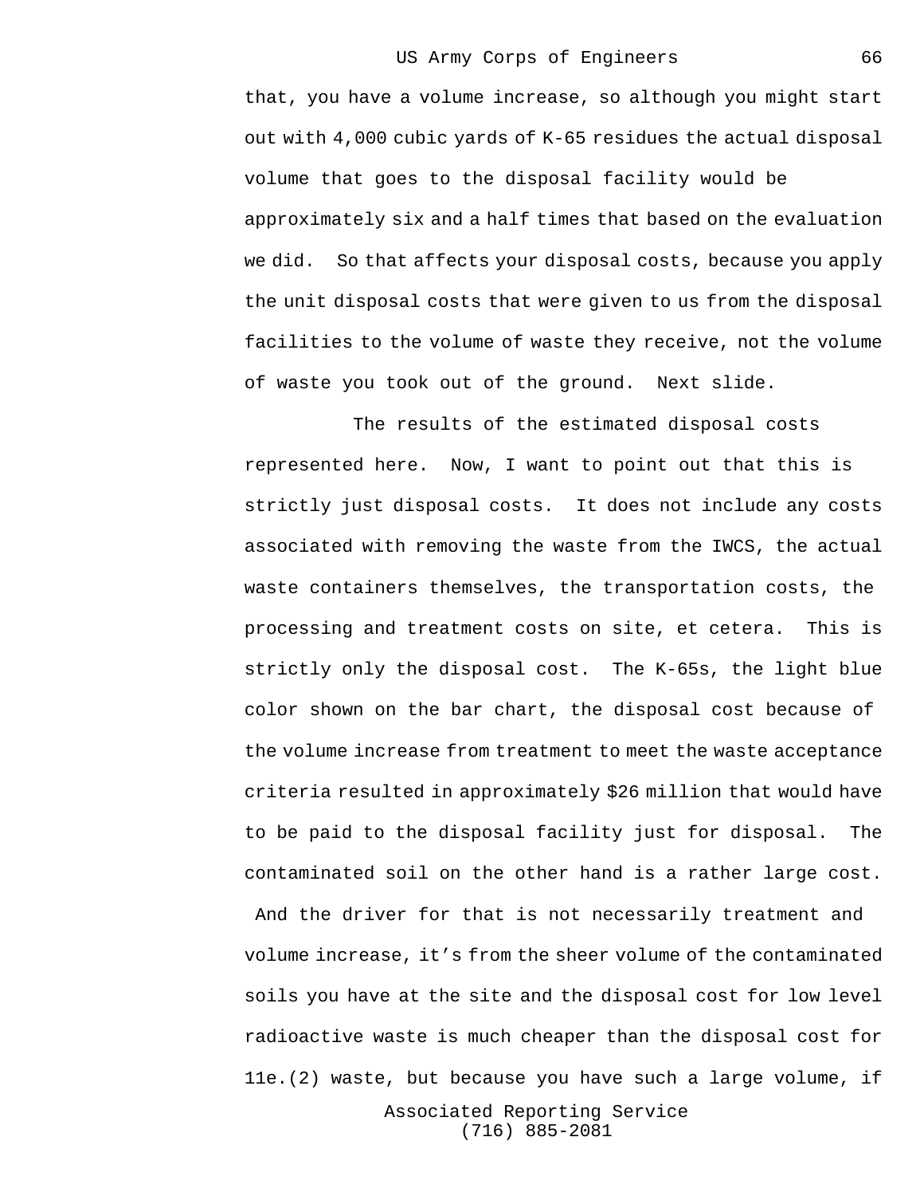that, you have a volume increase, so although you might start out with 4,000 cubic yards of K-65 residues the actual disposal volume that goes to the disposal facility would be approximately six and a half times that based on the evaluation we did. So that affects your disposal costs, because you apply the unit disposal costs that were given to us from the disposal facilities to the volume of waste they receive, not the volume of waste you took out of the ground. Next slide.

The results of the estimated disposal costs represented here. Now, I want to point out that this is strictly just disposal costs. It does not include any costs associated with removing the waste from the IWCS, the actual waste containers themselves, the transportation costs, the processing and treatment costs on site, et cetera. This is strictly only the disposal cost. The K-65s, the light blue color shown on the bar chart, the disposal cost because of the volume increase from treatment to meet the waste acceptance criteria resulted in approximately $26 million that would have to be paid to the disposal facility just for disposal. The contaminated soil on the other hand is a rather large cost. And the driver for that is not necessarily treatment and volume increase, it's from the sheer volume of the contaminated soils you have at the site and the disposal cost for low level radioactive waste is much cheaper than the disposal cost for 11e.(2) waste, but because you have such a large volume, if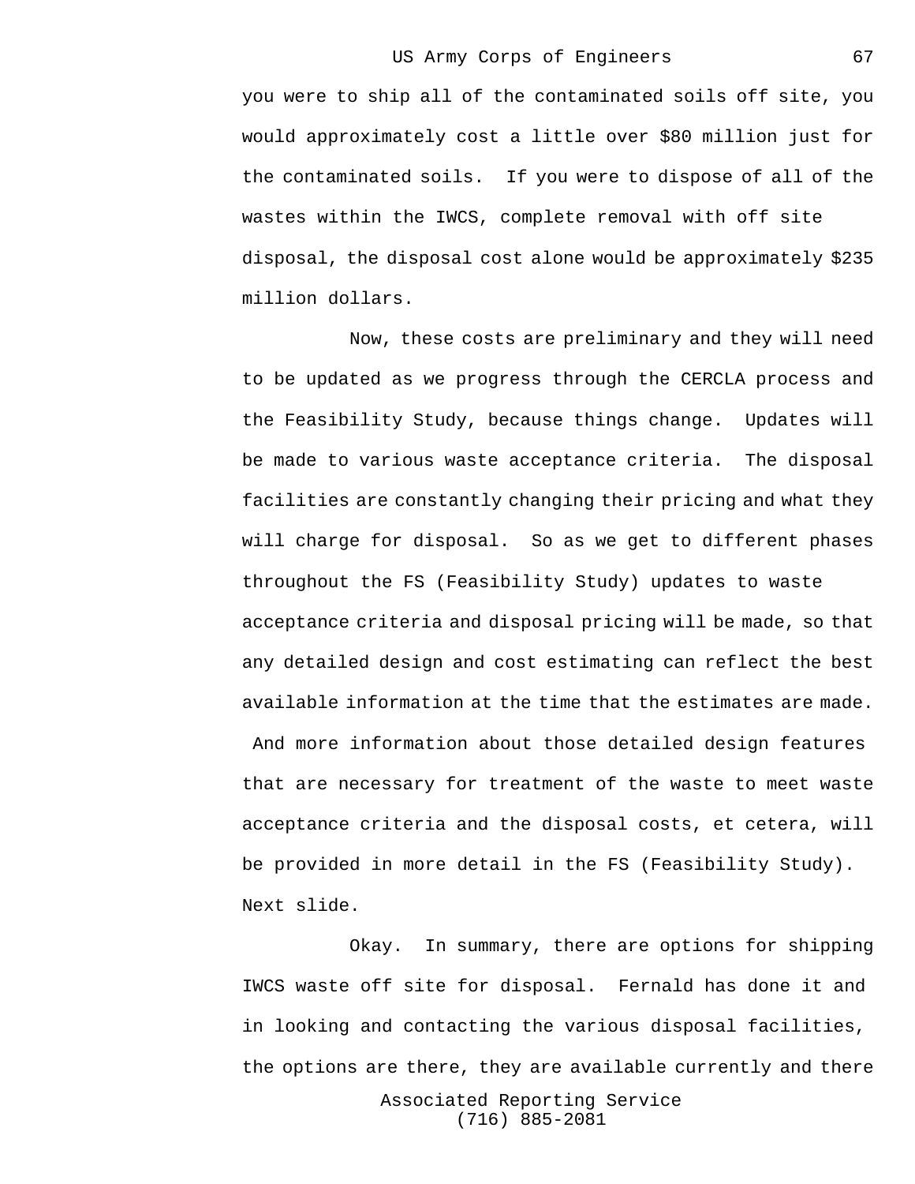you were to ship all of the contaminated soils off site, you would approximately cost a little over $80 million just for the contaminated soils. If you were to dispose of all of the wastes within the IWCS, complete removal with off site disposal, the disposal cost alone would be approximately $235 million dollars.

Now, these costs are preliminary and they will need to be updated as we progress through the CERCLA process and the Feasibility Study, because things change. Updates will be made to various waste acceptance criteria. The disposal facilities are constantly changing their pricing and what they will charge for disposal. So as we get to different phases throughout the FS (Feasibility Study) updates to waste acceptance criteria and disposal pricing will be made, so that any detailed design and cost estimating can reflect the best available information at the time that the estimates are made. And more information about those detailed design features that are necessary for treatment of the waste to meet waste acceptance criteria and the disposal costs, et cetera, will be provided in more detail in the FS (Feasibility Study). Next slide.

Okay. In summary, there are options for shipping IWCS waste off site for disposal. Fernald has done it and in looking and contacting the various disposal facilities, the options are there, they are available currently and there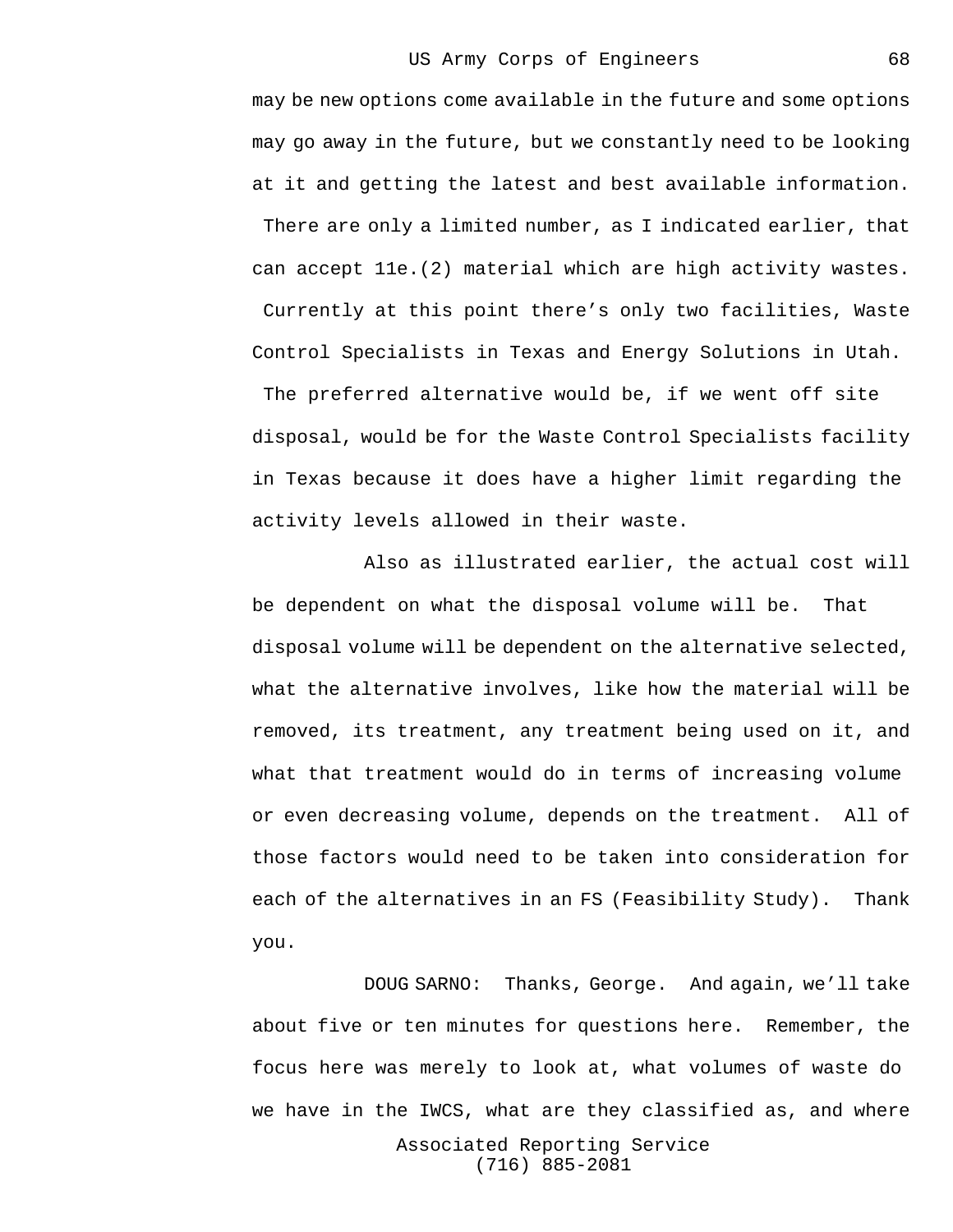may be new options come available in the future and some options may go away in the future, but we constantly need to be looking at it and getting the latest and best available information. There are only a limited number, as I indicated earlier, that can accept 11e.(2) material which are high activity wastes. Currently at this point there's only two facilities, Waste Control Specialists in Texas and Energy Solutions in Utah. The preferred alternative would be, if we went off site disposal, would be for the Waste Control Specialists facility in Texas because it does have a higher limit regarding the activity levels allowed in their waste.

Also as illustrated earlier, the actual cost will be dependent on what the disposal volume will be. That disposal volume will be dependent on the alternative selected, what the alternative involves, like how the material will be removed, its treatment, any treatment being used on it, and what that treatment would do in terms of increasing volume or even decreasing volume, depends on the treatment. All of those factors would need to be taken into consideration for each of the alternatives in an FS (Feasibility Study). Thank you.

DOUG SARNO: Thanks, George. And again, we'll take about five or ten minutes for questions here. Remember, the focus here was merely to look at, what volumes of waste do we have in the IWCS, what are they classified as, and where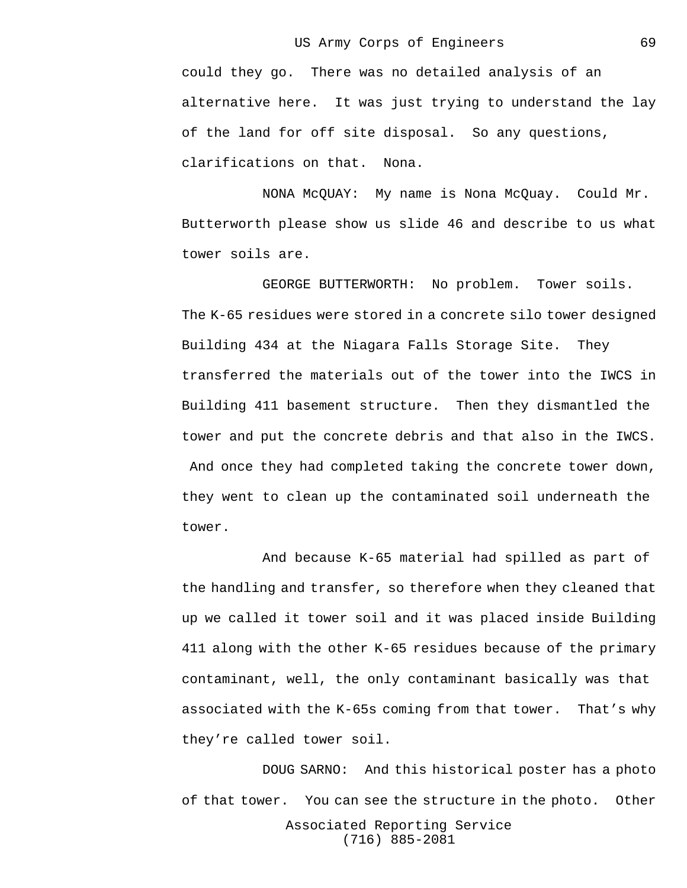could they go. There was no detailed analysis of an alternative here. It was just trying to understand the lay of the land for off site disposal. So any questions, clarifications on that. Nona.

NONA McQUAY: My name is Nona McQuay. Could Mr. Butterworth please show us slide 46 and describe to us what tower soils are.

GEORGE BUTTERWORTH: No problem. Tower soils. The K-65 residues were stored in a concrete silo tower designed Building 434 at the Niagara Falls Storage Site. They transferred the materials out of the tower into the IWCS in Building 411 basement structure. Then they dismantled the tower and put the concrete debris and that also in the IWCS. And once they had completed taking the concrete tower down, they went to clean up the contaminated soil underneath the tower.

And because K-65 material had spilled as part of the handling and transfer, so therefore when they cleaned that up we called it tower soil and it was placed inside Building 411 along with the other K-65 residues because of the primary contaminant, well, the only contaminant basically was that associated with the K-65s coming from that tower. That's why they're called tower soil.

DOUG SARNO: And this historical poster has a photo of that tower. You can see the structure in the photo. Other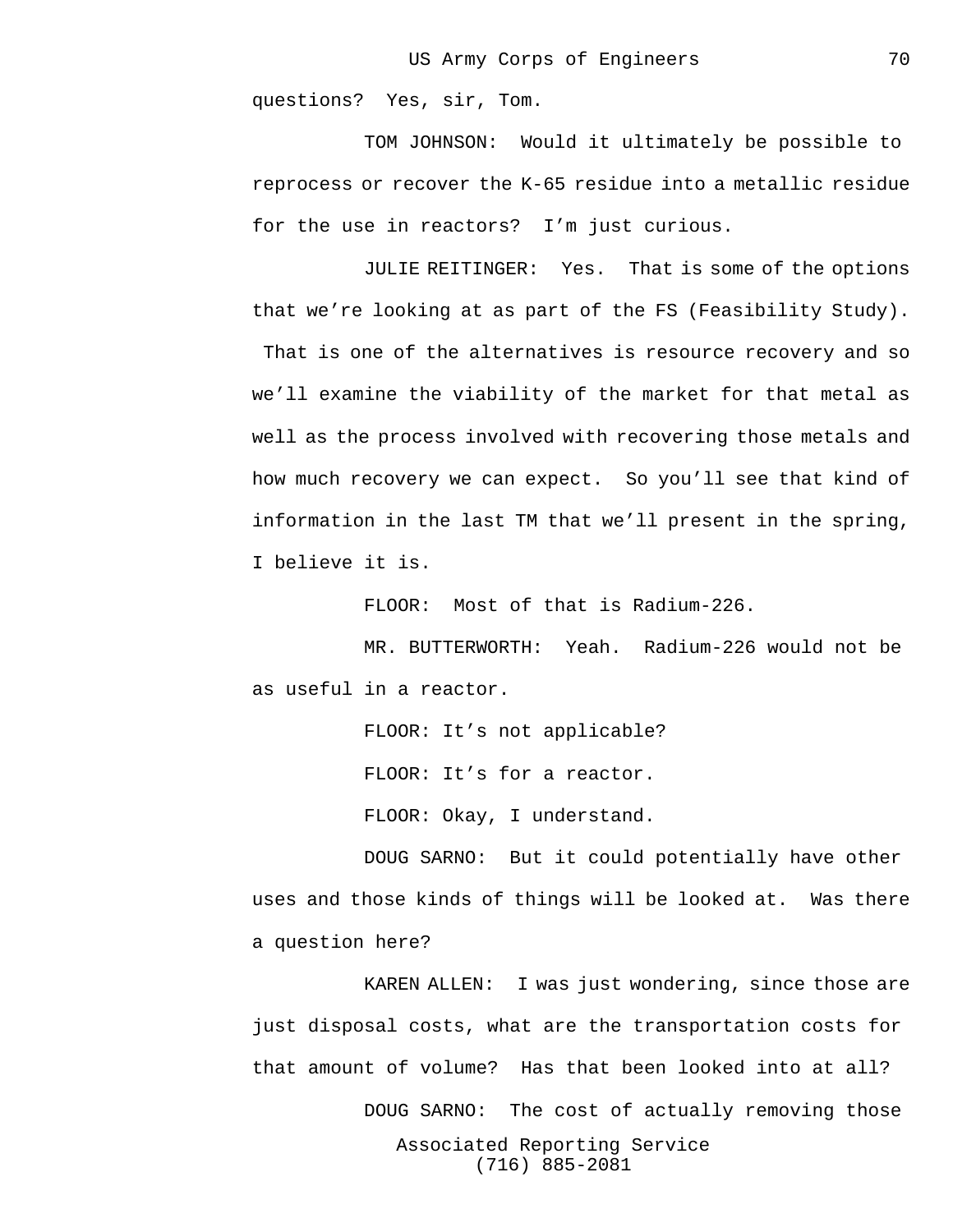questions? Yes, sir, Tom.

TOM JOHNSON: Would it ultimately be possible to reprocess or recover the K-65 residue into a metallic residue for the use in reactors? I'm just curious.

JULIE REITINGER: Yes. That is some of the options that we're looking at as part of the FS (Feasibility Study). That is one of the alternatives is resource recovery and so we'll examine the viability of the market for that metal as well as the process involved with recovering those metals and how much recovery we can expect. So you'll see that kind of information in the last TM that we'll present in the spring, I believe it is.

FLOOR: Most of that is Radium-226.

MR. BUTTERWORTH: Yeah. Radium-226 would not be as useful in a reactor.

FLOOR: It's not applicable?

FLOOR: It's for a reactor.

FLOOR: Okay, I understand.

DOUG SARNO: But it could potentially have other uses and those kinds of things will be looked at. Was there a question here?

KAREN ALLEN: I was just wondering, since those are just disposal costs, what are the transportation costs for that amount of volume? Has that been looked into at all?

DOUG SARNO: The cost of actually removing those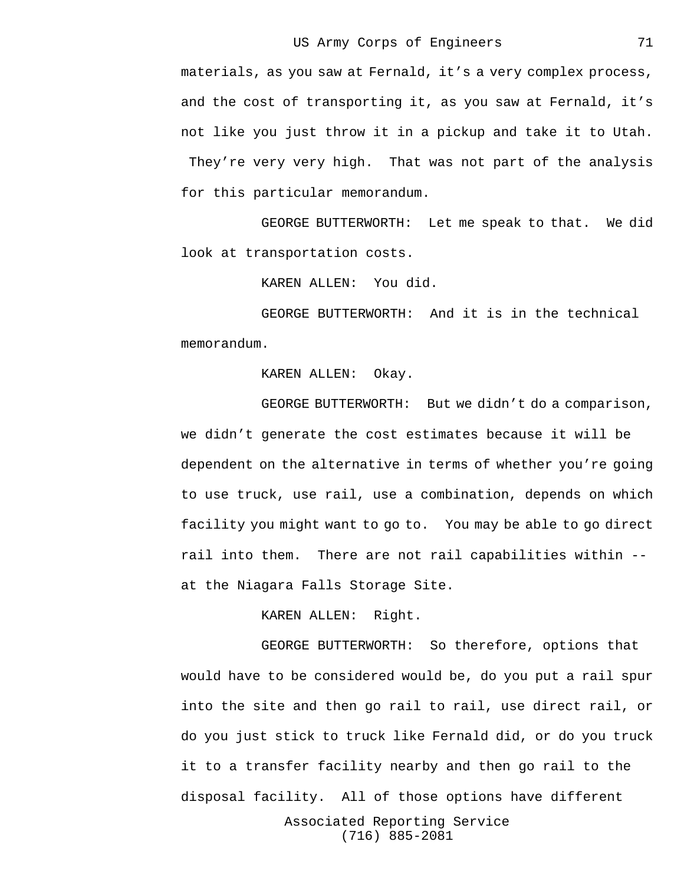materials, as you saw at Fernald, it's a very complex process, and the cost of transporting it, as you saw at Fernald, it's not like you just throw it in a pickup and take it to Utah. They're very very high. That was not part of the analysis for this particular memorandum.

GEORGE BUTTERWORTH: Let me speak to that. We did look at transportation costs.

KAREN ALLEN: You did.

GEORGE BUTTERWORTH: And it is in the technical memorandum.

KAREN ALLEN: Okay.

GEORGE BUTTERWORTH: But we didn't do a comparison, we didn't generate the cost estimates because it will be dependent on the alternative in terms of whether you're going to use truck, use rail, use a combination, depends on which facility you might want to go to. You may be able to go direct rail into them. There are not rail capabilities within -- at the Niagara Falls Storage Site.

KAREN ALLEN: Right.

GEORGE BUTTERWORTH: So therefore, options that would have to be considered would be, do you put a rail spur into the site and then go rail to rail, use direct rail, or do you just stick to truck like Fernald did, or do you truck it to a transfer facility nearby and then go rail to the disposal facility. All of those options have different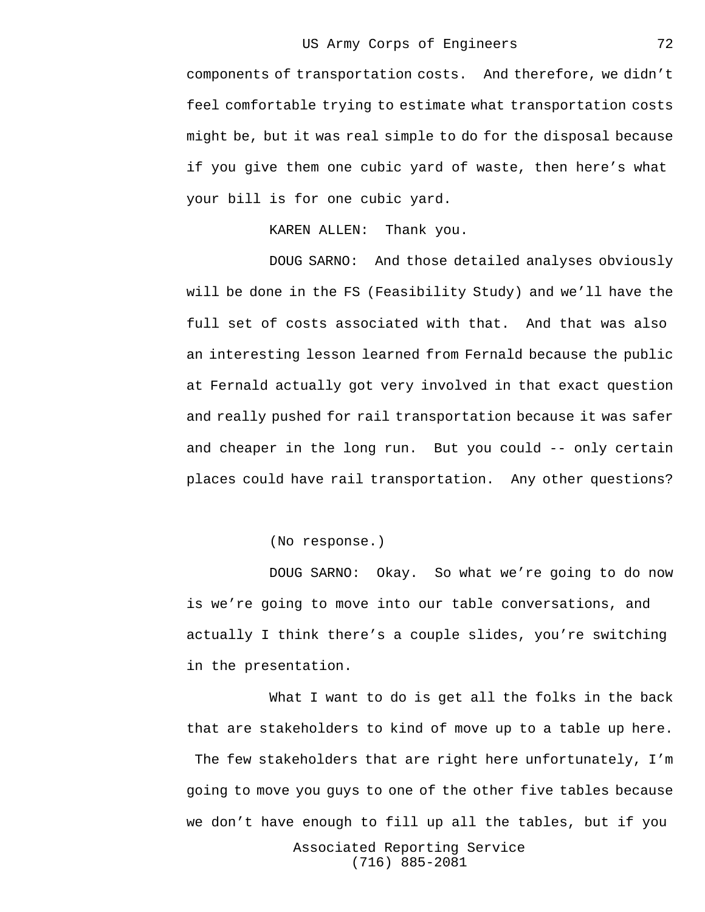components of transportation costs. And therefore, we didn't feel comfortable trying to estimate what transportation costs might be, but it was real simple to do for the disposal because if you give them one cubic yard of waste, then here's what your bill is for one cubic yard.

KAREN ALLEN: Thank you.

DOUG SARNO: And those detailed analyses obviously will be done in the FS (Feasibility Study) and we'll have the full set of costs associated with that. And that was also an interesting lesson learned from Fernald because the public at Fernald actually got very involved in that exact question and really pushed for rail transportation because it was safer and cheaper in the long run. But you could -- only certain places could have rail transportation. Any other questions?

(No response.)

DOUG SARNO: Okay. So what we're going to do now is we're going to move into our table conversations, and actually I think there's a couple slides, you're switching in the presentation.

What I want to do is get all the folks in the back that are stakeholders to kind of move up to a table up here. The few stakeholders that are right here unfortunately, I'm going to move you guys to one of the other five tables because we don't have enough to fill up all the tables, but if you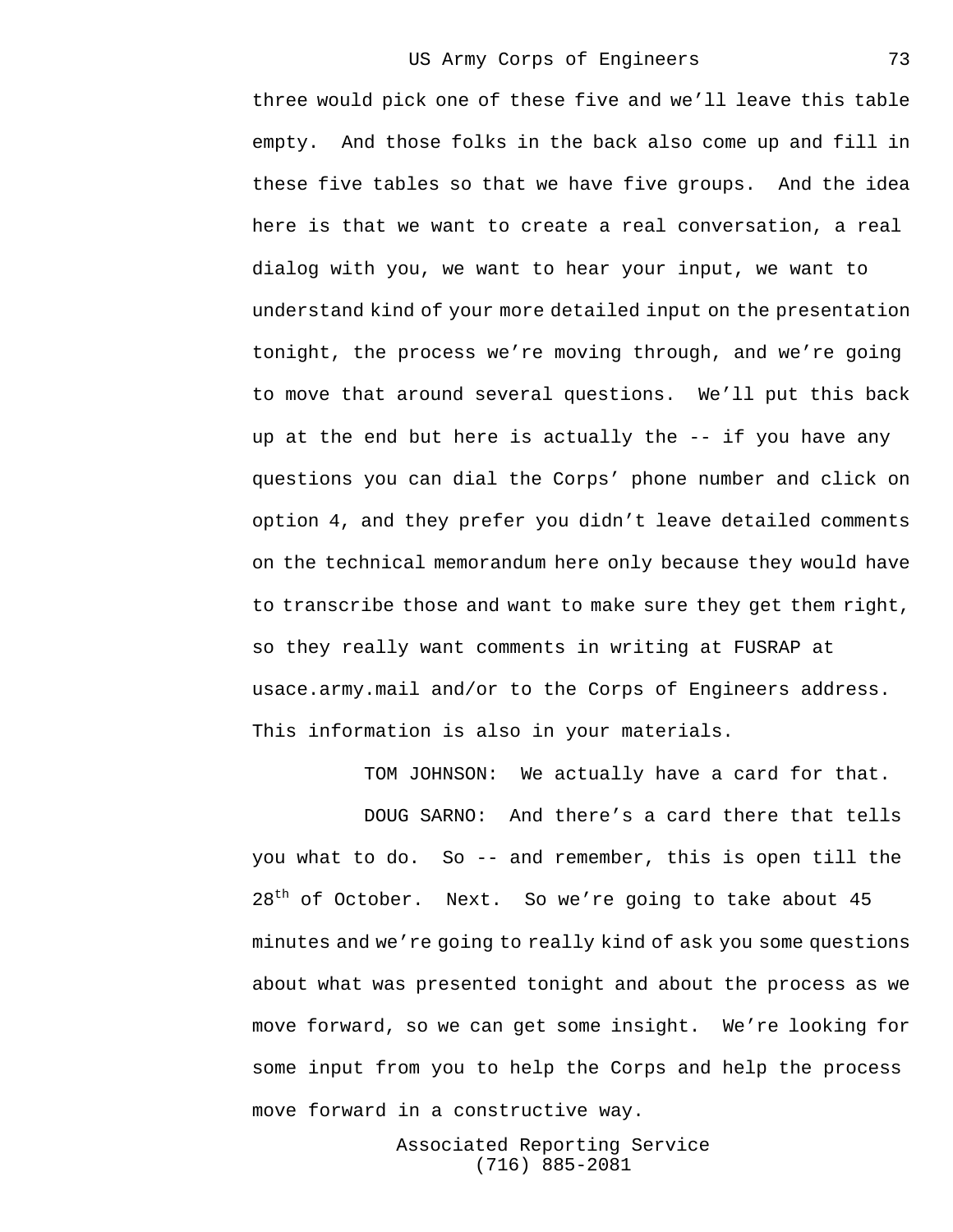three would pick one of these five and we'll leave this table empty. And those folks in the back also come up and fill in these five tables so that we have five groups. And the idea here is that we want to create a real conversation, a real dialog with you, we want to hear your input, we want to understand kind of your more detailed input on the presentation tonight, the process we're moving through, and we're going to move that around several questions. We'll put this back up at the end but here is actually the -- if you have any questions you can dial the Corps' phone number and click on option 4, and they prefer you didn't leave detailed comments on the technical memorandum here only because they would have to transcribe those and want to make sure they get them right, so they really want comments in writing at FUSRAP at usace.army.mail and/or to the Corps of Engineers address. This information is also in your materials.

TOM JOHNSON: We actually have a card for that.

DOUG SARNO: And there's a card there that tells you what to do. So -- and remember, this is open till the 28th of October. Next. So we're going to take about 45 minutes and we're going to really kind of ask you some questions about what was presented tonight and about the process as we move forward, so we can get some insight. We're looking for some input from you to help the Corps and help the process move forward in a constructive way.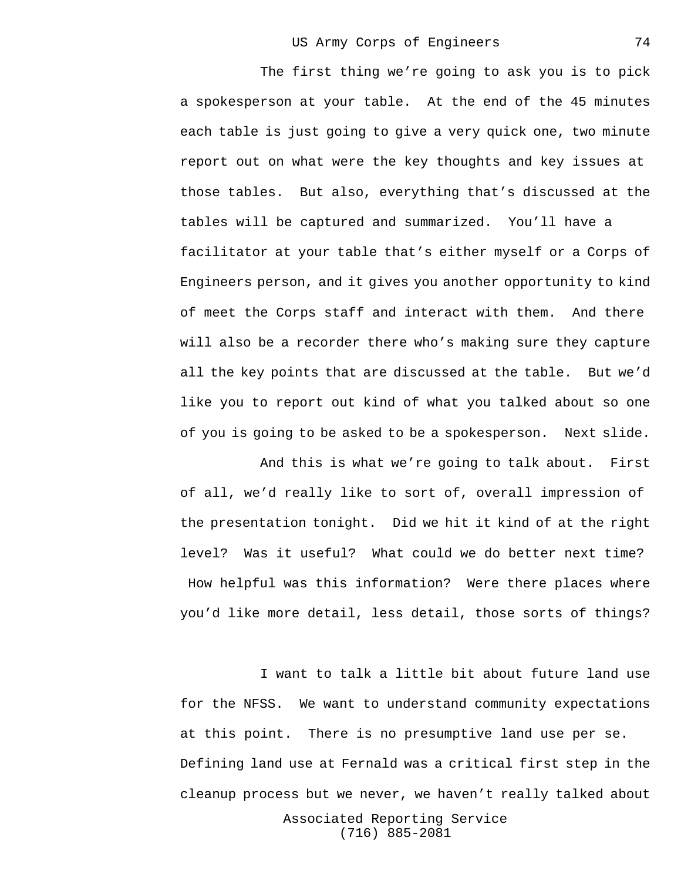The first thing we’re going to ask you is to pick a spokesperson at your table. At the end of the 45 minutes each table is just going to give a very quick one, two minute report out on what were the key thoughts and key issues at those tables. But also, everything that’s discussed at the tables will be captured and summarized. You’ll have a facilitator at your table that’s either myself or a Corps of Engineers person, and it gives you another opportunity to kind of meet the Corps staff and interact with them. And there will also be a recorder there who’s making sure they capture all the key points that are discussed at the table. But we’d like you to report out kind of what you talked about so one of you is going to be asked to be a spokesperson. Next slide.

And this is what we’re going to talk about. First of all, we’d really like to sort of, overall impression of the presentation tonight. Did we hit it kind of at the right level? Was it useful? What could we do better next time? How helpful was this information? Were there places where you’d like more detail, less detail, those sorts of things?

I want to talk a little bit about future land use for the NFSS. We want to understand community expectations at this point. There is no presumptive land use per se. Defining land use at Fernald was a critical first step in the cleanup process but we never, we haven’t really talked about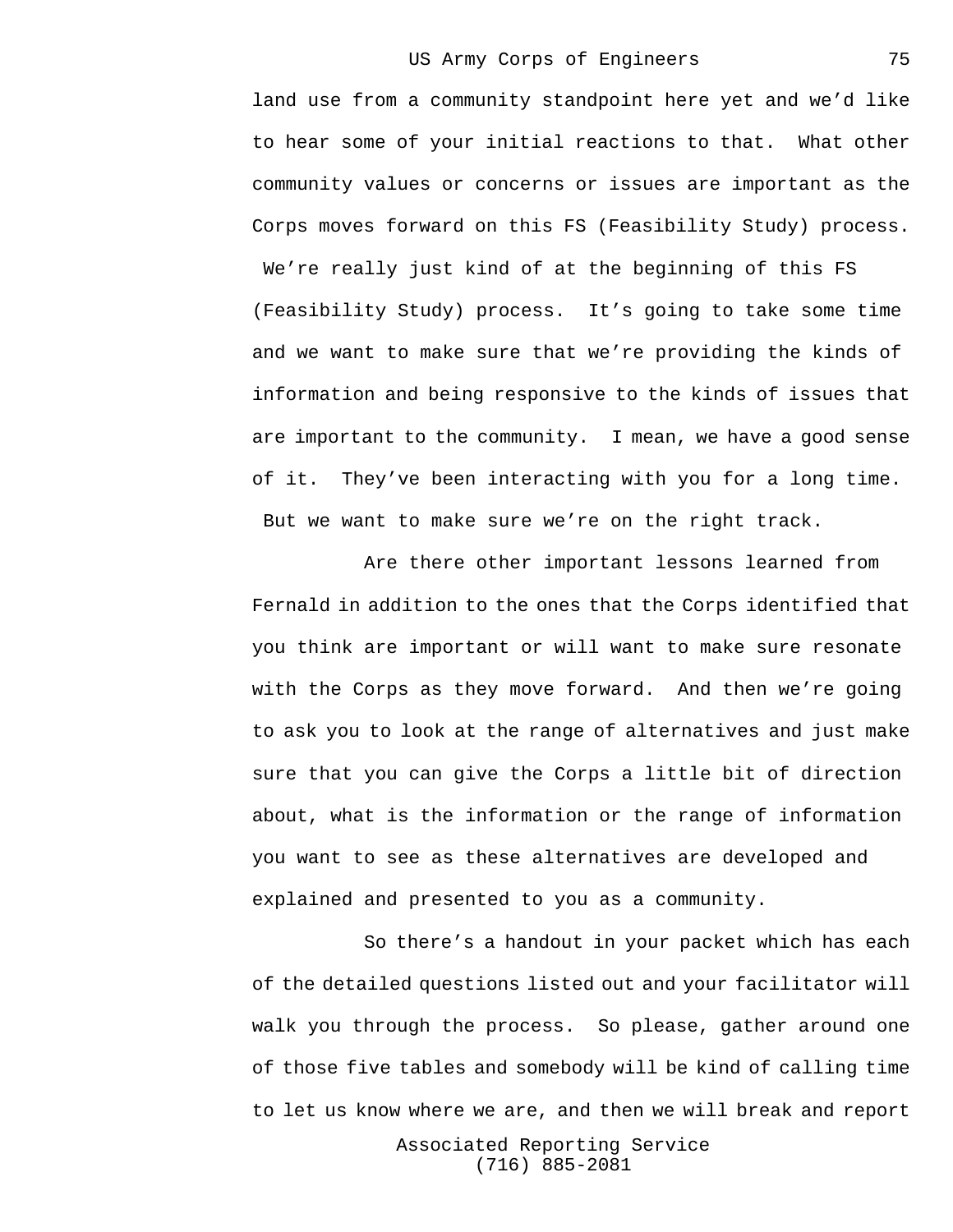land use from a community standpoint here yet and we'd like to hear some of your initial reactions to that. What other community values or concerns or issues are important as the Corps moves forward on this FS (Feasibility Study) process. We're really just kind of at the beginning of this FS (Feasibility Study) process. It's going to take some time and we want to make sure that we're providing the kinds of information and being responsive to the kinds of issues that are important to the community. I mean, we have a good sense of it. They've been interacting with you for a long time. But we want to make sure we're on the right track.

Are there other important lessons learned from Fernald in addition to the ones that the Corps identified that you think are important or will want to make sure resonate with the Corps as they move forward. And then we're going to ask you to look at the range of alternatives and just make sure that you can give the Corps a little bit of direction about, what is the information or the range of information you want to see as these alternatives are developed and explained and presented to you as a community.

So there's a handout in your packet which has each of the detailed questions listed out and your facilitator will walk you through the process. So please, gather around one of those five tables and somebody will be kind of calling time to let us know where we are, and then we will break and report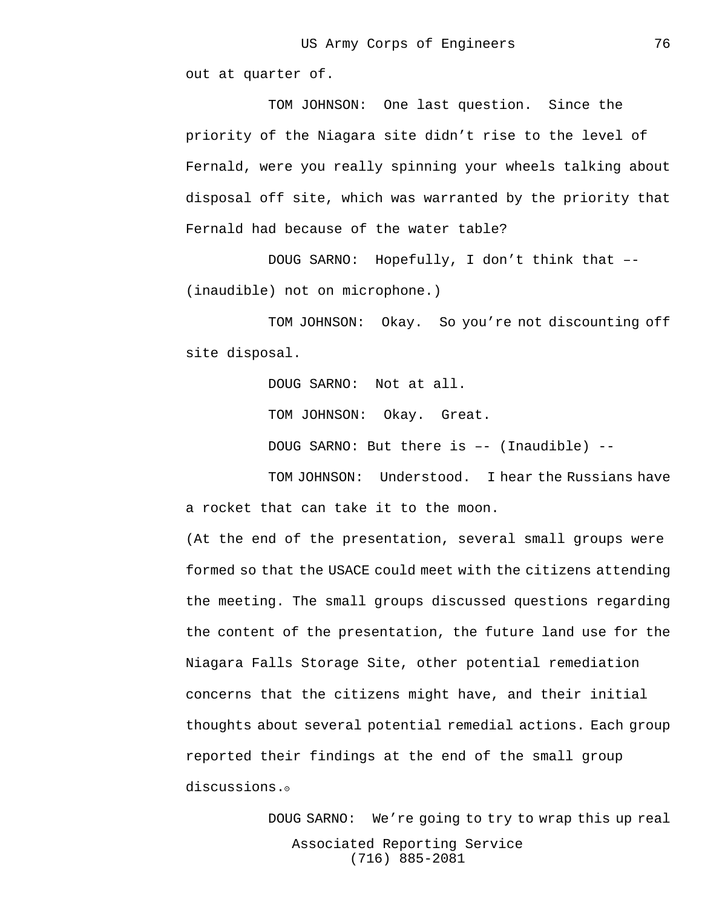out at quarter of.

TOM JOHNSON: One last question. Since the priority of the Niagara site didn't rise to the level of Fernald, were you really spinning your wheels talking about disposal off site, which was warranted by the priority that Fernald had because of the water table?

DOUG SARNO: Hopefully, I don't think that –- (inaudible) not on microphone.)

TOM JOHNSON: Okay. So you're not discounting off site disposal.

DOUG SARNO: Not at all.

TOM JOHNSON: Okay. Great.

DOUG SARNO: But there is –- (Inaudible) --

TOM JOHNSON: Understood. I hear the Russians have a rocket that can take it to the moon.

(At the end of the presentation, several small groups were formed so that the USACE could meet with the citizens attending the meeting. The small groups discussed questions regarding the content of the presentation, the future land use for the Niagara Falls Storage Site, other potential remediation concerns that the citizens might have, and their initial thoughts about several potential remedial actions. Each group reported their findings at the end of the small group discussions.⊙

DOUG SARNO: We're going to try to wrap this up real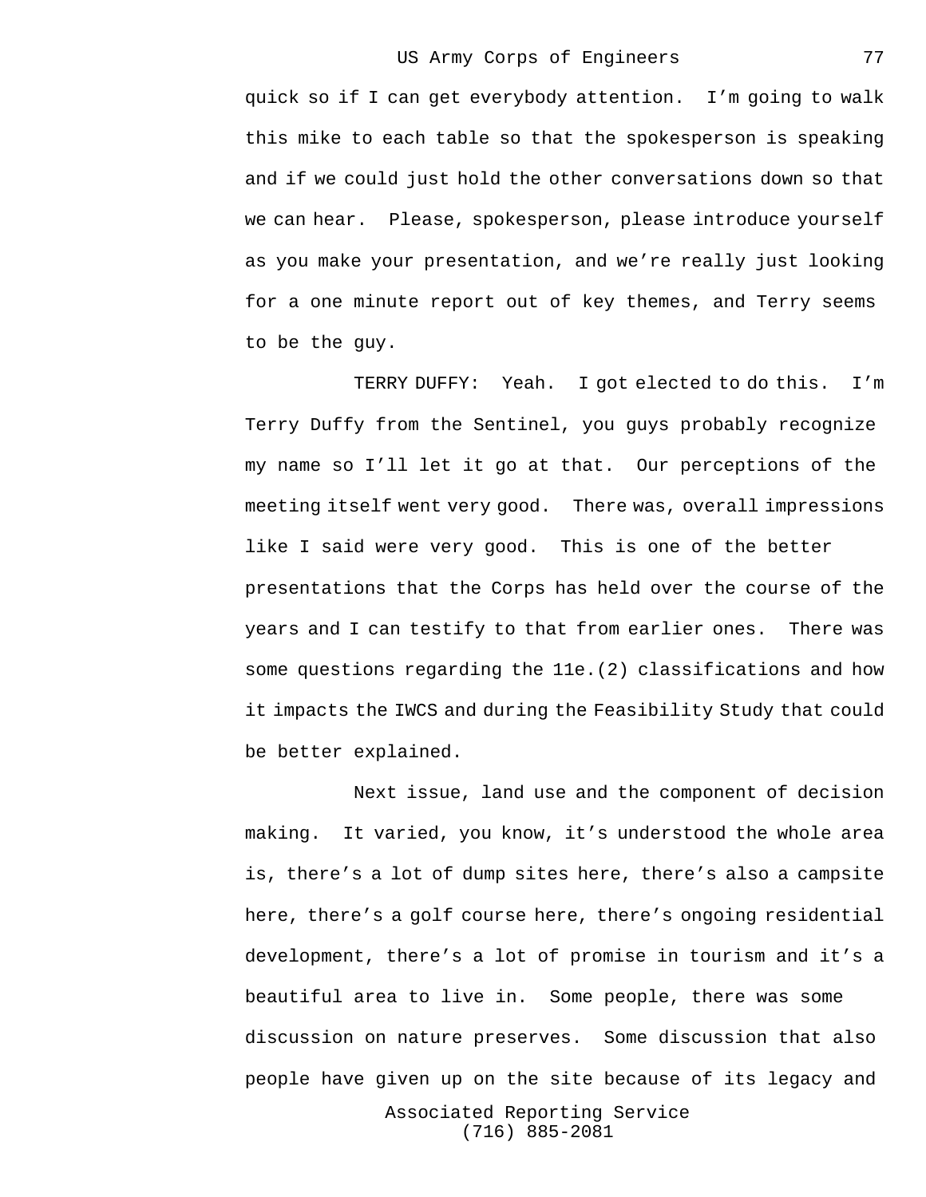quick so if I can get everybody attention. I'm going to walk this mike to each table so that the spokesperson is speaking and if we could just hold the other conversations down so that we can hear. Please, spokesperson, please introduce yourself as you make your presentation, and we're really just looking for a one minute report out of key themes, and Terry seems to be the guy.

TERRY DUFFY: Yeah. I got elected to do this. I'm Terry Duffy from the Sentinel, you guys probably recognize my name so I'll let it go at that. Our perceptions of the meeting itself went very good. There was, overall impressions like I said were very good. This is one of the better presentations that the Corps has held over the course of the years and I can testify to that from earlier ones. There was some questions regarding the 11e.(2) classifications and how it impacts the IWCS and during the Feasibility Study that could be better explained.

Next issue, land use and the component of decision making. It varied, you know, it's understood the whole area is, there's a lot of dump sites here, there's also a campsite here, there's a golf course here, there's ongoing residential development, there's a lot of promise in tourism and it's a beautiful area to live in. Some people, there was some discussion on nature preserves. Some discussion that also people have given up on the site because of its legacy and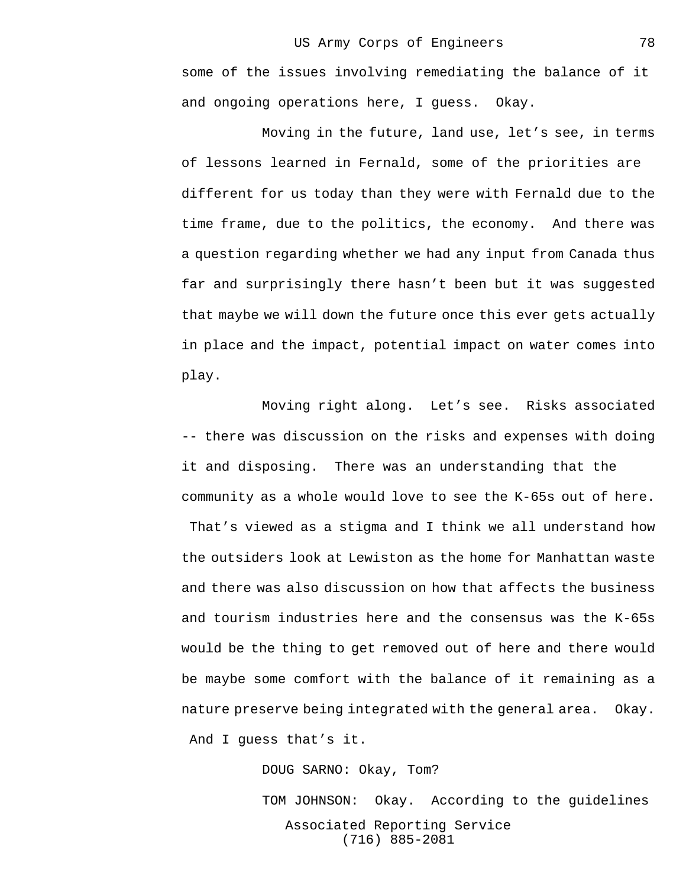some of the issues involving remediating the balance of it and ongoing operations here, I guess. Okay.

Moving in the future, land use, let's see, in terms of lessons learned in Fernald, some of the priorities are different for us today than they were with Fernald due to the time frame, due to the politics, the economy. And there was a question regarding whether we had any input from Canada thus far and surprisingly there hasn't been but it was suggested that maybe we will down the future once this ever gets actually in place and the impact, potential impact on water comes into play.

Moving right along. Let's see. Risks associated -- there was discussion on the risks and expenses with doing it and disposing. There was an understanding that the community as a whole would love to see the K-65s out of here. That's viewed as a stigma and I think we all understand how the outsiders look at Lewiston as the home for Manhattan waste and there was also discussion on how that affects the business and tourism industries here and the consensus was the K-65s would be the thing to get removed out of here and there would be maybe some comfort with the balance of it remaining as a nature preserve being integrated with the general area. Okay. And I guess that's it.

DOUG SARNO: Okay, Tom?

TOM JOHNSON: Okay. According to the guidelines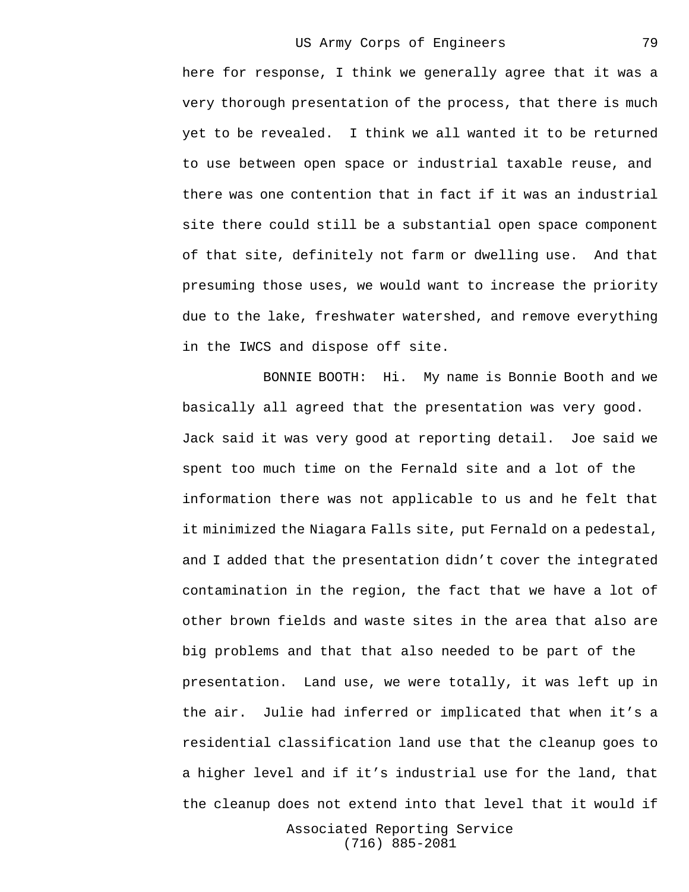here for response, I think we generally agree that it was a very thorough presentation of the process, that there is much yet to be revealed. I think we all wanted it to be returned to use between open space or industrial taxable reuse, and there was one contention that in fact if it was an industrial site there could still be a substantial open space component of that site, definitely not farm or dwelling use. And that presuming those uses, we would want to increase the priority due to the lake, freshwater watershed, and remove everything in the IWCS and dispose off site.

BONNIE BOOTH: Hi. My name is Bonnie Booth and we basically all agreed that the presentation was very good. Jack said it was very good at reporting detail. Joe said we spent too much time on the Fernald site and a lot of the information there was not applicable to us and he felt that it minimized the Niagara Falls site, put Fernald on a pedestal, and I added that the presentation didn't cover the integrated contamination in the region, the fact that we have a lot of other brown fields and waste sites in the area that also are big problems and that that also needed to be part of the presentation. Land use, we were totally, it was left up in the air. Julie had inferred or implicated that when it's a residential classification land use that the cleanup goes to a higher level and if it's industrial use for the land, that the cleanup does not extend into that level that it would if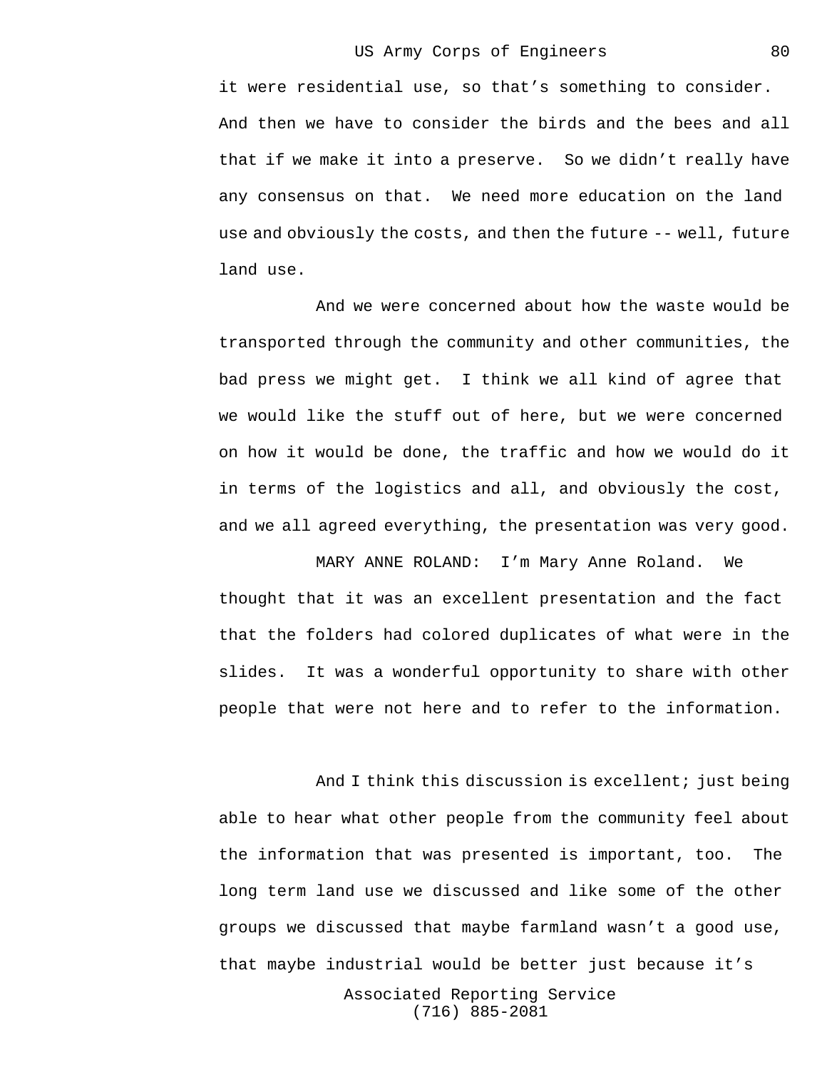it were residential use, so that's something to consider. And then we have to consider the birds and the bees and all that if we make it into a preserve. So we didn't really have any consensus on that. We need more education on the land use and obviously the costs, and then the future -- well, future land use.

And we were concerned about how the waste would be transported through the community and other communities, the bad press we might get. I think we all kind of agree that we would like the stuff out of here, but we were concerned on how it would be done, the traffic and how we would do it in terms of the logistics and all, and obviously the cost, and we all agreed everything, the presentation was very good.

MARY ANNE ROLAND: I'm Mary Anne Roland. We thought that it was an excellent presentation and the fact that the folders had colored duplicates of what were in the slides. It was a wonderful opportunity to share with other people that were not here and to refer to the information.

And I think this discussion is excellent; just being able to hear what other people from the community feel about the information that was presented is important, too. The long term land use we discussed and like some of the other groups we discussed that maybe farmland wasn't a good use, that maybe industrial would be better just because it's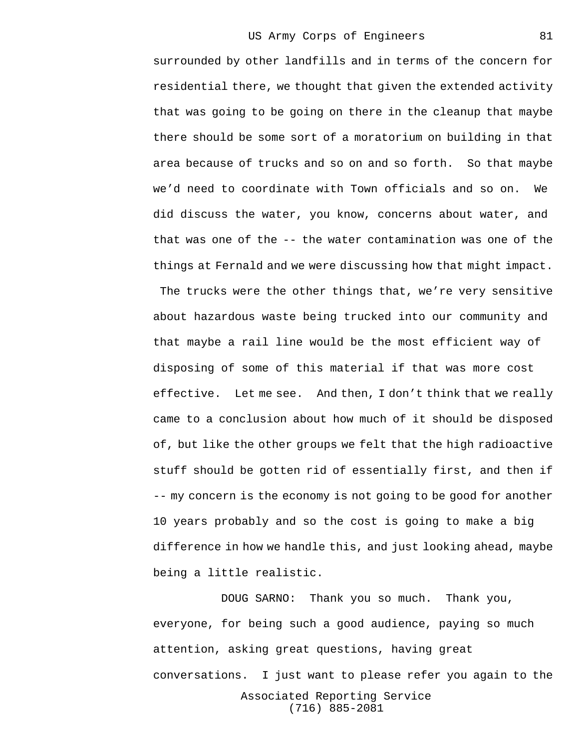surrounded by other landfills and in terms of the concern for residential there, we thought that given the extended activity that was going to be going on there in the cleanup that maybe there should be some sort of a moratorium on building in that area because of trucks and so on and so forth. So that maybe we'd need to coordinate with Town officials and so on. We did discuss the water, you know, concerns about water, and that was one of the -- the water contamination was one of the things at Fernald and we were discussing how that might impact. The trucks were the other things that, we're very sensitive about hazardous waste being trucked into our community and that maybe a rail line would be the most efficient way of disposing of some of this material if that was more cost effective. Let me see. And then, I don't think that we really came to a conclusion about how much of it should be disposed of, but like the other groups we felt that the high radioactive stuff should be gotten rid of essentially first, and then if -- my concern is the economy is not going to be good for another 10 years probably and so the cost is going to make a big difference in how we handle this, and just looking ahead, maybe being a little realistic.

DOUG SARNO: Thank you so much. Thank you, everyone, for being such a good audience, paying so much attention, asking great questions, having great conversations. I just want to please refer you again to the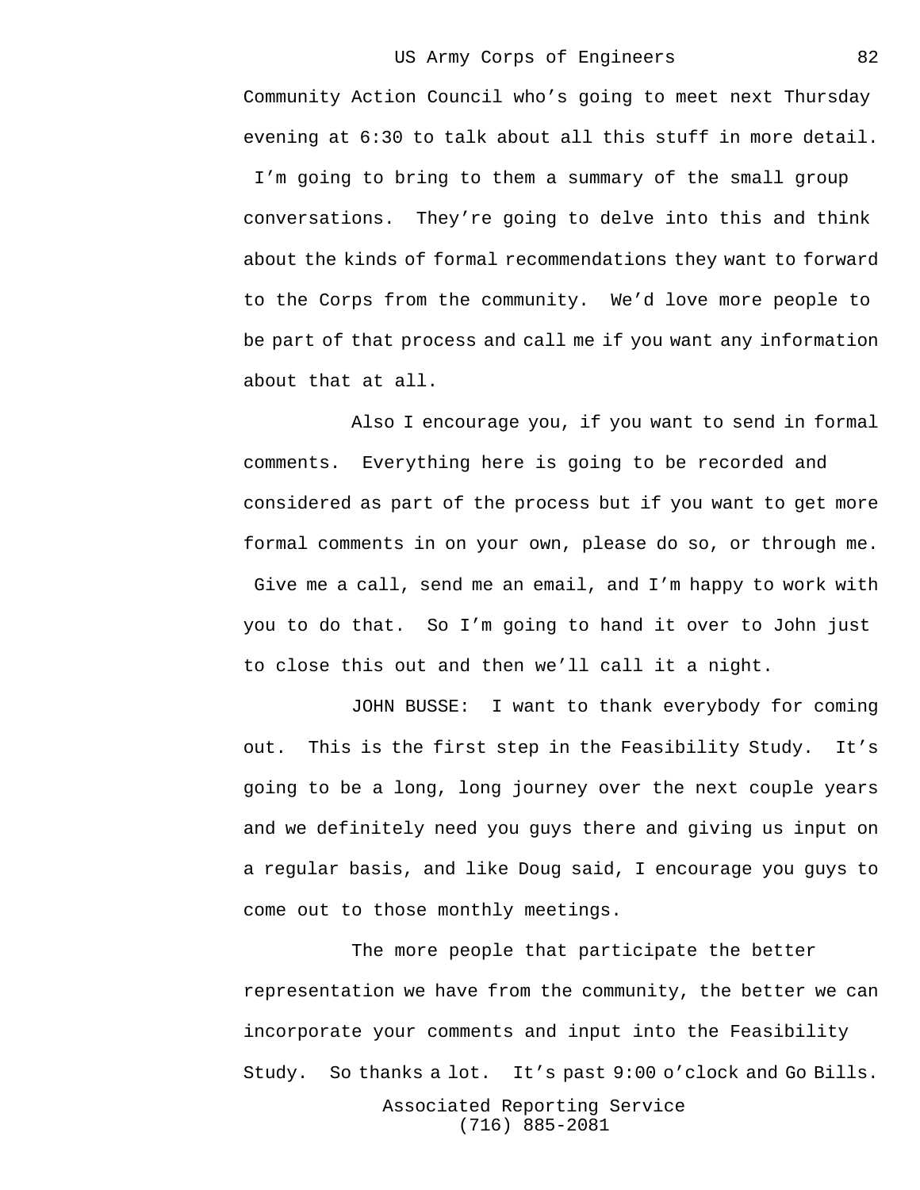Community Action Council who's going to meet next Thursday evening at 6:30 to talk about all this stuff in more detail. I'm going to bring to them a summary of the small group conversations. They're going to delve into this and think about the kinds of formal recommendations they want to forward to the Corps from the community. We'd love more people to be part of that process and call me if you want any information about that at all.

Also I encourage you, if you want to send in formal comments. Everything here is going to be recorded and considered as part of the process but if you want to get more formal comments in on your own, please do so, or through me. Give me a call, send me an email, and I'm happy to work with you to do that. So I'm going to hand it over to John just to close this out and then we'll call it a night.

JOHN BUSSE: I want to thank everybody for coming out. This is the first step in the Feasibility Study. It's going to be a long, long journey over the next couple years and we definitely need you guys there and giving us input on a regular basis, and like Doug said, I encourage you guys to come out to those monthly meetings.

The more people that participate the better representation we have from the community, the better we can incorporate your comments and input into the Feasibility Study. So thanks a lot. It's past 9:00 o'clock and Go Bills.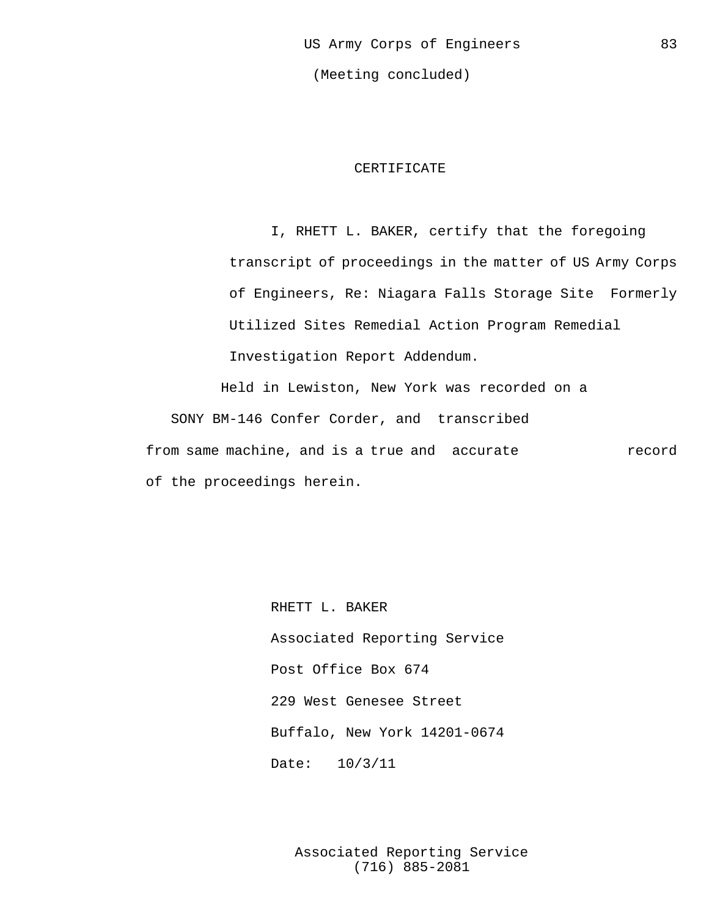(Meeting concluded)

CERTIFICATE

I, RHETT L. BAKER, certify that the foregoing transcript of proceedings in the matter of US Army Corps of Engineers, Re: Niagara Falls Storage Site Formerly Utilized Sites Remedial Action Program Remedial Investigation Report Addendum.

Held in Lewiston, New York was recorded on a SONY BM-146 Confer Corder, and transcribed from same machine, and is a true and accurate record of the proceedings herein.

RHETT L. BAKER
Associated Reporting Service
Post Office Box 674
229 West Genesee Street
Buffalo, New York 14201-0674
Date: 10/3/11